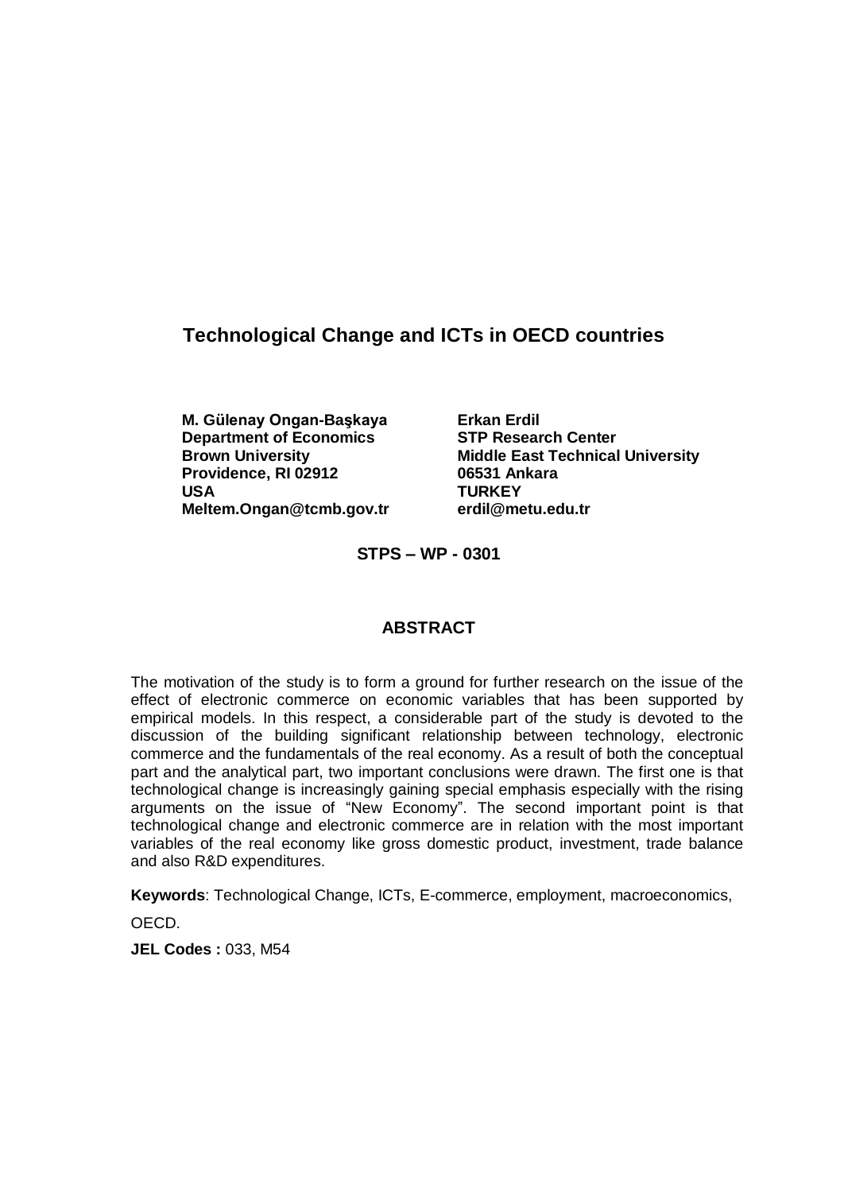# Technological Change and ICTs in OECD countries

**M. Gülenay Ongan-Başkaya**
**Department of Economics**
**Brown University**
**Providence, RI 02912**
**USA**
**Meltem.Ongan@tcmb.gov.tr**

**Erkan Erdil**
**STP Research Center**
**Middle East Technical University**
**06531 Ankara**
**TURKEY**
**erdil@metu.edu.tr**

**STPS – WP - 0301**

## ABSTRACT

The motivation of the study is to form a ground for further research on the issue of the effect of electronic commerce on economic variables that has been supported by empirical models. In this respect, a considerable part of the study is devoted to the discussion of the building significant relationship between technology, electronic commerce and the fundamentals of the real economy. As a result of both the conceptual part and the analytical part, two important conclusions were drawn. The first one is that technological change is increasingly gaining special emphasis especially with the rising arguments on the issue of "New Economy". The second important point is that technological change and electronic commerce are in relation with the most important variables of the real economy like gross domestic product, investment, trade balance and also R&D expenditures.

**Keywords**: Technological Change, ICTs, E-commerce, employment, macroeconomics, OECD.

**JEL Codes :** 033, M54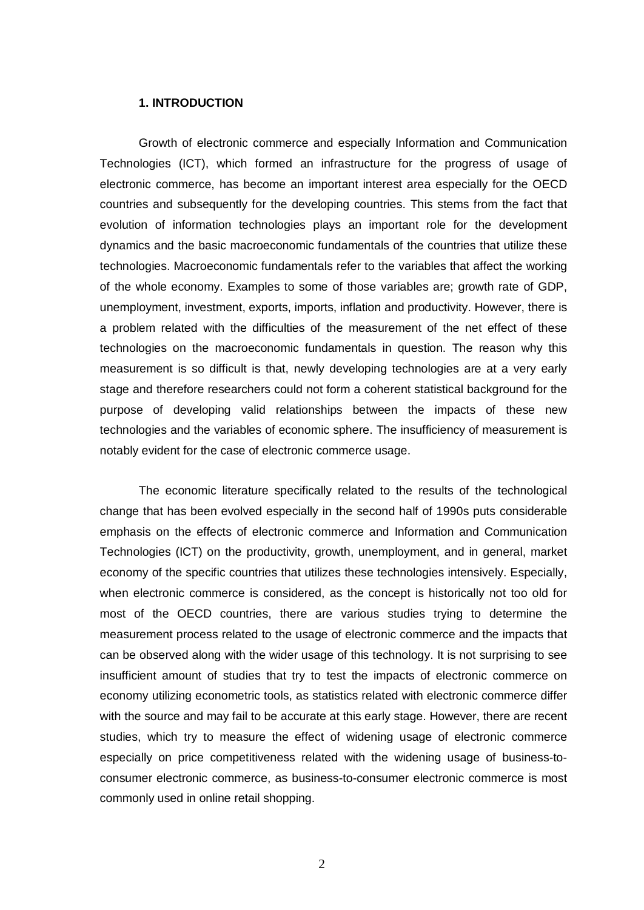## 1. INTRODUCTION

Growth of electronic commerce and especially Information and Communication Technologies (ICT), which formed an infrastructure for the progress of usage of electronic commerce, has become an important interest area especially for the OECD countries and subsequently for the developing countries. This stems from the fact that evolution of information technologies plays an important role for the development dynamics and the basic macroeconomic fundamentals of the countries that utilize these technologies. Macroeconomic fundamentals refer to the variables that affect the working of the whole economy. Examples to some of those variables are; growth rate of GDP, unemployment, investment, exports, imports, inflation and productivity. However, there is a problem related with the difficulties of the measurement of the net effect of these technologies on the macroeconomic fundamentals in question. The reason why this measurement is so difficult is that, newly developing technologies are at a very early stage and therefore researchers could not form a coherent statistical background for the purpose of developing valid relationships between the impacts of these new technologies and the variables of economic sphere. The insufficiency of measurement is notably evident for the case of electronic commerce usage.

The economic literature specifically related to the results of the technological change that has been evolved especially in the second half of 1990s puts considerable emphasis on the effects of electronic commerce and Information and Communication Technologies (ICT) on the productivity, growth, unemployment, and in general, market economy of the specific countries that utilizes these technologies intensively. Especially, when electronic commerce is considered, as the concept is historically not too old for most of the OECD countries, there are various studies trying to determine the measurement process related to the usage of electronic commerce and the impacts that can be observed along with the wider usage of this technology. It is not surprising to see insufficient amount of studies that try to test the impacts of electronic commerce on economy utilizing econometric tools, as statistics related with electronic commerce differ with the source and may fail to be accurate at this early stage. However, there are recent studies, which try to measure the effect of widening usage of electronic commerce especially on price competitiveness related with the widening usage of business-to-consumer electronic commerce, as business-to-consumer electronic commerce is most commonly used in online retail shopping.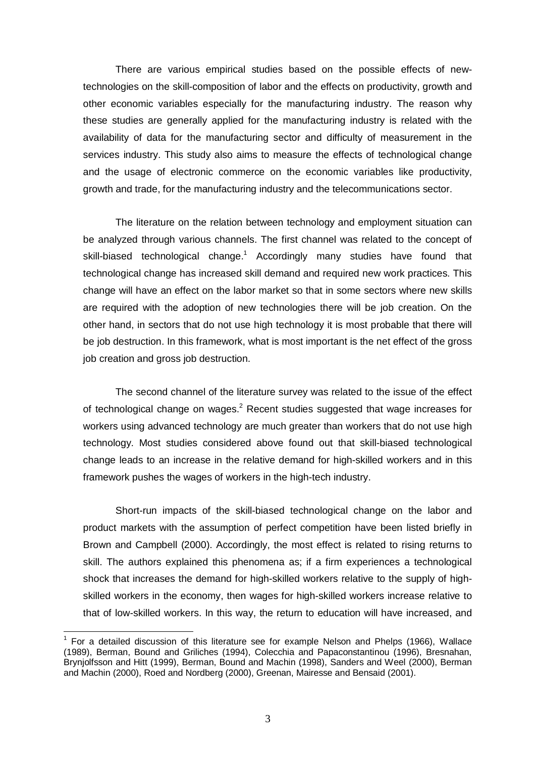There are various empirical studies based on the possible effects of new-technologies on the skill-composition of labor and the effects on productivity, growth and other economic variables especially for the manufacturing industry. The reason why these studies are generally applied for the manufacturing industry is related with the availability of data for the manufacturing sector and difficulty of measurement in the services industry. This study also aims to measure the effects of technological change and the usage of electronic commerce on the economic variables like productivity, growth and trade, for the manufacturing industry and the telecommunications sector.

The literature on the relation between technology and employment situation can be analyzed through various channels. The first channel was related to the concept of skill-biased technological change.[1] Accordingly many studies have found that technological change has increased skill demand and required new work practices. This change will have an effect on the labor market so that in some sectors where new skills are required with the adoption of new technologies there will be job creation. On the other hand, in sectors that do not use high technology it is most probable that there will be job destruction. In this framework, what is most important is the net effect of the gross job creation and gross job destruction.

The second channel of the literature survey was related to the issue of the effect of technological change on wages.[2] Recent studies suggested that wage increases for workers using advanced technology are much greater than workers that do not use high technology. Most studies considered above found out that skill-biased technological change leads to an increase in the relative demand for high-skilled workers and in this framework pushes the wages of workers in the high-tech industry.

Short-run impacts of the skill-biased technological change on the labor and product markets with the assumption of perfect competition have been listed briefly in Brown and Campbell (2000). Accordingly, the most effect is related to rising returns to skill. The authors explained this phenomena as; if a firm experiences a technological shock that increases the demand for high-skilled workers relative to the supply of high-skilled workers in the economy, then wages for high-skilled workers increase relative to that of low-skilled workers. In this way, the return to education will have increased, and

---

[1] For a detailed discussion of this literature see for example Nelson and Phelps (1966), Wallace (1989), Berman, Bound and Griliches (1994), Colecchia and Papaconstantinou (1996), Bresnahan, Brynjolfsson and Hitt (1999), Berman, Bound and Machin (1998), Sanders and Weel (2000), Berman and Machin (2000), Roed and Nordberg (2000), Greenan, Mairesse and Bensaid (2001).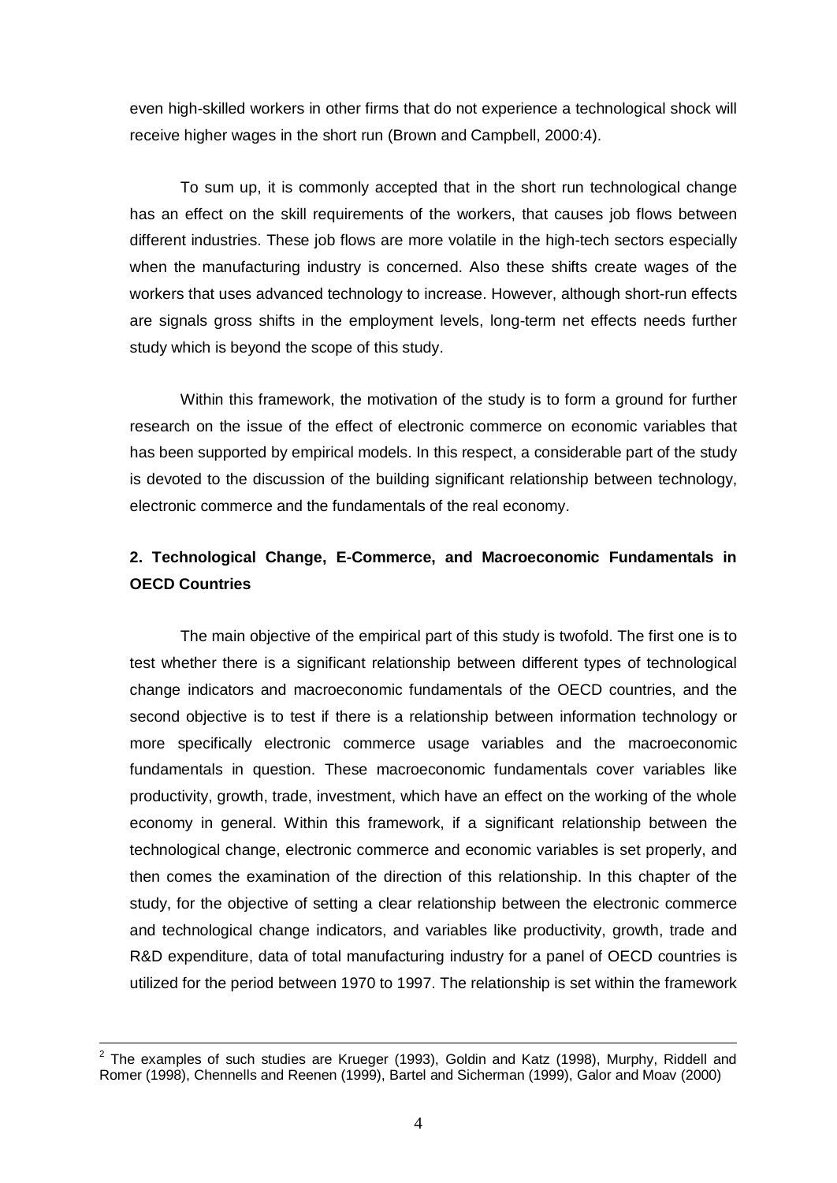even high-skilled workers in other firms that do not experience a technological shock will receive higher wages in the short run (Brown and Campbell, 2000:4).

To sum up, it is commonly accepted that in the short run technological change has an effect on the skill requirements of the workers, that causes job flows between different industries. These job flows are more volatile in the high-tech sectors especially when the manufacturing industry is concerned. Also these shifts create wages of the workers that uses advanced technology to increase. However, although short-run effects are signals gross shifts in the employment levels, long-term net effects needs further study which is beyond the scope of this study.

Within this framework, the motivation of the study is to form a ground for further research on the issue of the effect of electronic commerce on economic variables that has been supported by empirical models. In this respect, a considerable part of the study is devoted to the discussion of the building significant relationship between technology, electronic commerce and the fundamentals of the real economy.

## 2. Technological Change, E-Commerce, and Macroeconomic Fundamentals in OECD Countries

The main objective of the empirical part of this study is twofold. The first one is to test whether there is a significant relationship between different types of technological change indicators and macroeconomic fundamentals of the OECD countries, and the second objective is to test if there is a relationship between information technology or more specifically electronic commerce usage variables and the macroeconomic fundamentals in question. These macroeconomic fundamentals cover variables like productivity, growth, trade, investment, which have an effect on the working of the whole economy in general. Within this framework, if a significant relationship between the technological change, electronic commerce and economic variables is set properly, and then comes the examination of the direction of this relationship. In this chapter of the study, for the objective of setting a clear relationship between the electronic commerce and technological change indicators, and variables like productivity, growth, trade and R&D expenditure, data of total manufacturing industry for a panel of OECD countries is utilized for the period between 1970 to 1997. The relationship is set within the framework

[2] The examples of such studies are Krueger (1993), Goldin and Katz (1998), Murphy, Riddell and Romer (1998), Chennells and Reenen (1999), Bartel and Sicherman (1999), Galor and Moav (2000)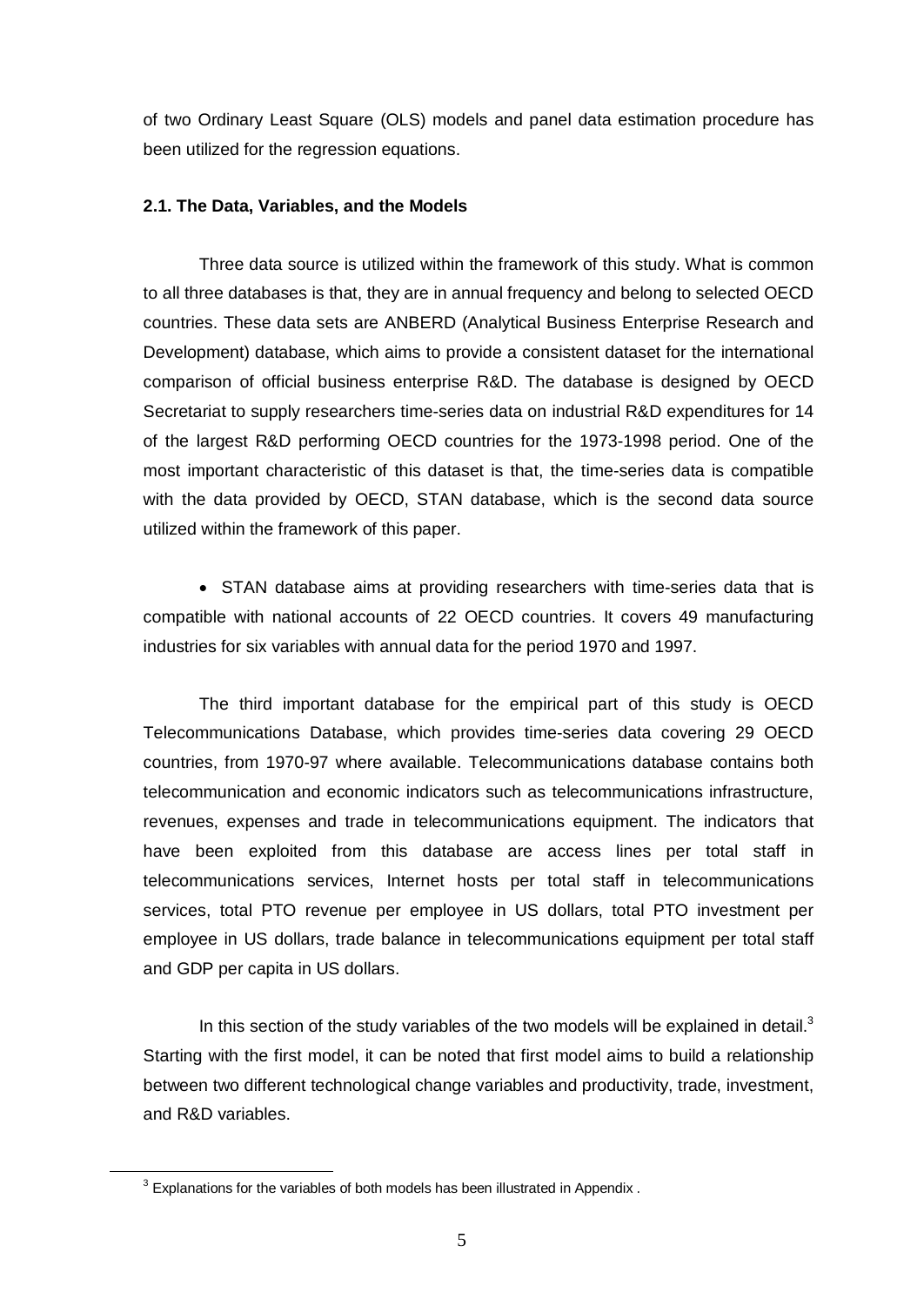of two Ordinary Least Square (OLS) models and panel data estimation procedure has been utilized for the regression equations.

### 2.1. The Data, Variables, and the Models

Three data source is utilized within the framework of this study. What is common to all three databases is that, they are in annual frequency and belong to selected OECD countries. These data sets are ANBERD (Analytical Business Enterprise Research and Development) database, which aims to provide a consistent dataset for the international comparison of official business enterprise R&D. The database is designed by OECD Secretariat to supply researchers time-series data on industrial R&D expenditures for 14 of the largest R&D performing OECD countries for the 1973-1998 period. One of the most important characteristic of this dataset is that, the time-series data is compatible with the data provided by OECD, STAN database, which is the second data source utilized within the framework of this paper.

- STAN database aims at providing researchers with time-series data that is compatible with national accounts of 22 OECD countries. It covers 49 manufacturing industries for six variables with annual data for the period 1970 and 1997.

The third important database for the empirical part of this study is OECD Telecommunications Database, which provides time-series data covering 29 OECD countries, from 1970-97 where available. Telecommunications database contains both telecommunication and economic indicators such as telecommunications infrastructure, revenues, expenses and trade in telecommunications equipment. The indicators that have been exploited from this database are access lines per total staff in telecommunications services, Internet hosts per total staff in telecommunications services, total PTO revenue per employee in US dollars, total PTO investment per employee in US dollars, trade balance in telecommunications equipment per total staff and GDP per capita in US dollars.

In this section of the study variables of the two models will be explained in detail.[3] Starting with the first model, it can be noted that first model aims to build a relationship between two different technological change variables and productivity, trade, investment, and R&D variables.

[3] Explanations for the variables of both models has been illustrated in Appendix .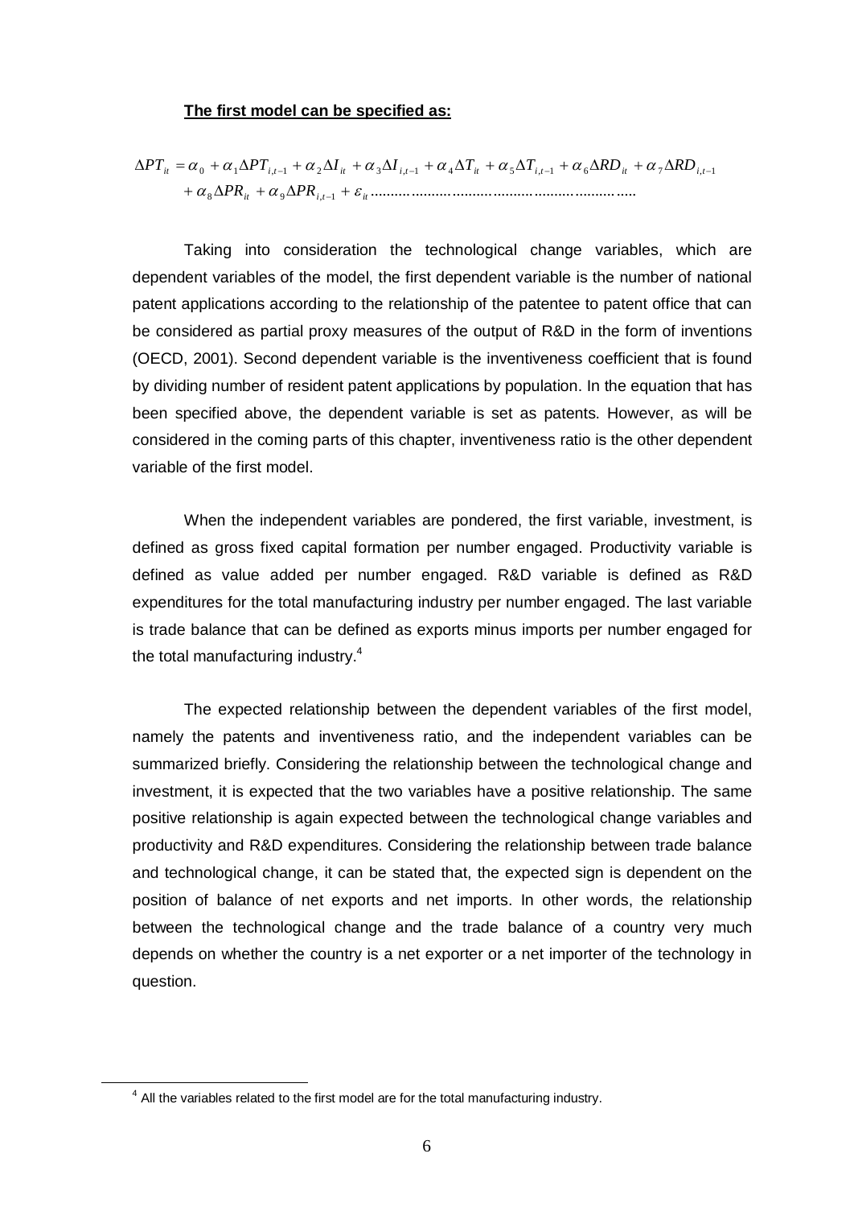**The first model can be specified as:**

$$\Delta PT_{it} = \alpha_0 + \alpha_1 \Delta PT_{i,t-1} + \alpha_2 \Delta I_{it} + \alpha_3 \Delta I_{i,t-1} + \alpha_4 \Delta T_{it} + \alpha_5 \Delta T_{i,t-1} + \alpha_6 \Delta RD_{it} + \alpha_7 \Delta RD_{i,t-1} + \alpha_8 \Delta PR_{it} + \alpha_9 \Delta PR_{i,t-1} + \varepsilon_{it} \ldots\ldots\ldots\ldots\ldots\ldots\ldots\ldots\ldots\ldots\ldots\ldots\ldots$$

Taking into consideration the technological change variables, which are dependent variables of the model, the first dependent variable is the number of national patent applications according to the relationship of the patentee to patent office that can be considered as partial proxy measures of the output of R&D in the form of inventions (OECD, 2001). Second dependent variable is the inventiveness coefficient that is found by dividing number of resident patent applications by population. In the equation that has been specified above, the dependent variable is set as patents. However, as will be considered in the coming parts of this chapter, inventiveness ratio is the other dependent variable of the first model.

When the independent variables are pondered, the first variable, investment, is defined as gross fixed capital formation per number engaged. Productivity variable is defined as value added per number engaged. R&D variable is defined as R&D expenditures for the total manufacturing industry per number engaged. The last variable is trade balance that can be defined as exports minus imports per number engaged for the total manufacturing industry.[4]

The expected relationship between the dependent variables of the first model, namely the patents and inventiveness ratio, and the independent variables can be summarized briefly. Considering the relationship between the technological change and investment, it is expected that the two variables have a positive relationship. The same positive relationship is again expected between the technological change variables and productivity and R&D expenditures. Considering the relationship between trade balance and technological change, it can be stated that, the expected sign is dependent on the position of balance of net exports and net imports. In other words, the relationship between the technological change and the trade balance of a country very much depends on whether the country is a net exporter or a net importer of the technology in question.

---

[4] All the variables related to the first model are for the total manufacturing industry.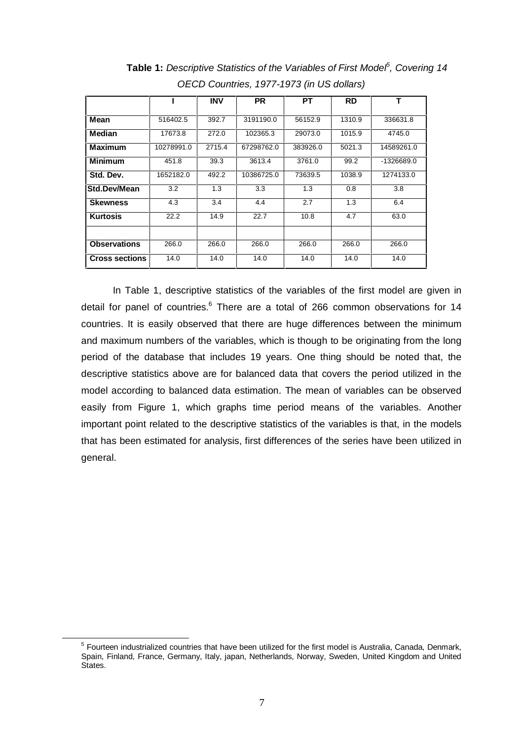**Table 1:** *Descriptive Statistics of the Variables of First Model[5], Covering 14 OECD Countries, 1977-1973 (in US dollars)*

| | I | INV | PR | PT | RD | T |
|---|---|---|---|---|---|---|
| **Mean** | 516402.5 | 392.7 | 3191190.0 | 56152.9 | 1310.9 | 336631.8 |
| **Median** | 17673.8 | 272.0 | 102365.3 | 29073.0 | 1015.9 | 4745.0 |
| **Maximum** | 10278991.0 | 2715.4 | 67298762.0 | 383926.0 | 5021.3 | 14589261.0 |
| **Minimum** | 451.8 | 39.3 | 3613.4 | 3761.0 | 99.2 | -1326689.0 |
| **Std. Dev.** | 1652182.0 | 492.2 | 10386725.0 | 73639.5 | 1038.9 | 1274133.0 |
| **Std.Dev/Mean** | 3.2 | 1.3 | 3.3 | 1.3 | 0.8 | 3.8 |
| **Skewness** | 4.3 | 3.4 | 4.4 | 2.7 | 1.3 | 6.4 |
| **Kurtosis** | 22.2 | 14.9 | 22.7 | 10.8 | 4.7 | 63.0 |
| | | | | | | |
| **Observations** | 266.0 | 266.0 | 266.0 | 266.0 | 266.0 | 266.0 |
| **Cross sections** | 14.0 | 14.0 | 14.0 | 14.0 | 14.0 | 14.0 |

In Table 1, descriptive statistics of the variables of the first model are given in detail for panel of countries.[6] There are a total of 266 common observations for 14 countries. It is easily observed that there are huge differences between the minimum and maximum numbers of the variables, which is though to be originating from the long period of the database that includes 19 years. One thing should be noted that, the descriptive statistics above are for balanced data that covers the period utilized in the model according to balanced data estimation. The mean of variables can be observed easily from Figure 1, which graphs time period means of the variables. Another important point related to the descriptive statistics of the variables is that, in the models that has been estimated for analysis, first differences of the series have been utilized in general.

[5] Fourteen industrialized countries that have been utilized for the first model is Australia, Canada, Denmark, Spain, Finland, France, Germany, Italy, japan, Netherlands, Norway, Sweden, United Kingdom and United States.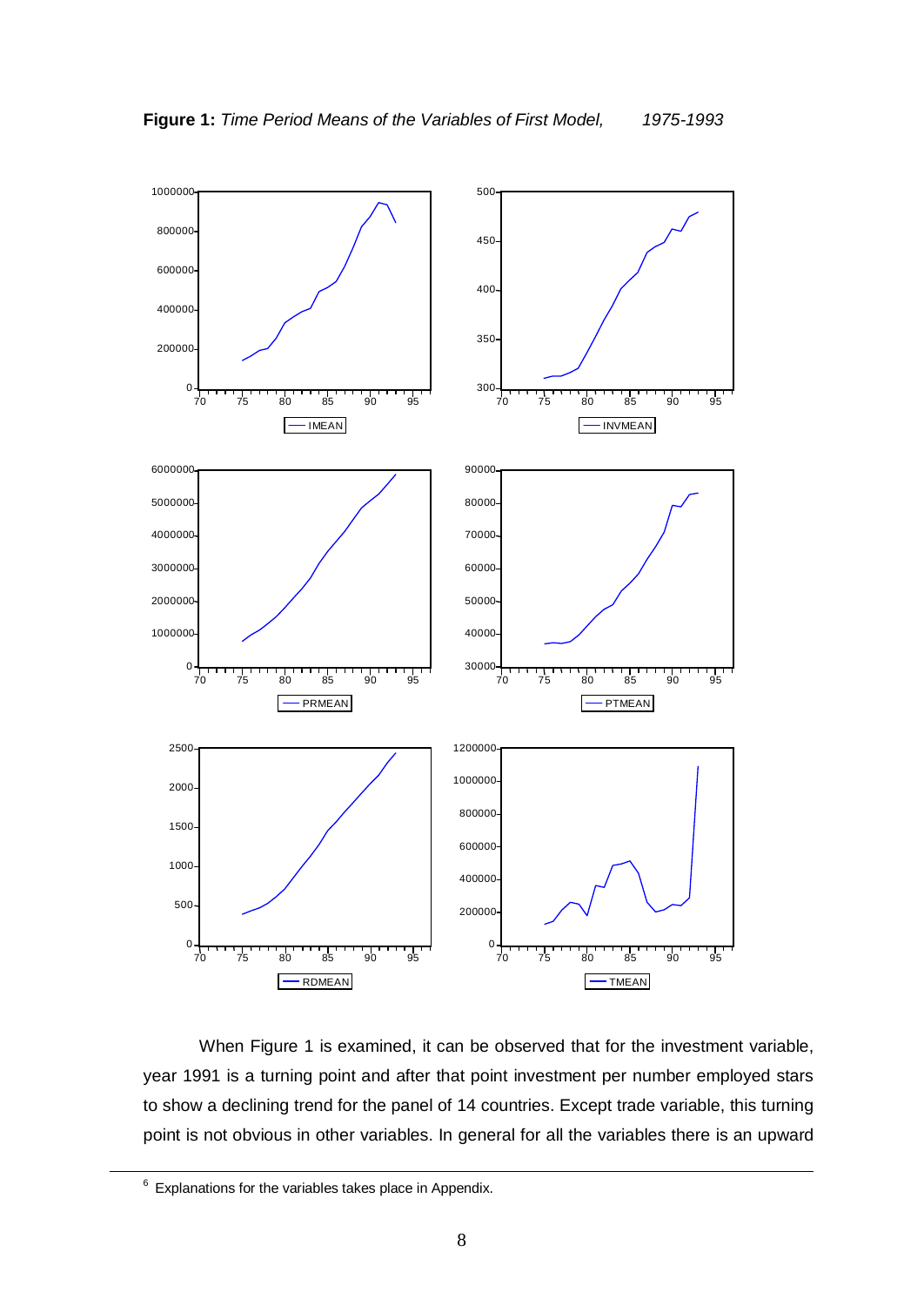**Figure 1:** *Time Period Means of the Variables of First Model, 1975-1993*

When Figure 1 is examined, it can be observed that for the investment variable, year 1991 is a turning point and after that point investment per number employed stars to show a declining trend for the panel of 14 countries. Except trade variable, this turning point is not obvious in other variables. In general for all the variables there is an upward

---

[6] Explanations for the variables takes place in Appendix.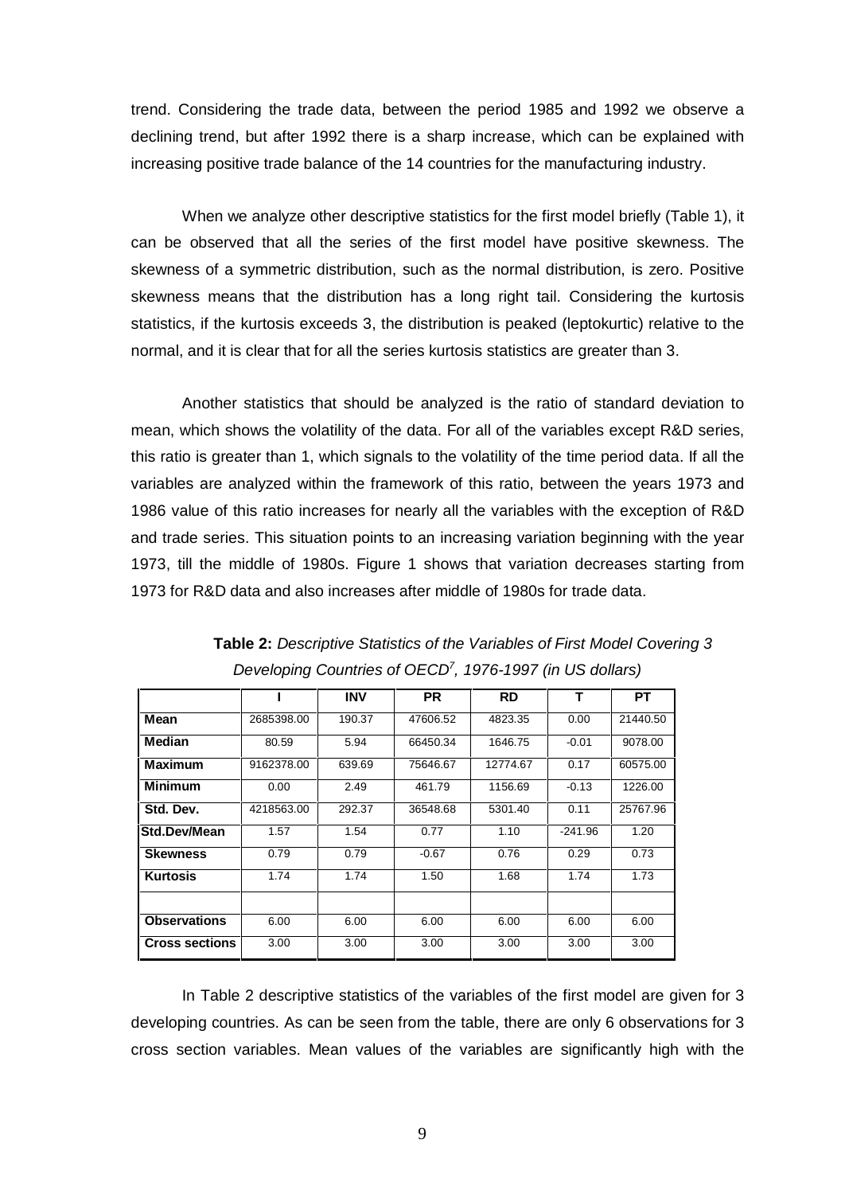trend. Considering the trade data, between the period 1985 and 1992 we observe a declining trend, but after 1992 there is a sharp increase, which can be explained with increasing positive trade balance of the 14 countries for the manufacturing industry.

When we analyze other descriptive statistics for the first model briefly (Table 1), it can be observed that all the series of the first model have positive skewness. The skewness of a symmetric distribution, such as the normal distribution, is zero. Positive skewness means that the distribution has a long right tail. Considering the kurtosis statistics, if the kurtosis exceeds 3, the distribution is peaked (leptokurtic) relative to the normal, and it is clear that for all the series kurtosis statistics are greater than 3.

Another statistics that should be analyzed is the ratio of standard deviation to mean, which shows the volatility of the data. For all of the variables except R&D series, this ratio is greater than 1, which signals to the volatility of the time period data. If all the variables are analyzed within the framework of this ratio, between the years 1973 and 1986 value of this ratio increases for nearly all the variables with the exception of R&D and trade series. This situation points to an increasing variation beginning with the year 1973, till the middle of 1980s. Figure 1 shows that variation decreases starting from 1973 for R&D data and also increases after middle of 1980s for trade data.

**Table 2:** *Descriptive Statistics of the Variables of First Model Covering 3 Developing Countries of OECD[7], 1976-1997 (in US dollars)*

| | I | INV | PR | RD | T | PT |
|---|---|---|---|---|---|---|
| **Mean** | 2685398.00 | 190.37 | 47606.52 | 4823.35 | 0.00 | 21440.50 |
| **Median** | 80.59 | 5.94 | 66450.34 | 1646.75 | -0.01 | 9078.00 |
| **Maximum** | 9162378.00 | 639.69 | 75646.67 | 12774.67 | 0.17 | 60575.00 |
| **Minimum** | 0.00 | 2.49 | 461.79 | 1156.69 | -0.13 | 1226.00 |
| **Std. Dev.** | 4218563.00 | 292.37 | 36548.68 | 5301.40 | 0.11 | 25767.96 |
| **Std.Dev/Mean** | 1.57 | 1.54 | 0.77 | 1.10 | -241.96 | 1.20 |
| **Skewness** | 0.79 | 0.79 | -0.67 | 0.76 | 0.29 | 0.73 |
| **Kurtosis** | 1.74 | 1.74 | 1.50 | 1.68 | 1.74 | 1.73 |
| | | | | | | |
| **Observations** | 6.00 | 6.00 | 6.00 | 6.00 | 6.00 | 6.00 |
| **Cross sections** | 3.00 | 3.00 | 3.00 | 3.00 | 3.00 | 3.00 |

In Table 2 descriptive statistics of the variables of the first model are given for 3 developing countries. As can be seen from the table, there are only 6 observations for 3 cross section variables. Mean values of the variables are significantly high with the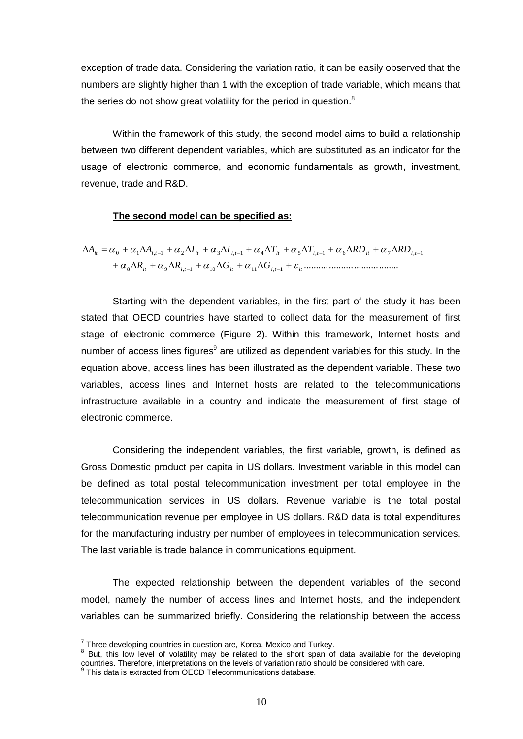exception of trade data. Considering the variation ratio, it can be easily observed that the numbers are slightly higher than 1 with the exception of trade variable, which means that the series do not show great volatility for the period in question.[8]

Within the framework of this study, the second model aims to build a relationship between two different dependent variables, which are substituted as an indicator for the usage of electronic commerce, and economic fundamentals as growth, investment, revenue, trade and R&D.

**The second model can be specified as:**

$$\Delta A_{it} = \alpha_0 + \alpha_1 \Delta A_{i,t-1} + \alpha_2 \Delta I_{it} + \alpha_3 \Delta I_{i,t-1} + \alpha_4 \Delta T_{it} + \alpha_5 \Delta T_{i,t-1} + \alpha_6 \Delta RD_{it} + \alpha_7 \Delta RD_{i,t-1} + \alpha_8 \Delta R_{it} + \alpha_9 \Delta R_{i,t-1} + \alpha_{10} \Delta G_{it} + \alpha_{11} \Delta G_{i,t-1} + \varepsilon_{it}$$

Starting with the dependent variables, in the first part of the study it has been stated that OECD countries have started to collect data for the measurement of first stage of electronic commerce (Figure 2). Within this framework, Internet hosts and number of access lines figures[9] are utilized as dependent variables for this study. In the equation above, access lines has been illustrated as the dependent variable. These two variables, access lines and Internet hosts are related to the telecommunications infrastructure available in a country and indicate the measurement of first stage of electronic commerce.

Considering the independent variables, the first variable, growth, is defined as Gross Domestic product per capita in US dollars. Investment variable in this model can be defined as total postal telecommunication investment per total employee in the telecommunication services in US dollars. Revenue variable is the total postal telecommunication revenue per employee in US dollars. R&D data is total expenditures for the manufacturing industry per number of employees in telecommunication services. The last variable is trade balance in communications equipment.

The expected relationship between the dependent variables of the second model, namely the number of access lines and Internet hosts, and the independent variables can be summarized briefly. Considering the relationship between the access

---

[7] Three developing countries in question are, Korea, Mexico and Turkey.

[8] But, this low level of volatility may be related to the short span of data available for the developing countries. Therefore, interpretations on the levels of variation ratio should be considered with care.

[9] This data is extracted from OECD Telecommunications database.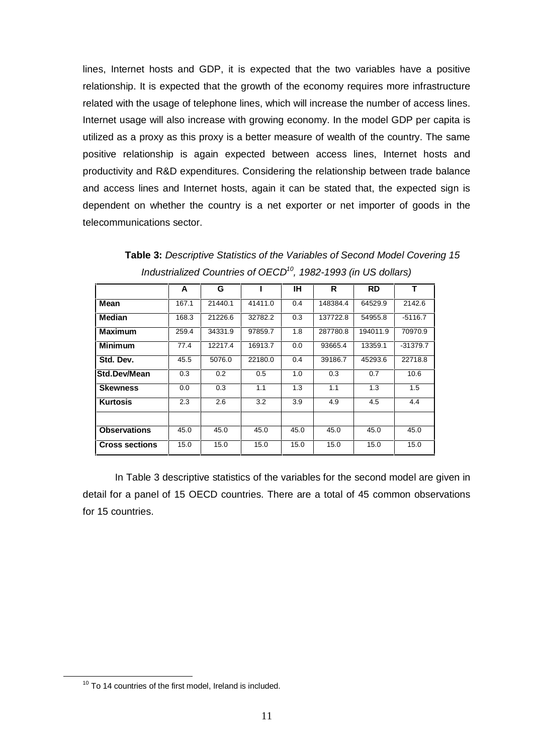lines, Internet hosts and GDP, it is expected that the two variables have a positive relationship. It is expected that the growth of the economy requires more infrastructure related with the usage of telephone lines, which will increase the number of access lines. Internet usage will also increase with growing economy. In the model GDP per capita is utilized as a proxy as this proxy is a better measure of wealth of the country. The same positive relationship is again expected between access lines, Internet hosts and productivity and R&D expenditures. Considering the relationship between trade balance and access lines and Internet hosts, again it can be stated that, the expected sign is dependent on whether the country is a net exporter or net importer of goods in the telecommunications sector.

**Table 3:** *Descriptive Statistics of the Variables of Second Model Covering 15 Industrialized Countries of OECD[10], 1982-1993 (in US dollars)*

| | A | G | I | IH | R | RD | T |
|---|---|---|---|---|---|---|---|
| **Mean** | 167.1 | 21440.1 | 41411.0 | 0.4 | 148384.4 | 64529.9 | 2142.6 |
| **Median** | 168.3 | 21226.6 | 32782.2 | 0.3 | 137722.8 | 54955.8 | -5116.7 |
| **Maximum** | 259.4 | 34331.9 | 97859.7 | 1.8 | 287780.8 | 194011.9 | 70970.9 |
| **Minimum** | 77.4 | 12217.4 | 16913.7 | 0.0 | 93665.4 | 13359.1 | -31379.7 |
| **Std. Dev.** | 45.5 | 5076.0 | 22180.0 | 0.4 | 39186.7 | 45293.6 | 22718.8 |
| **Std.Dev/Mean** | 0.3 | 0.2 | 0.5 | 1.0 | 0.3 | 0.7 | 10.6 |
| **Skewness** | 0.0 | 0.3 | 1.1 | 1.3 | 1.1 | 1.3 | 1.5 |
| **Kurtosis** | 2.3 | 2.6 | 3.2 | 3.9 | 4.9 | 4.5 | 4.4 |
| | | | | | | | |
| **Observations** | 45.0 | 45.0 | 45.0 | 45.0 | 45.0 | 45.0 | 45.0 |
| **Cross sections** | 15.0 | 15.0 | 15.0 | 15.0 | 15.0 | 15.0 | 15.0 |

In Table 3 descriptive statistics of the variables for the second model are given in detail for a panel of 15 OECD countries. There are a total of 45 common observations for 15 countries.

[10] To 14 countries of the first model, Ireland is included.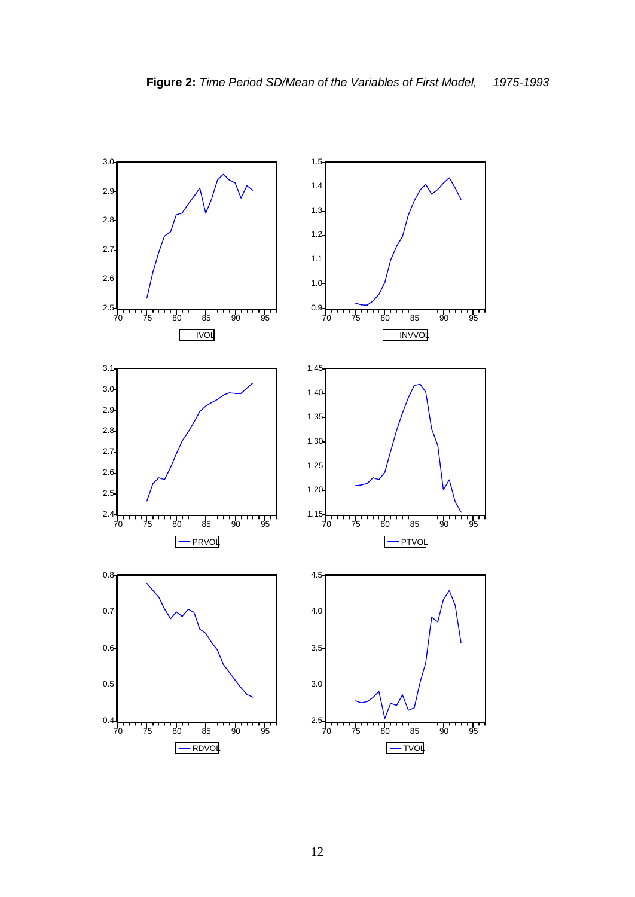**Figure 2:** *Time Period SD/Mean of the Variables of First Model, 1975-1993*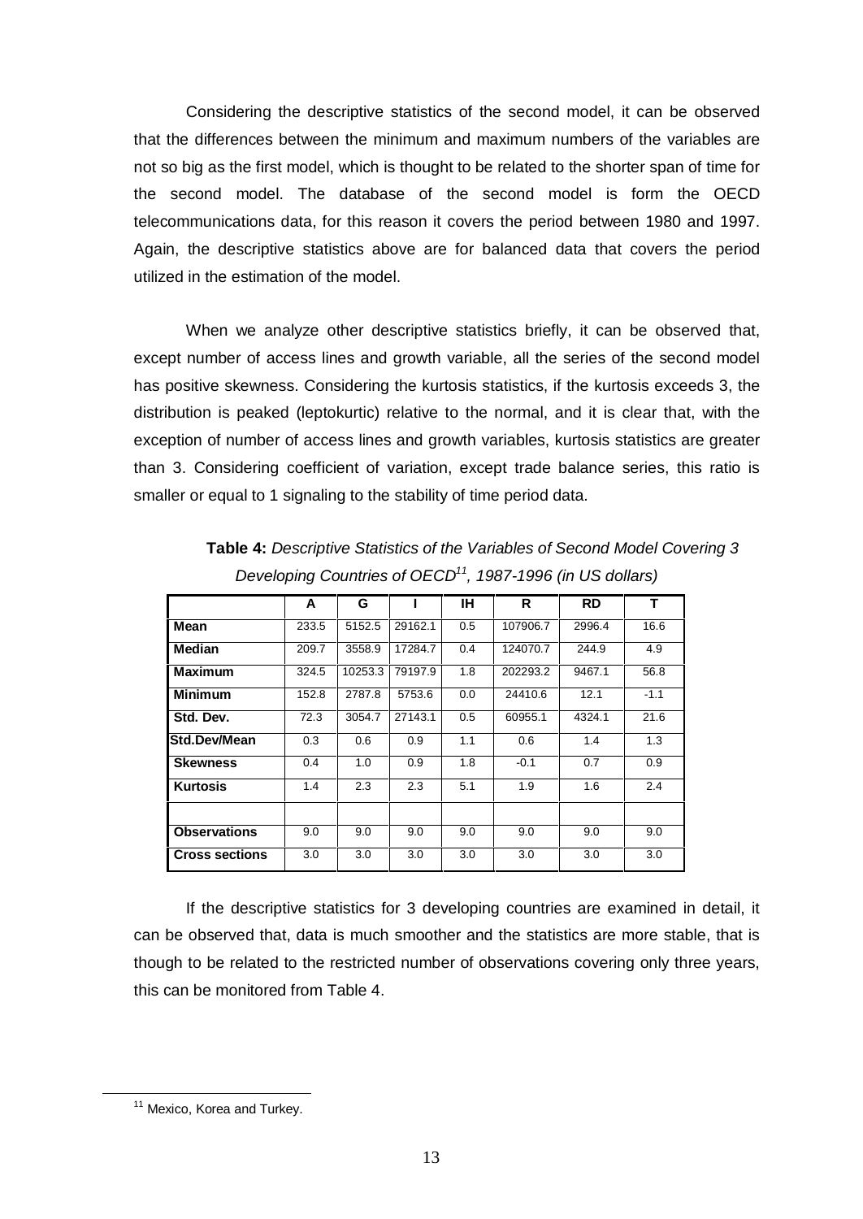Considering the descriptive statistics of the second model, it can be observed that the differences between the minimum and maximum numbers of the variables are not so big as the first model, which is thought to be related to the shorter span of time for the second model. The database of the second model is form the OECD telecommunications data, for this reason it covers the period between 1980 and 1997. Again, the descriptive statistics above are for balanced data that covers the period utilized in the estimation of the model.

When we analyze other descriptive statistics briefly, it can be observed that, except number of access lines and growth variable, all the series of the second model has positive skewness. Considering the kurtosis statistics, if the kurtosis exceeds 3, the distribution is peaked (leptokurtic) relative to the normal, and it is clear that, with the exception of number of access lines and growth variables, kurtosis statistics are greater than 3. Considering coefficient of variation, except trade balance series, this ratio is smaller or equal to 1 signaling to the stability of time period data.

**Table 4:** *Descriptive Statistics of the Variables of Second Model Covering 3 Developing Countries of OECD[11], 1987-1996 (in US dollars)*

| | A | G | I | IH | R | RD | T |
|---|---|---|---|---|---|---|---|
| **Mean** | 233.5 | 5152.5 | 29162.1 | 0.5 | 107906.7 | 2996.4 | 16.6 |
| **Median** | 209.7 | 3558.9 | 17284.7 | 0.4 | 124070.7 | 244.9 | 4.9 |
| **Maximum** | 324.5 | 10253.3 | 79197.9 | 1.8 | 202293.2 | 9467.1 | 56.8 |
| **Minimum** | 152.8 | 2787.8 | 5753.6 | 0.0 | 24410.6 | 12.1 | -1.1 |
| **Std. Dev.** | 72.3 | 3054.7 | 27143.1 | 0.5 | 60955.1 | 4324.1 | 21.6 |
| **Std.Dev/Mean** | 0.3 | 0.6 | 0.9 | 1.1 | 0.6 | 1.4 | 1.3 |
| **Skewness** | 0.4 | 1.0 | 0.9 | 1.8 | -0.1 | 0.7 | 0.9 |
| **Kurtosis** | 1.4 | 2.3 | 2.3 | 5.1 | 1.9 | 1.6 | 2.4 |
| | | | | | | | |
| **Observations** | 9.0 | 9.0 | 9.0 | 9.0 | 9.0 | 9.0 | 9.0 |
| **Cross sections** | 3.0 | 3.0 | 3.0 | 3.0 | 3.0 | 3.0 | 3.0 |

If the descriptive statistics for 3 developing countries are examined in detail, it can be observed that, data is much smoother and the statistics are more stable, that is though to be related to the restricted number of observations covering only three years, this can be monitored from Table 4.

[11] Mexico, Korea and Turkey.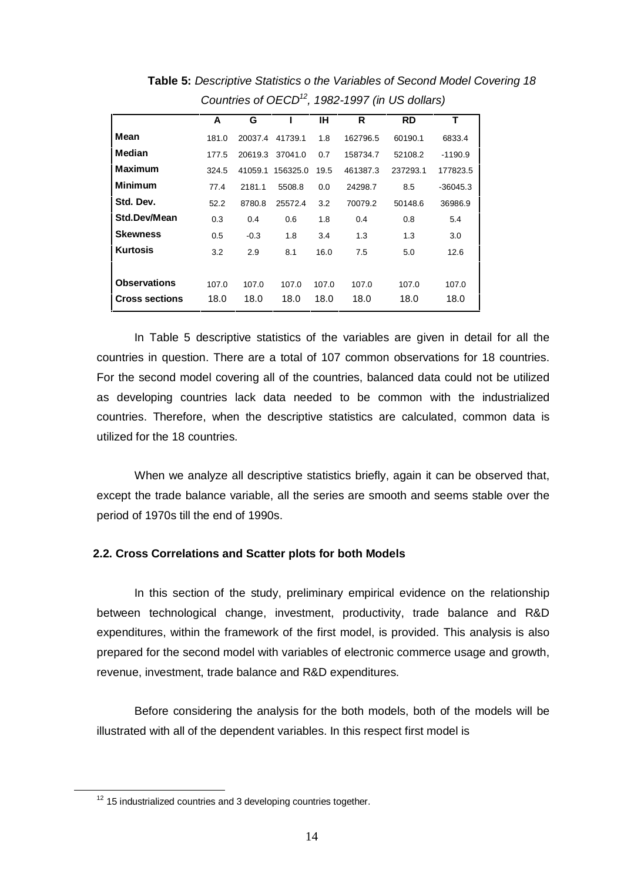**Table 5:** *Descriptive Statistics o the Variables of Second Model Covering 18 Countries of OECD[12], 1982-1997 (in US dollars)*

| | A | G | I | IH | R | RD | T |
|---|---|---|---|---|---|---|---|
| **Mean** | 181.0 | 20037.4 | 41739.1 | 1.8 | 162796.5 | 60190.1 | 6833.4 |
| **Median** | 177.5 | 20619.3 | 37041.0 | 0.7 | 158734.7 | 52108.2 | -1190.9 |
| **Maximum** | 324.5 | 41059.1 | 156325.0 | 19.5 | 461387.3 | 237293.1 | 177823.5 |
| **Minimum** | 77.4 | 2181.1 | 5508.8 | 0.0 | 24298.7 | 8.5 | -36045.3 |
| **Std. Dev.** | 52.2 | 8780.8 | 25572.4 | 3.2 | 70079.2 | 50148.6 | 36986.9 |
| **Std.Dev/Mean** | 0.3 | 0.4 | 0.6 | 1.8 | 0.4 | 0.8 | 5.4 |
| **Skewness** | 0.5 | -0.3 | 1.8 | 3.4 | 1.3 | 1.3 | 3.0 |
| **Kurtosis** | 3.2 | 2.9 | 8.1 | 16.0 | 7.5 | 5.0 | 12.6 |
| | | | | | | | |
| **Observations** | 107.0 | 107.0 | 107.0 | 107.0 | 107.0 | 107.0 | 107.0 |
| **Cross sections** | 18.0 | 18.0 | 18.0 | 18.0 | 18.0 | 18.0 | 18.0 |

In Table 5 descriptive statistics of the variables are given in detail for all the countries in question. There are a total of 107 common observations for 18 countries. For the second model covering all of the countries, balanced data could not be utilized as developing countries lack data needed to be common with the industrialized countries. Therefore, when the descriptive statistics are calculated, common data is utilized for the 18 countries.

When we analyze all descriptive statistics briefly, again it can be observed that, except the trade balance variable, all the series are smooth and seems stable over the period of 1970s till the end of 1990s.

### 2.2. Cross Correlations and Scatter plots for both Models

In this section of the study, preliminary empirical evidence on the relationship between technological change, investment, productivity, trade balance and R&D expenditures, within the framework of the first model, is provided. This analysis is also prepared for the second model with variables of electronic commerce usage and growth, revenue, investment, trade balance and R&D expenditures.

Before considering the analysis for the both models, both of the models will be illustrated with all of the dependent variables. In this respect first model is

[12] 15 industrialized countries and 3 developing countries together.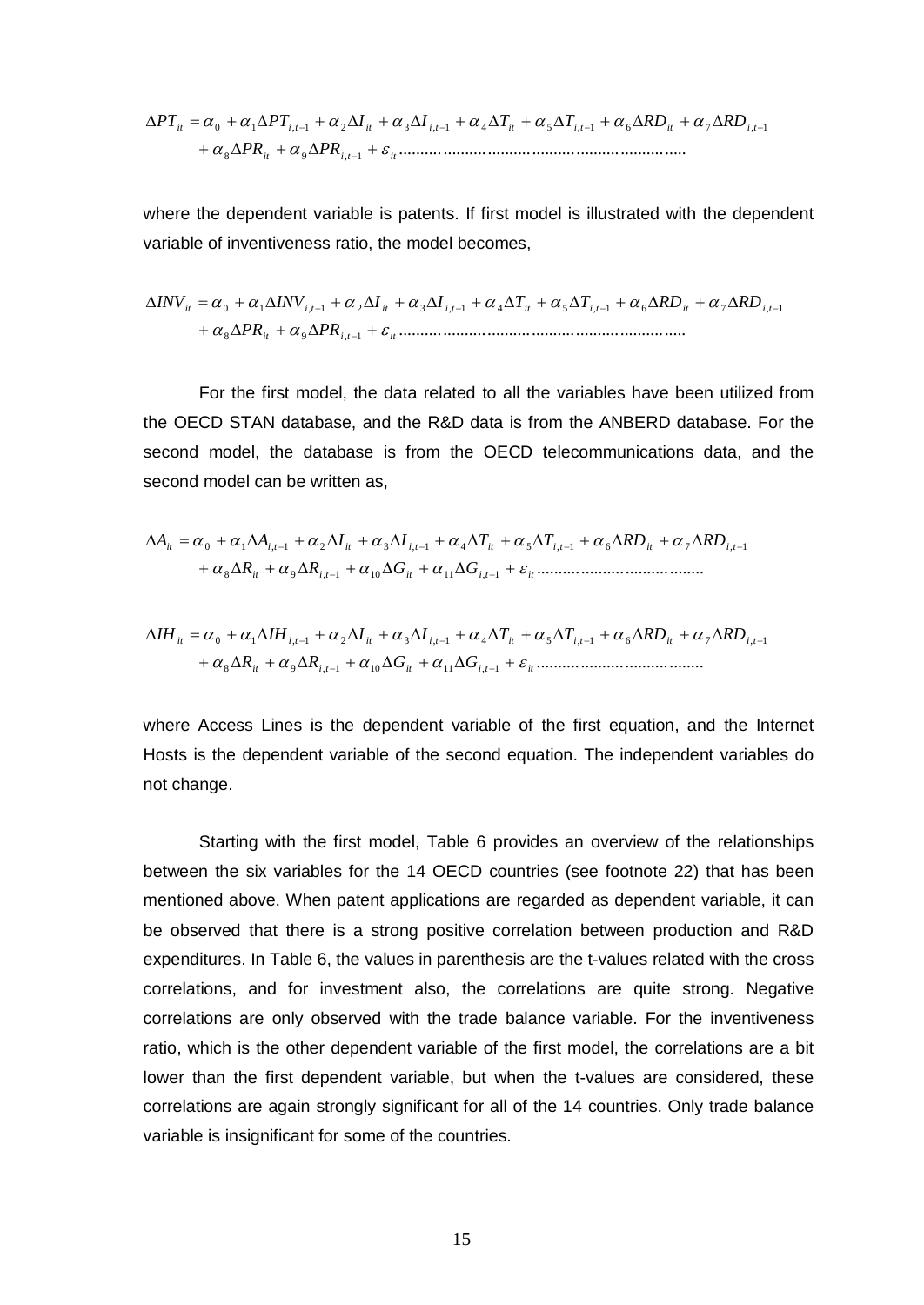$$\Delta PT_{it} = \alpha_0 + \alpha_1 \Delta PT_{i,t-1} + \alpha_2 \Delta I_{it} + \alpha_3 \Delta I_{i,t-1} + \alpha_4 \Delta T_{it} + \alpha_5 \Delta T_{i,t-1} + \alpha_6 \Delta RD_{it} + \alpha_7 \Delta RD_{i,t-1}$$
$$+ \alpha_8 \Delta PR_{it} + \alpha_9 \Delta PR_{i,t-1} + \varepsilon_{it} \ldots\ldots\ldots\ldots\ldots\ldots\ldots\ldots\ldots\ldots\ldots\ldots$$

where the dependent variable is patents. If first model is illustrated with the dependent variable of inventiveness ratio, the model becomes,

$$\Delta INV_{it} = \alpha_0 + \alpha_1 \Delta INV_{i,t-1} + \alpha_2 \Delta I_{it} + \alpha_3 \Delta I_{i,t-1} + \alpha_4 \Delta T_{it} + \alpha_5 \Delta T_{i,t-1} + \alpha_6 \Delta RD_{it} + \alpha_7 \Delta RD_{i,t-1}$$
$$+ \alpha_8 \Delta PR_{it} + \alpha_9 \Delta PR_{i,t-1} + \varepsilon_{it} \ldots\ldots\ldots\ldots\ldots\ldots\ldots\ldots\ldots\ldots\ldots\ldots$$

For the first model, the data related to all the variables have been utilized from the OECD STAN database, and the R&D data is from the ANBERD database. For the second model, the database is from the OECD telecommunications data, and the second model can be written as,

$$\Delta A_{it} = \alpha_0 + \alpha_1 \Delta A_{i,t-1} + \alpha_2 \Delta I_{it} + \alpha_3 \Delta I_{i,t-1} + \alpha_4 \Delta T_{it} + \alpha_5 \Delta T_{i,t-1} + \alpha_6 \Delta RD_{it} + \alpha_7 \Delta RD_{i,t-1}$$
$$+ \alpha_8 \Delta R_{it} + \alpha_9 \Delta R_{i,t-1} + \alpha_{10} \Delta G_{it} + \alpha_{11} \Delta G_{i,t-1} + \varepsilon_{it} \ldots\ldots\ldots\ldots\ldots\ldots\ldots\ldots$$

$$\Delta IH_{it} = \alpha_0 + \alpha_1 \Delta IH_{i,t-1} + \alpha_2 \Delta I_{it} + \alpha_3 \Delta I_{i,t-1} + \alpha_4 \Delta T_{it} + \alpha_5 \Delta T_{i,t-1} + \alpha_6 \Delta RD_{it} + \alpha_7 \Delta RD_{i,t-1}$$
$$+ \alpha_8 \Delta R_{it} + \alpha_9 \Delta R_{i,t-1} + \alpha_{10} \Delta G_{it} + \alpha_{11} \Delta G_{i,t-1} + \varepsilon_{it} \ldots\ldots\ldots\ldots\ldots\ldots\ldots\ldots$$

where Access Lines is the dependent variable of the first equation, and the Internet Hosts is the dependent variable of the second equation. The independent variables do not change.

Starting with the first model, Table 6 provides an overview of the relationships between the six variables for the 14 OECD countries (see footnote 22) that has been mentioned above. When patent applications are regarded as dependent variable, it can be observed that there is a strong positive correlation between production and R&D expenditures. In Table 6, the values in parenthesis are the t-values related with the cross correlations, and for investment also, the correlations are quite strong. Negative correlations are only observed with the trade balance variable. For the inventiveness ratio, which is the other dependent variable of the first model, the correlations are a bit lower than the first dependent variable, but when the t-values are considered, these correlations are again strongly significant for all of the 14 countries. Only trade balance variable is insignificant for some of the countries.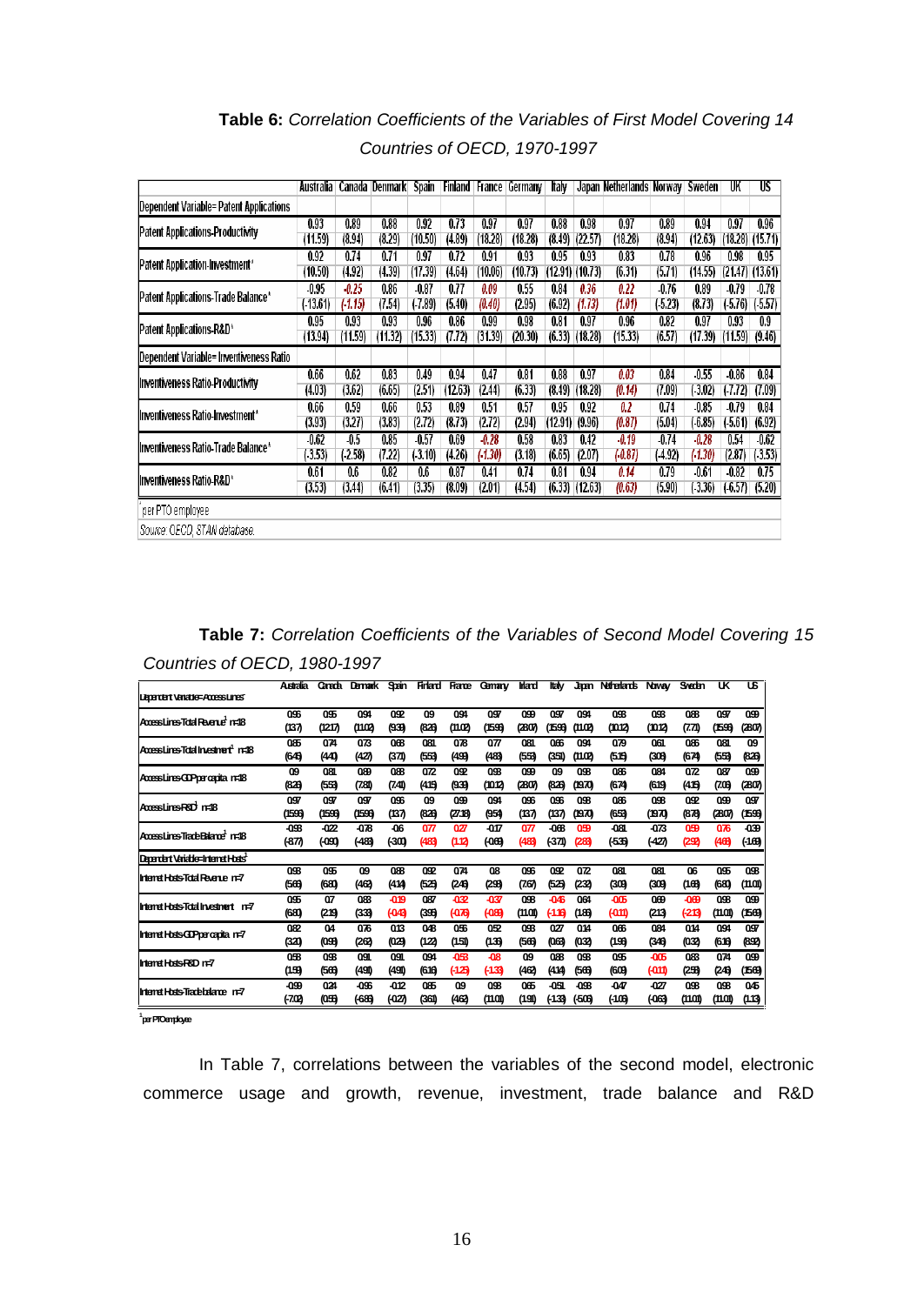**Table 6:** *Correlation Coefficients of the Variables of First Model Covering 14 Countries of OECD, 1970-1997*

| | Australia | Canada | Denmark | Spain | Finland | France | Germany | Italy | Japan | Netherlands | Norway | Sweden | UK | US |
|---|---|---|---|---|---|---|---|---|---|---|---|---|---|---|
| **Dependent Variable= Patent Applications** | | | | | | | | | | | | | | |
| Patent Applications-Productivity | 0.93 | 0.89 | 0.88 | 0.92 | 0.73 | 0.97 | 0.97 | 0.88 | 0.98 | 0.97 | 0.89 | 0.94 | 0.97 | 0.96 |
| | (11.59) | (8.94) | (8.29) | (10.50) | (4.89) | (18.28) | (18.28) | (8.49) | (22.57) | (18.28) | (8.94) | (12.63) | (18.28) | (15.71) |
| Patent Application-Investment[1] | 0.92 | 0.74 | 0.71 | 0.97 | 0.72 | 0.91 | 0.93 | 0.95 | 0.93 | 0.83 | 0.78 | 0.96 | 0.98 | 0.95 |
| | (10.50) | (4.92) | (4.39) | (17.39) | (4.64) | (10.06) | (10.73) | (12.91) | (10.73) | (6.31) | (5.71) | (14.55) | (21.47) | (13.61) |
| Patent Applications-Trade Balance[1] | -0.95 | *-0.25* | 0.86 | -0.87 | 0.77 | *0.09* | 0.55 | 0.84 | *0.36* | *0.22* | -0.76 | 0.89 | -0.79 | -0.78 |
| | (-13.61) | *(-1.15)* | (7.54) | (-7.89) | (5.40) | *(0.40)* | (2.95) | (6.92) | *(1.73)* | *(1.01)* | (-5.23) | (8.73) | (-5.76) | (-5.57) |
| Patent Applications-R&D[1] | 0.95 | 0.93 | 0.93 | 0.96 | 0.86 | 0.99 | 0.98 | 0.81 | 0.97 | 0.96 | 0.82 | 0.97 | 0.93 | 0.9 |
| | (13.94) | (11.59) | (11.32) | (15.33) | (7.72) | (31.39) | (20.30) | (6.33) | (18.28) | (15.33) | (6.57) | (17.39) | (11.59) | (9.46) |
| **Dependent Variable= Inventiveness Ratio** | | | | | | | | | | | | | | |
| Inventiveness Ratio-Productivity | 0.66 | 0.62 | 0.83 | 0.49 | 0.94 | 0.47 | 0.81 | 0.88 | 0.97 | *0.03* | 0.84 | -0.55 | -0.86 | 0.84 |
| | (4.03) | (3.62) | (6.65) | (2.51) | (12.63) | (2.44) | (6.33) | (8.49) | (18.28) | *(0.14)* | (7.09) | (-3.02) | (-7.72) | (7.09) |
| Inventiveness Ratio-Investment[1] | 0.66 | 0.59 | 0.66 | 0.53 | 0.89 | 0.51 | 0.57 | 0.95 | 0.92 | *0.2* | 0.74 | -0.85 | -0.79 | 0.84 |
| | (3.93) | (3.27) | (3.83) | (2.72) | (8.73) | (2.72) | (2.94) | (12.91) | (9.96) | *(0.87)* | (5.04) | (-6.85) | (-5.61) | (6.92) |
| Inventiveness Ratio-Trade Balance[1] | -0.62 | -0.5 | 0.85 | -0.57 | 0.69 | *-0.28* | 0.58 | 0.83 | 0.42 | *-0.19* | -0.74 | *-0.28* | 0.54 | -0.62 |
| | (-3.53) | (-2.58) | (7.22) | (-3.10) | (4.26) | *(-1.30)* | (3.18) | (6.65) | (2.07) | *(-0.87)* | (-4.92) | *(-1.30)* | (2.87) | (-3.53) |
| Inventiveness Ratio-R&D[1] | 0.61 | 0.6 | 0.82 | 0.6 | 0.87 | 0.41 | 0.74 | 0.81 | 0.94 | *0.14* | 0.79 | -0.61 | -0.82 | 0.75 |
| | (3.53) | (3.44) | (6.41) | (3.35) | (8.09) | (2.01) | (4.54) | (6.33) | (12.63) | *(0.63)* | (5.90) | (-3.36) | (-6.57) | (5.20) |

[1] per PTO employee

*Source: OECD, STAN database.*

**Table 7:** *Correlation Coefficients of the Variables of Second Model Covering 15 Countries of OECD, 1980-1997*

| | Australia | Canada | Denmark | Spain | Finland | France | Germany | Ireland | Italy | Japan | Netherlands | Norway | Sweden | UK | US |
|---|---|---|---|---|---|---|---|---|---|---|---|---|---|---|---|
| Dependent Variable=Access Lines | | | | | | | | | | | | | | | |
| Access Lines-Total Revenue[1] n=18 | 0.96 | 0.95 | 0.94 | 0.92 | 0.9 | 0.94 | 0.97 | 0.99 | 0.97 | 0.94 | 0.98 | 0.93 | 0.88 | 0.97 | 0.99 |
| | (13.7) | (12.17) | (11.02) | (9.39) | (8.26) | (11.02) | (15.96) | (28.07) | (15.96) | (11.02) | (10.12) | (10.12) | (7.71) | (15.99) | (28.07) |
| Access Lines-Total Investment[1] n=18 | 0.85 | 0.74 | 0.73 | 0.68 | 0.81 | 0.78 | 0.77 | 0.81 | 0.66 | 0.94 | 0.79 | 0.61 | 0.86 | 0.81 | 0.9 |
| | (6.45) | (4.40) | (4.27) | (3.71) | (5.53) | (4.99) | (4.83) | (5.53) | (3.51) | (11.02) | (5.15) | (3.08) | (6.74) | (5.53) | (8.26) |
| Access Lines-GDP per capita n=18 | 0.9 | 0.81 | 0.89 | 0.88 | 0.72 | 0.92 | 0.93 | 0.99 | 0.9 | 0.98 | 0.86 | 0.84 | 0.72 | 0.87 | 0.99 |
| | (8.26) | (5.53) | (7.81) | (7.41) | (4.15) | (9.39) | (10.12) | (28.07) | (8.26) | (19.70) | (6.74) | (6.19) | (4.15) | (7.06) | (28.07) |
| Access Lines-R&D[1] n=18 | 0.97 | 0.97 | 0.97 | 0.96 | 0.9 | 0.99 | 0.94 | 0.96 | 0.96 | 0.98 | 0.86 | 0.98 | 0.92 | 0.99 | 0.97 |
| | (15.96) | (15.96) | (15.96) | (13.7) | (8.26) | (27.18) | (9.54) | (13.7) | (13.7) | (19.70) | (6.53) | (19.70) | (8.78) | (28.07) | (15.96) |
| Access Lines-Trade Balance[1] n=18 | -0.93 | -0.22 | -0.78 | -0.6 | 0.77 | 0.27 | -0.17 | 0.77 | -0.68 | 0.59 | -0.81 | -0.73 | 0.59 | 0.76 | -0.39 |
| | (-8.77) | (-0.90) | (-4.83) | (-3.00) | (4.83) | (1.12) | (-0.69) | (4.83) | (-3.71) | (2.88) | (-5.36) | (-4.27) | (2.92) | (4.68) | (-1.69) |
| Dependent Variable=Internet Hosts[1] | | | | | | | | | | | | | | | |
| Internet Hosts-Total Revenue n=7 | 0.93 | 0.95 | 0.9 | 0.88 | 0.92 | 0.74 | 0.8 | 0.96 | 0.92 | 0.72 | 0.81 | 0.81 | 0.6 | 0.95 | 0.98 |
| | (5.66) | (6.80) | (4.62) | (4.14) | (5.25) | (2.46) | (2.99) | (7.67) | (5.25) | (2.32) | (3.09) | (3.09) | (1.68) | (6.80) | (11.01) |
| Internet Hosts-Total Investment n=7 | 0.95 | 0.7 | 0.83 | -0.19 | 0.87 | -0.32 | -0.37 | 0.98 | -0.46 | 0.64 | -0.05 | 0.69 | -0.69 | 0.98 | 0.99 |
| | (6.80) | (2.19) | (3.33) | (-0.46) | (3.96) | (-0.76) | (-0.89) | (11.01) | (-1.16) | (1.86) | (-0.11) | (2.13) | (-2.13) | (11.01) | (15.69) |
| Internet Hosts-GDP per capita n=7 | 0.82 | 0.4 | 0.76 | 0.13 | 0.48 | 0.56 | 0.52 | 0.93 | 0.27 | 0.14 | 0.66 | 0.84 | 0.14 | 0.94 | 0.97 |
| | (3.20) | (0.99) | (2.62) | (0.29) | (1.22) | (1.51) | (1.36) | (5.66) | (0.63) | (0.32) | (1.96) | (3.46) | (0.32) | (6.16) | (8.92) |
| Internet Hosts-R&D n=7 | 0.58 | 0.93 | 0.91 | 0.91 | 0.94 | -0.53 | -0.8 | 0.9 | 0.88 | 0.93 | 0.95 | -0.05 | 0.83 | 0.74 | 0.99 |
| | (1.59) | (5.66) | (4.91) | (4.91) | (6.16) | (-1.25) | (-1.33) | (4.62) | (4.14) | (5.66) | (6.09) | (-0.11) | (2.59) | (2.46) | (15.69) |
| Internet Hosts-Trade balance n=7 | -0.99 | 0.24 | -0.95 | -0.12 | 0.85 | 0.9 | 0.98 | 0.65 | -0.51 | -0.93 | -0.47 | -0.27 | 0.98 | 0.98 | 0.45 |
| | (-7.02) | (0.55) | (-6.86) | (-0.27) | (3.61) | (4.62) | (11.01) | (1.91) | (-1.33) | (-5.06) | (-1.06) | (-0.63) | (11.01) | (11.01) | (1.13) |

[1] per PTO employee

In Table 7, correlations between the variables of the second model, electronic commerce usage and growth, revenue, investment, trade balance and R&D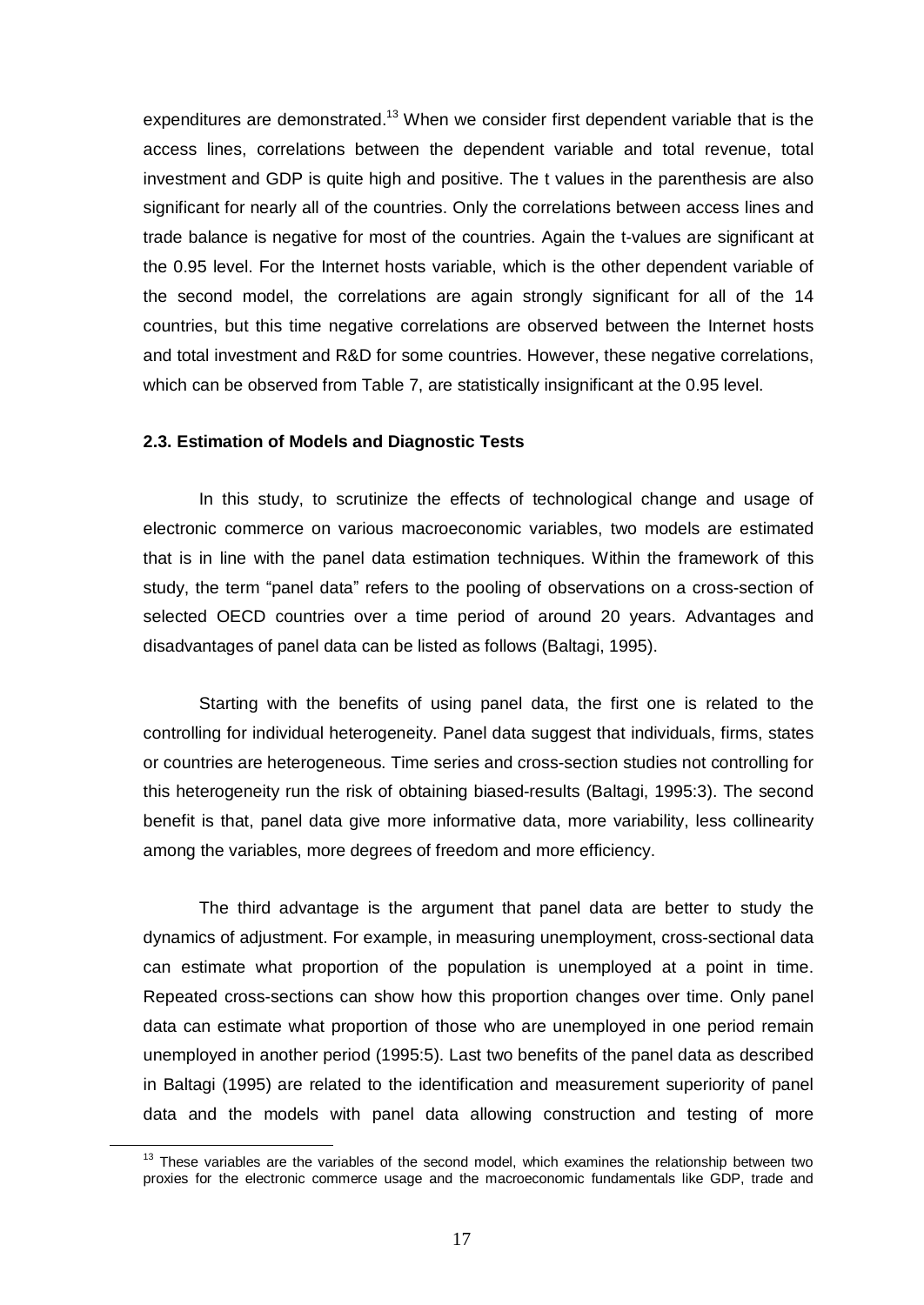expenditures are demonstrated.[13] When we consider first dependent variable that is the access lines, correlations between the dependent variable and total revenue, total investment and GDP is quite high and positive. The t values in the parenthesis are also significant for nearly all of the countries. Only the correlations between access lines and trade balance is negative for most of the countries. Again the t-values are significant at the 0.95 level. For the Internet hosts variable, which is the other dependent variable of the second model, the correlations are again strongly significant for all of the 14 countries, but this time negative correlations are observed between the Internet hosts and total investment and R&D for some countries. However, these negative correlations, which can be observed from Table 7, are statistically insignificant at the 0.95 level.

### 2.3. Estimation of Models and Diagnostic Tests

In this study, to scrutinize the effects of technological change and usage of electronic commerce on various macroeconomic variables, two models are estimated that is in line with the panel data estimation techniques. Within the framework of this study, the term "panel data" refers to the pooling of observations on a cross-section of selected OECD countries over a time period of around 20 years. Advantages and disadvantages of panel data can be listed as follows (Baltagi, 1995).

Starting with the benefits of using panel data, the first one is related to the controlling for individual heterogeneity. Panel data suggest that individuals, firms, states or countries are heterogeneous. Time series and cross-section studies not controlling for this heterogeneity run the risk of obtaining biased-results (Baltagi, 1995:3). The second benefit is that, panel data give more informative data, more variability, less collinearity among the variables, more degrees of freedom and more efficiency.

The third advantage is the argument that panel data are better to study the dynamics of adjustment. For example, in measuring unemployment, cross-sectional data can estimate what proportion of the population is unemployed at a point in time. Repeated cross-sections can show how this proportion changes over time. Only panel data can estimate what proportion of those who are unemployed in one period remain unemployed in another period (1995:5). Last two benefits of the panel data as described in Baltagi (1995) are related to the identification and measurement superiority of panel data and the models with panel data allowing construction and testing of more

[13] These variables are the variables of the second model, which examines the relationship between two proxies for the electronic commerce usage and the macroeconomic fundamentals like GDP, trade and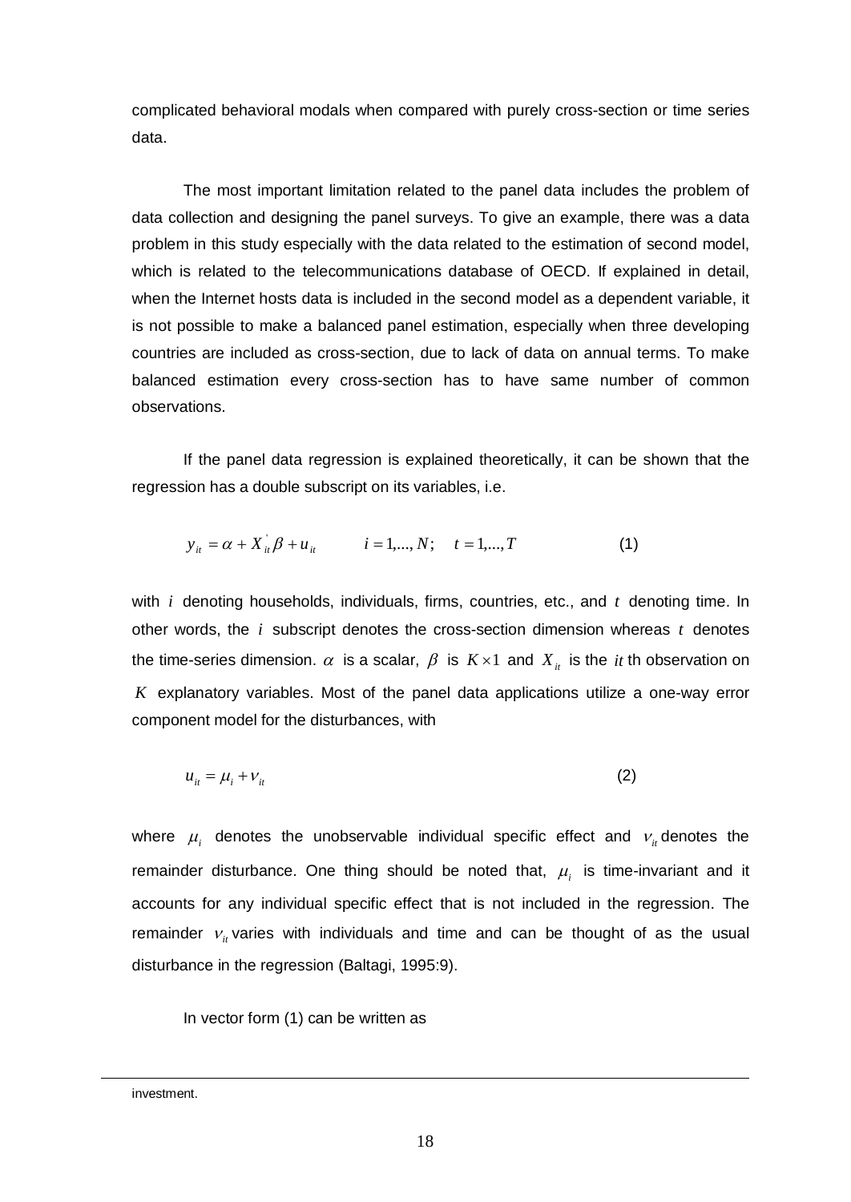complicated behavioral modals when compared with purely cross-section or time series data.

The most important limitation related to the panel data includes the problem of data collection and designing the panel surveys. To give an example, there was a data problem in this study especially with the data related to the estimation of second model, which is related to the telecommunications database of OECD. If explained in detail, when the Internet hosts data is included in the second model as a dependent variable, it is not possible to make a balanced panel estimation, especially when three developing countries are included as cross-section, due to lack of data on annual terms. To make balanced estimation every cross-section has to have same number of common observations.

If the panel data regression is explained theoretically, it can be shown that the regression has a double subscript on its variables, i.e.

$$y_{it} = \alpha + X_{it}^{'}\beta + u_{it} \qquad i = 1,...,N; \quad t = 1,...,T \tag{1}$$

with $i$ denoting households, individuals, firms, countries, etc., and $t$ denoting time. In other words, the $i$ subscript denotes the cross-section dimension whereas $t$ denotes the time-series dimension. $\alpha$ is a scalar, $\beta$ is $K \times 1$ and $X_{it}$ is the $it$ th observation on $K$ explanatory variables. Most of the panel data applications utilize a one-way error component model for the disturbances, with

$$u_{it} = \mu_i + \nu_{it} \tag{2}$$

where $\mu_i$ denotes the unobservable individual specific effect and $\nu_{it}$ denotes the remainder disturbance. One thing should be noted that, $\mu_i$ is time-invariant and it accounts for any individual specific effect that is not included in the regression. The remainder $\nu_{it}$ varies with individuals and time and can be thought of as the usual disturbance in the regression (Baltagi, 1995:9).

In vector form (1) can be written as

---

investment.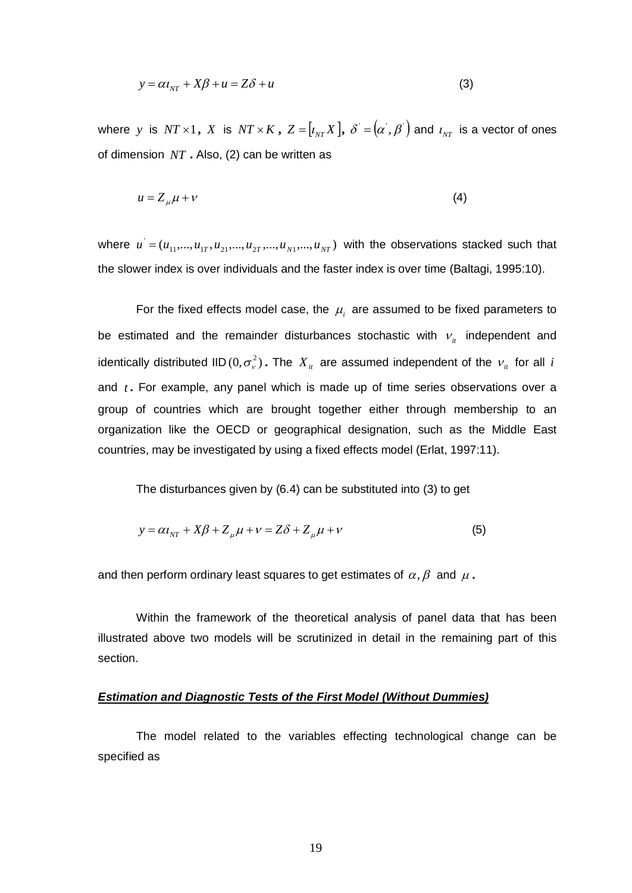$$y = \alpha \iota_{NT} + X\beta + u = Z\delta + u \tag{3}$$

where $y$ is $NT \times 1$, $X$ is $NT \times K$, $Z = [\iota_{NT} X]$, $\delta' = (\alpha', \beta')$ and $\iota_{NT}$ is a vector of ones of dimension $NT$. Also, (2) can be written as

$$u = Z_{\mu}\mu + \nu \tag{4}$$

where $u' = (u_{11},...,u_{1T}, u_{21},...,u_{2T},...,u_{N1},...,u_{NT})$ with the observations stacked such that the slower index is over individuals and the faster index is over time (Baltagi, 1995:10).

For the fixed effects model case, the $\mu_i$ are assumed to be fixed parameters to be estimated and the remainder disturbances stochastic with $\nu_{it}$ independent and identically distributed IID$(0, \sigma_{\nu}^2)$. The $X_{it}$ are assumed independent of the $\nu_{it}$ for all $i$ and $t$. For example, any panel which is made up of time series observations over a group of countries which are brought together either through membership to an organization like the OECD or geographical designation, such as the Middle East countries, may be investigated by using a fixed effects model (Erlat, 1997:11).

The disturbances given by (6.4) can be substituted into (3) to get

$$y = \alpha \iota_{NT} + X\beta + Z_{\mu}\mu + \nu = Z\delta + Z_{\mu}\mu + \nu \tag{5}$$

and then perform ordinary least squares to get estimates of $\alpha, \beta$ and $\mu$.

Within the framework of the theoretical analysis of panel data that has been illustrated above two models will be scrutinized in detail in the remaining part of this section.

***Estimation and Diagnostic Tests of the First Model (Without Dummies)***

The model related to the variables effecting technological change can be specified as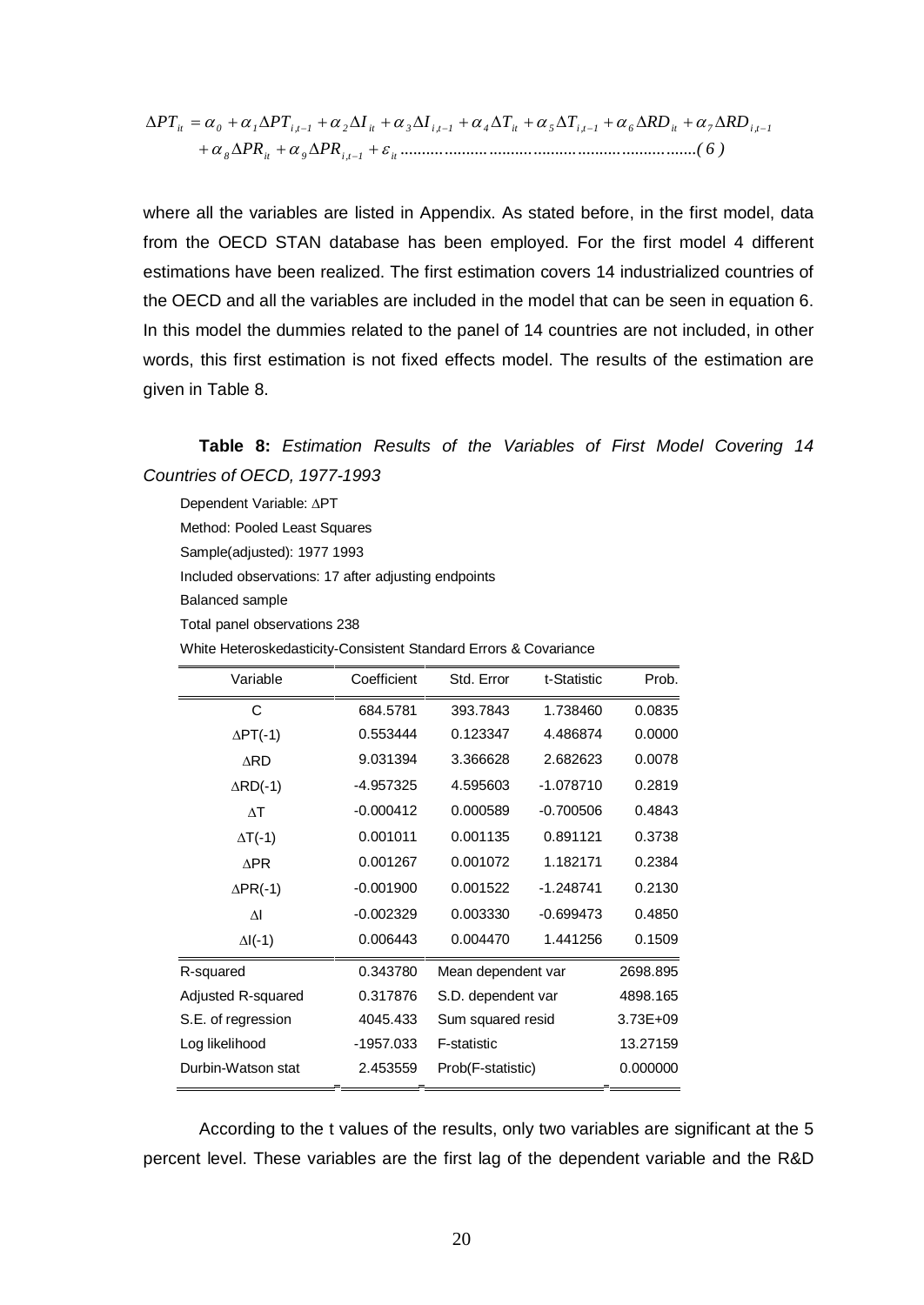$$\Delta PT_{it} = \alpha_0 + \alpha_1 \Delta PT_{i,t-1} + \alpha_2 \Delta I_{it} + \alpha_3 \Delta I_{i,t-1} + \alpha_4 \Delta T_{it} + \alpha_5 \Delta T_{i,t-1} + \alpha_6 \Delta RD_{it} + \alpha_7 \Delta RD_{i,t-1} + \alpha_8 \Delta PR_{it} + \alpha_9 \Delta PR_{i,t-1} + \varepsilon_{it} \quad (6)$$

where all the variables are listed in Appendix. As stated before, in the first model, data from the OECD STAN database has been employed. For the first model 4 different estimations have been realized. The first estimation covers 14 industrialized countries of the OECD and all the variables are included in the model that can be seen in equation 6. In this model the dummies related to the panel of 14 countries are not included, in other words, this first estimation is not fixed effects model. The results of the estimation are given in Table 8.

**Table 8:** *Estimation Results of the Variables of First Model Covering 14 Countries of OECD, 1977-1993*

Dependent Variable: ΔPT
Method: Pooled Least Squares
Sample(adjusted): 1977 1993
Included observations: 17 after adjusting endpoints
Balanced sample
Total panel observations 238
White Heteroskedasticity-Consistent Standard Errors & Covariance

| Variable | Coefficient | Std. Error | t-Statistic | Prob. |
|---|---|---|---|---|
| C | 684.5781 | 393.7843 | 1.738460 | 0.0835 |
| ΔPT(-1) | 0.553444 | 0.123347 | 4.486874 | 0.0000 |
| ΔRD | 9.031394 | 3.366628 | 2.682623 | 0.0078 |
| ΔRD(-1) | -4.957325 | 4.595603 | -1.078710 | 0.2819 |
| ΔT | -0.000412 | 0.000589 | -0.700506 | 0.4843 |
| ΔT(-1) | 0.001011 | 0.001135 | 0.891121 | 0.3738 |
| ΔPR | 0.001267 | 0.001072 | 1.182171 | 0.2384 |
| ΔPR(-1) | -0.001900 | 0.001522 | -1.248741 | 0.2130 |
| ΔI | -0.002329 | 0.003330 | -0.699473 | 0.4850 |
| ΔI(-1) | 0.006443 | 0.004470 | 1.441256 | 0.1509 |
| R-squared | 0.343780 | Mean dependent var | | 2698.895 |
| Adjusted R-squared | 0.317876 | S.D. dependent var | | 4898.165 |
| S.E. of regression | 4045.433 | Sum squared resid | | 3.73E+09 |
| Log likelihood | -1957.033 | F-statistic | | 13.27159 |
| Durbin-Watson stat | 2.453559 | Prob(F-statistic) | | 0.000000 |

According to the t values of the results, only two variables are significant at the 5 percent level. These variables are the first lag of the dependent variable and the R&D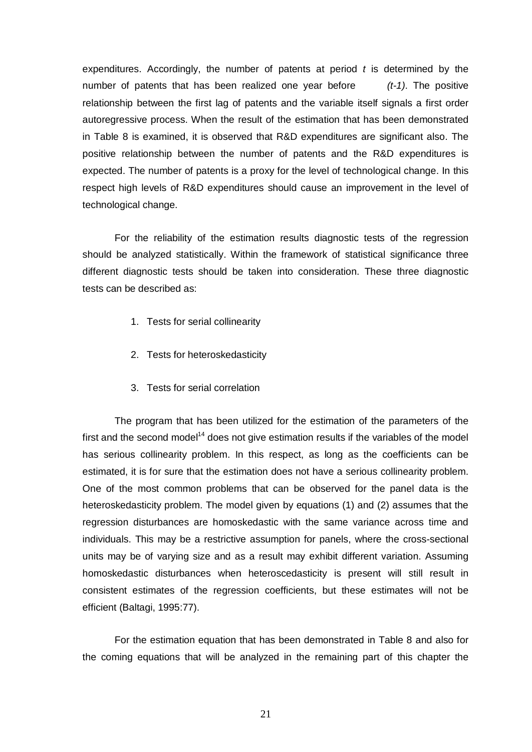expenditures. Accordingly, the number of patents at period *t* is determined by the number of patents that has been realized one year before *(t-1)*. The positive relationship between the first lag of patents and the variable itself signals a first order autoregressive process. When the result of the estimation that has been demonstrated in Table 8 is examined, it is observed that R&D expenditures are significant also. The positive relationship between the number of patents and the R&D expenditures is expected. The number of patents is a proxy for the level of technological change. In this respect high levels of R&D expenditures should cause an improvement in the level of technological change.

For the reliability of the estimation results diagnostic tests of the regression should be analyzed statistically. Within the framework of statistical significance three different diagnostic tests should be taken into consideration. These three diagnostic tests can be described as:

1. Tests for serial collinearity
2. Tests for heteroskedasticity
3. Tests for serial correlation

The program that has been utilized for the estimation of the parameters of the first and the second model[14] does not give estimation results if the variables of the model has serious collinearity problem. In this respect, as long as the coefficients can be estimated, it is for sure that the estimation does not have a serious collinearity problem. One of the most common problems that can be observed for the panel data is the heteroskedasticity problem. The model given by equations (1) and (2) assumes that the regression disturbances are homoskedastic with the same variance across time and individuals. This may be a restrictive assumption for panels, where the cross-sectional units may be of varying size and as a result may exhibit different variation. Assuming homoskedastic disturbances when heteroscedasticity is present will still result in consistent estimates of the regression coefficients, but these estimates will not be efficient (Baltagi, 1995:77).

For the estimation equation that has been demonstrated in Table 8 and also for the coming equations that will be analyzed in the remaining part of this chapter the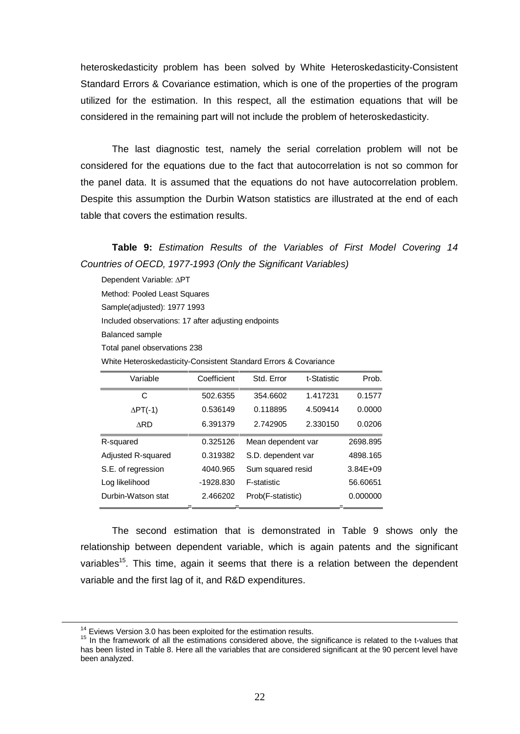heteroskedasticity problem has been solved by White Heteroskedasticity-Consistent Standard Errors & Covariance estimation, which is one of the properties of the program utilized for the estimation. In this respect, all the estimation equations that will be considered in the remaining part will not include the problem of heteroskedasticity.

The last diagnostic test, namely the serial correlation problem will not be considered for the equations due to the fact that autocorrelation is not so common for the panel data. It is assumed that the equations do not have autocorrelation problem. Despite this assumption the Durbin Watson statistics are illustrated at the end of each table that covers the estimation results.

**Table 9:** *Estimation Results of the Variables of First Model Covering 14 Countries of OECD, 1977-1993 (Only the Significant Variables)*

Dependent Variable: ∆PT
Method: Pooled Least Squares
Sample(adjusted): 1977 1993
Included observations: 17 after adjusting endpoints
Balanced sample
Total panel observations 238
White Heteroskedasticity-Consistent Standard Errors & Covariance

| Variable | Coefficient | Std. Error | t-Statistic | Prob. |
|---|---|---|---|---|
| C | 502.6355 | 354.6602 | 1.417231 | 0.1577 |
| ∆PT(-1) | 0.536149 | 0.118895 | 4.509414 | 0.0000 |
| ∆RD | 6.391379 | 2.742905 | 2.330150 | 0.0206 |
| R-squared | 0.325126 | Mean dependent var | | 2698.895 |
| Adjusted R-squared | 0.319382 | S.D. dependent var | | 4898.165 |
| S.E. of regression | 4040.965 | Sum squared resid | | 3.84E+09 |
| Log likelihood | -1928.830 | F-statistic | | 56.60651 |
| Durbin-Watson stat | 2.466202 | Prob(F-statistic) | | 0.000000 |

The second estimation that is demonstrated in Table 9 shows only the relationship between dependent variable, which is again patents and the significant variables[15]. This time, again it seems that there is a relation between the dependent variable and the first lag of it, and R&D expenditures.

[14] Eviews Version 3.0 has been exploited for the estimation results.

[15] In the framework of all the estimations considered above, the significance is related to the t-values that has been listed in Table 8. Here all the variables that are considered significant at the 90 percent level have been analyzed.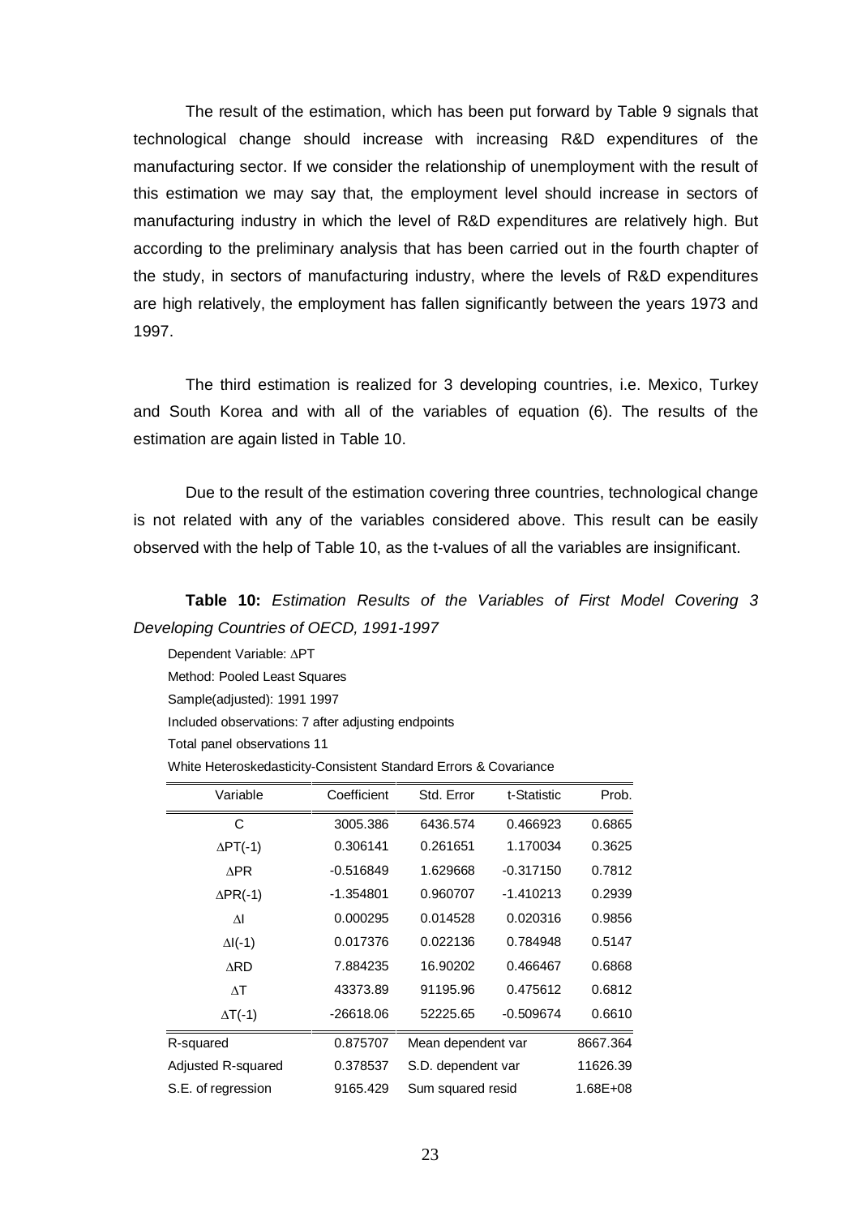The result of the estimation, which has been put forward by Table 9 signals that technological change should increase with increasing R&D expenditures of the manufacturing sector. If we consider the relationship of unemployment with the result of this estimation we may say that, the employment level should increase in sectors of manufacturing industry in which the level of R&D expenditures are relatively high. But according to the preliminary analysis that has been carried out in the fourth chapter of the study, in sectors of manufacturing industry, where the levels of R&D expenditures are high relatively, the employment has fallen significantly between the years 1973 and 1997.

The third estimation is realized for 3 developing countries, i.e. Mexico, Turkey and South Korea and with all of the variables of equation (6). The results of the estimation are again listed in Table 10.

Due to the result of the estimation covering three countries, technological change is not related with any of the variables considered above. This result can be easily observed with the help of Table 10, as the t-values of all the variables are insignificant.

**Table 10:** *Estimation Results of the Variables of First Model Covering 3 Developing Countries of OECD, 1991-1997*

Dependent Variable: ΔPT
Method: Pooled Least Squares
Sample(adjusted): 1991 1997
Included observations: 7 after adjusting endpoints
Total panel observations 11
White Heteroskedasticity-Consistent Standard Errors & Covariance

| Variable | Coefficient | Std. Error | t-Statistic | Prob. |
|---|---|---|---|---|
| C | 3005.386 | 6436.574 | 0.466923 | 0.6865 |
| ΔPT(-1) | 0.306141 | 0.261651 | 1.170034 | 0.3625 |
| ΔPR | -0.516849 | 1.629668 | -0.317150 | 0.7812 |
| ΔPR(-1) | -1.354801 | 0.960707 | -1.410213 | 0.2939 |
| ΔI | 0.000295 | 0.014528 | 0.020316 | 0.9856 |
| ΔI(-1) | 0.017376 | 0.022136 | 0.784948 | 0.5147 |
| ΔRD | 7.884235 | 16.90202 | 0.466467 | 0.6868 |
| ΔT | 43373.89 | 91195.96 | 0.475612 | 0.6812 |
| ΔT(-1) | -26618.06 | 52225.65 | -0.509674 | 0.6610 |
| R-squared | 0.875707 | Mean dependent var | | 8667.364 |
| Adjusted R-squared | 0.378537 | S.D. dependent var | | 11626.39 |
| S.E. of regression | 9165.429 | Sum squared resid | | 1.68E+08 |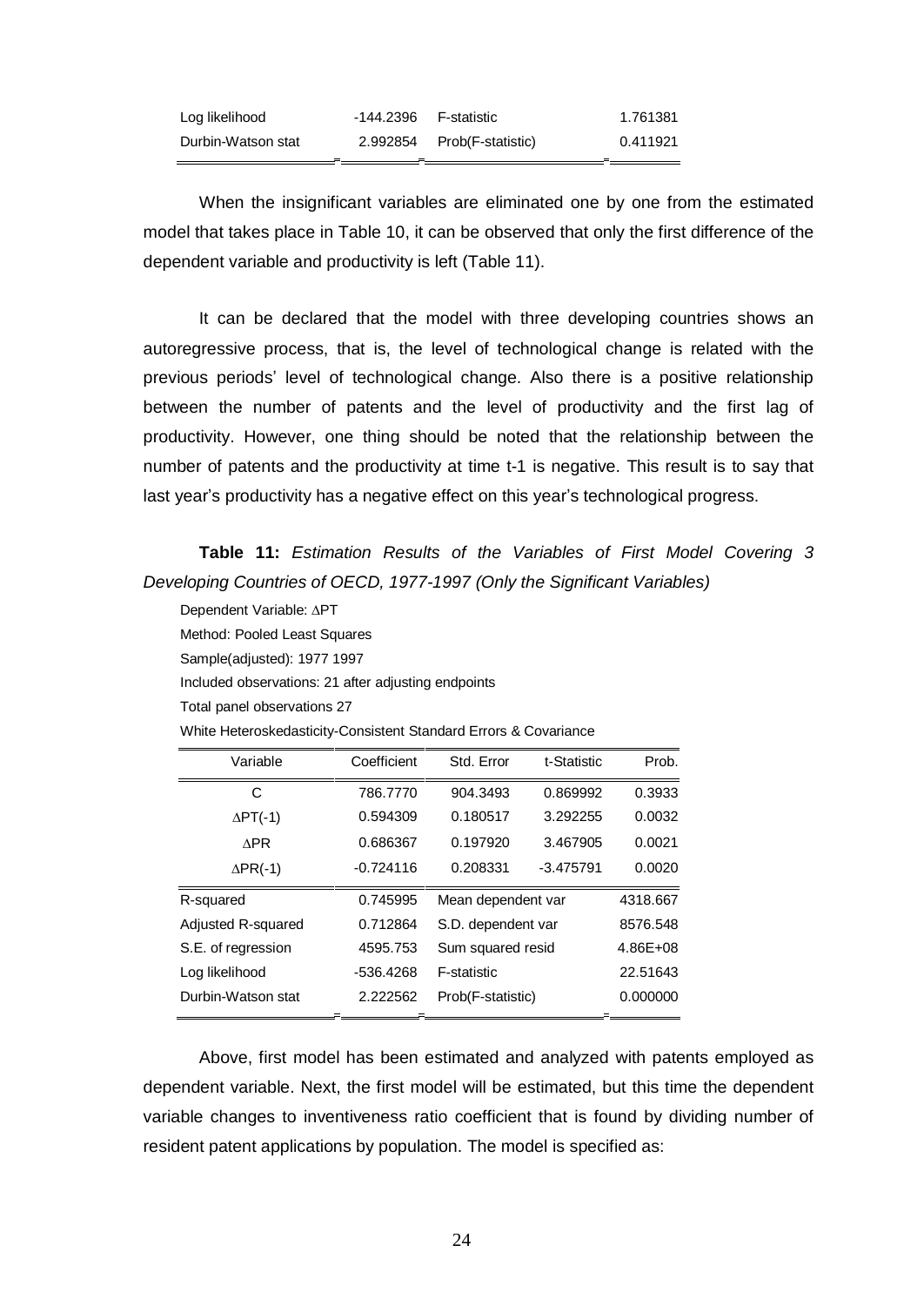| | | | |
|---|---|---|---|
| Log likelihood | -144.2396 | F-statistic | 1.761381 |
| Durbin-Watson stat | 2.992854 | Prob(F-statistic) | 0.411921 |

When the insignificant variables are eliminated one by one from the estimated model that takes place in Table 10, it can be observed that only the first difference of the dependent variable and productivity is left (Table 11).

It can be declared that the model with three developing countries shows an autoregressive process, that is, the level of technological change is related with the previous periods' level of technological change. Also there is a positive relationship between the number of patents and the level of productivity and the first lag of productivity. However, one thing should be noted that the relationship between the number of patents and the productivity at time t-1 is negative. This result is to say that last year's productivity has a negative effect on this year's technological progress.

**Table 11:** *Estimation Results of the Variables of First Model Covering 3 Developing Countries of OECD, 1977-1997 (Only the Significant Variables)*

Dependent Variable: ∆PT

Method: Pooled Least Squares

Sample(adjusted): 1977 1997

Included observations: 21 after adjusting endpoints

Total panel observations 27

White Heteroskedasticity-Consistent Standard Errors & Covariance

| Variable | Coefficient | Std. Error | t-Statistic | Prob. |
|---|---|---|---|---|
| C | 786.7770 | 904.3493 | 0.869992 | 0.3933 |
| ∆PT(-1) | 0.594309 | 0.180517 | 3.292255 | 0.0032 |
| ∆PR | 0.686367 | 0.197920 | 3.467905 | 0.0021 |
| ∆PR(-1) | -0.724116 | 0.208331 | -3.475791 | 0.0020 |
| R-squared | 0.745995 | Mean dependent var | | 4318.667 |
| Adjusted R-squared | 0.712864 | S.D. dependent var | | 8576.548 |
| S.E. of regression | 4595.753 | Sum squared resid | | 4.86E+08 |
| Log likelihood | -536.4268 | F-statistic | | 22.51643 |
| Durbin-Watson stat | 2.222562 | Prob(F-statistic) | | 0.000000 |

Above, first model has been estimated and analyzed with patents employed as dependent variable. Next, the first model will be estimated, but this time the dependent variable changes to inventiveness ratio coefficient that is found by dividing number of resident patent applications by population. The model is specified as: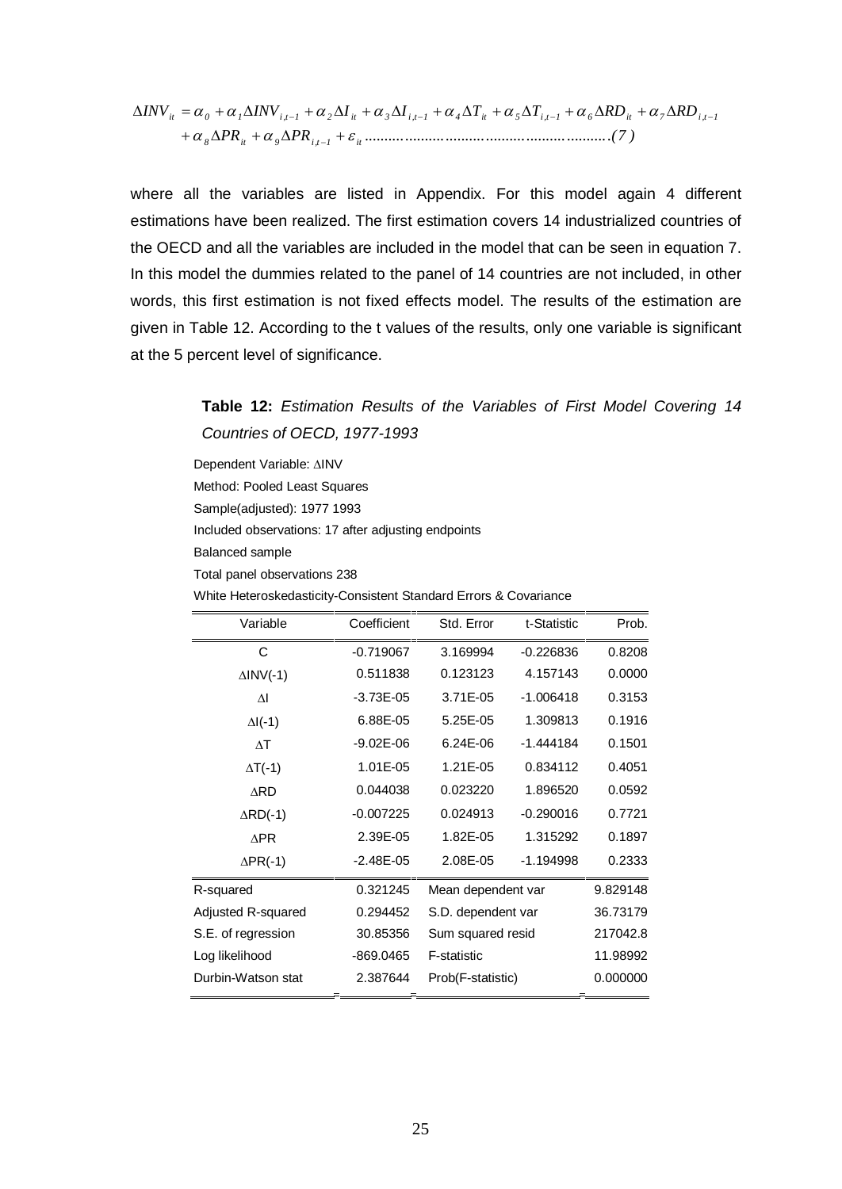$$\Delta INV_{it} = \alpha_0 + \alpha_1 \Delta INV_{i,t-1} + \alpha_2 \Delta I_{it} + \alpha_3 \Delta I_{i,t-1} + \alpha_4 \Delta T_{it} + \alpha_5 \Delta T_{i,t-1} + \alpha_6 \Delta RD_{it} + \alpha_7 \Delta RD_{i,t-1} + \alpha_8 \Delta PR_{it} + \alpha_9 \Delta PR_{i,t-1} + \varepsilon_{it} \quad \text{.......................................................(7)}$$

where all the variables are listed in Appendix. For this model again 4 different estimations have been realized. The first estimation covers 14 industrialized countries of the OECD and all the variables are included in the model that can be seen in equation 7. In this model the dummies related to the panel of 14 countries are not included, in other words, this first estimation is not fixed effects model. The results of the estimation are given in Table 12. According to the t values of the results, only one variable is significant at the 5 percent level of significance.

**Table 12:** *Estimation Results of the Variables of First Model Covering 14 Countries of OECD, 1977-1993*

Dependent Variable: ΔINV
Method: Pooled Least Squares
Sample(adjusted): 1977 1993
Included observations: 17 after adjusting endpoints
Balanced sample
Total panel observations 238
White Heteroskedasticity-Consistent Standard Errors & Covariance

| Variable | Coefficient | Std. Error | t-Statistic | Prob. |
|---|---|---|---|---|
| C | -0.719067 | 3.169994 | -0.226836 | 0.8208 |
| ΔINV(-1) | 0.511838 | 0.123123 | 4.157143 | 0.0000 |
| ΔI | -3.73E-05 | 3.71E-05 | -1.006418 | 0.3153 |
| ΔI(-1) | 6.88E-05 | 5.25E-05 | 1.309813 | 0.1916 |
| ΔT | -9.02E-06 | 6.24E-06 | -1.444184 | 0.1501 |
| ΔT(-1) | 1.01E-05 | 1.21E-05 | 0.834112 | 0.4051 |
| ΔRD | 0.044038 | 0.023220 | 1.896520 | 0.0592 |
| ΔRD(-1) | -0.007225 | 0.024913 | -0.290016 | 0.7721 |
| ΔPR | 2.39E-05 | 1.82E-05 | 1.315292 | 0.1897 |
| ΔPR(-1) | -2.48E-05 | 2.08E-05 | -1.194998 | 0.2333 |
| R-squared | 0.321245 | Mean dependent var | | 9.829148 |
| Adjusted R-squared | 0.294452 | S.D. dependent var | | 36.73179 |
| S.E. of regression | 30.85356 | Sum squared resid | | 217042.8 |
| Log likelihood | -869.0465 | F-statistic | | 11.98992 |
| Durbin-Watson stat | 2.387644 | Prob(F-statistic) | | 0.000000 |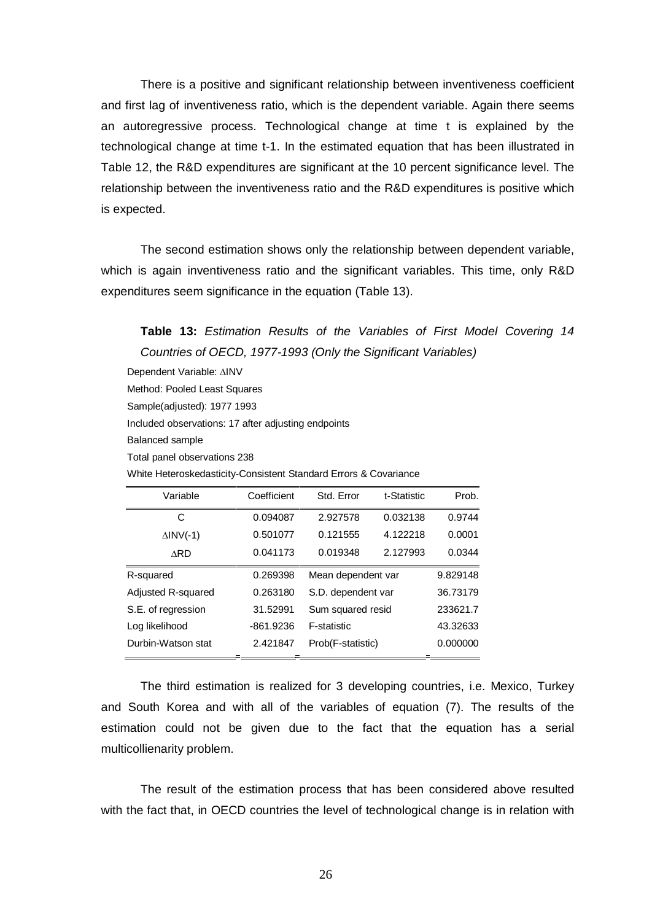There is a positive and significant relationship between inventiveness coefficient and first lag of inventiveness ratio, which is the dependent variable. Again there seems an autoregressive process. Technological change at time t is explained by the technological change at time t-1. In the estimated equation that has been illustrated in Table 12, the R&D expenditures are significant at the 10 percent significance level. The relationship between the inventiveness ratio and the R&D expenditures is positive which is expected.

The second estimation shows only the relationship between dependent variable, which is again inventiveness ratio and the significant variables. This time, only R&D expenditures seem significance in the equation (Table 13).

**Table 13:** *Estimation Results of the Variables of First Model Covering 14 Countries of OECD, 1977-1993 (Only the Significant Variables)*

Dependent Variable: $\Delta$INV
Method: Pooled Least Squares
Sample(adjusted): 1977 1993
Included observations: 17 after adjusting endpoints
Balanced sample
Total panel observations 238
White Heteroskedasticity-Consistent Standard Errors & Covariance

| Variable | Coefficient | Std. Error | t-Statistic | Prob. |
|---|---|---|---|---|
| C | 0.094087 | 2.927578 | 0.032138 | 0.9744 |
| $\Delta$INV(-1) | 0.501077 | 0.121555 | 4.122218 | 0.0001 |
| $\Delta$RD | 0.041173 | 0.019348 | 2.127993 | 0.0344 |

| | | | |
|---|---|---|---|
| R-squared | 0.269398 | Mean dependent var | 9.829148 |
| Adjusted R-squared | 0.263180 | S.D. dependent var | 36.73179 |
| S.E. of regression | 31.52991 | Sum squared resid | 233621.7 |
| Log likelihood | -861.9236 | F-statistic | 43.32633 |
| Durbin-Watson stat | 2.421847 | Prob(F-statistic) | 0.000000 |

The third estimation is realized for 3 developing countries, i.e. Mexico, Turkey and South Korea and with all of the variables of equation (7). The results of the estimation could not be given due to the fact that the equation has a serial multicollienarity problem.

The result of the estimation process that has been considered above resulted with the fact that, in OECD countries the level of technological change is in relation with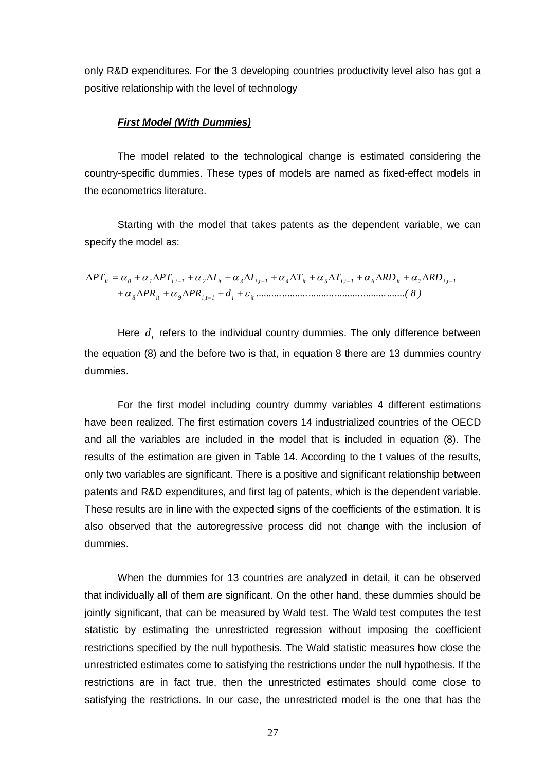only R&D expenditures. For the 3 developing countries productivity level also has got a positive relationship with the level of technology

***<u>First Model (With Dummies)</u>***

The model related to the technological change is estimated considering the country-specific dummies. These types of models are named as fixed-effect models in the econometrics literature.

Starting with the model that takes patents as the dependent variable, we can specify the model as:

$$\Delta PT_{it} = \alpha_0 + \alpha_1 \Delta PT_{i,t-1} + \alpha_2 \Delta I_{it} + \alpha_3 \Delta I_{i,t-1} + \alpha_4 \Delta T_{it} + \alpha_5 \Delta T_{i,t-1} + \alpha_6 \Delta RD_{it} + \alpha_7 \Delta RD_{i,t-1} + \alpha_8 \Delta PR_{it} + \alpha_9 \Delta PR_{i,t-1} + d_i + \varepsilon_{it} \quad (8)$$

Here $d_i$ refers to the individual country dummies. The only difference between the equation (8) and the before two is that, in equation 8 there are 13 dummies country dummies.

For the first model including country dummy variables 4 different estimations have been realized. The first estimation covers 14 industrialized countries of the OECD and all the variables are included in the model that is included in equation (8). The results of the estimation are given in Table 14. According to the t values of the results, only two variables are significant. There is a positive and significant relationship between patents and R&D expenditures, and first lag of patents, which is the dependent variable. These results are in line with the expected signs of the coefficients of the estimation. It is also observed that the autoregressive process did not change with the inclusion of dummies.

When the dummies for 13 countries are analyzed in detail, it can be observed that individually all of them are significant. On the other hand, these dummies should be jointly significant, that can be measured by Wald test. The Wald test computes the test statistic by estimating the unrestricted regression without imposing the coefficient restrictions specified by the null hypothesis. The Wald statistic measures how close the unrestricted estimates come to satisfying the restrictions under the null hypothesis. If the restrictions are in fact true, then the unrestricted estimates should come close to satisfying the restrictions. In our case, the unrestricted model is the one that has the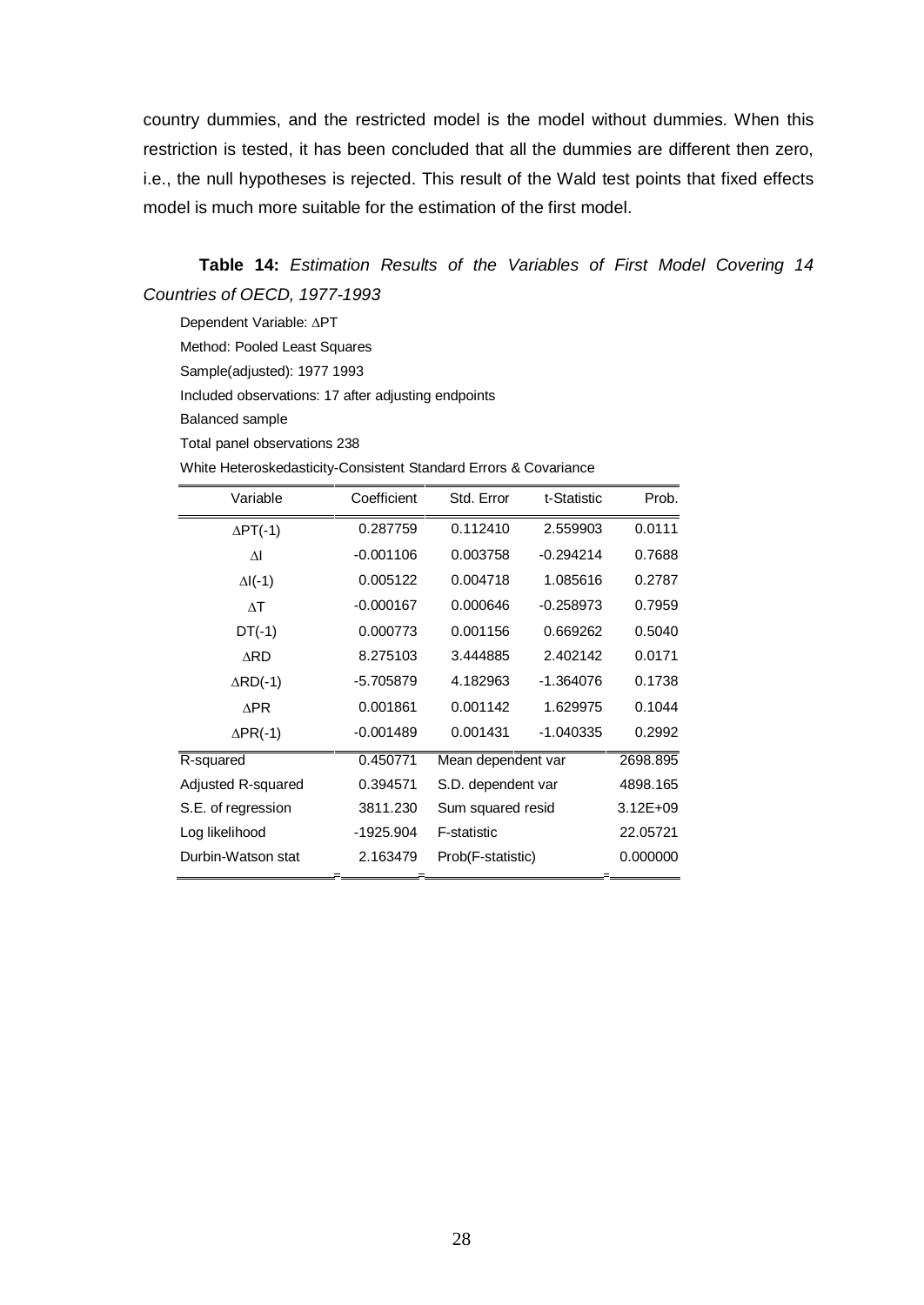country dummies, and the restricted model is the model without dummies. When this restriction is tested, it has been concluded that all the dummies are different then zero, i.e., the null hypotheses is rejected. This result of the Wald test points that fixed effects model is much more suitable for the estimation of the first model.

**Table 14:** *Estimation Results of the Variables of First Model Covering 14 Countries of OECD, 1977-1993*

Dependent Variable: ∆PT
Method: Pooled Least Squares
Sample(adjusted): 1977 1993
Included observations: 17 after adjusting endpoints
Balanced sample
Total panel observations 238
White Heteroskedasticity-Consistent Standard Errors & Covariance

| Variable | Coefficient | Std. Error | t-Statistic | Prob. |
|---|---|---|---|---|
| ∆PT(-1) | 0.287759 | 0.112410 | 2.559903 | 0.0111 |
| ∆I | -0.001106 | 0.003758 | -0.294214 | 0.7688 |
| ∆I(-1) | 0.005122 | 0.004718 | 1.085616 | 0.2787 |
| ∆T | -0.000167 | 0.000646 | -0.258973 | 0.7959 |
| DT(-1) | 0.000773 | 0.001156 | 0.669262 | 0.5040 |
| ∆RD | 8.275103 | 3.444885 | 2.402142 | 0.0171 |
| ∆RD(-1) | -5.705879 | 4.182963 | -1.364076 | 0.1738 |
| ∆PR | 0.001861 | 0.001142 | 1.629975 | 0.1044 |
| ∆PR(-1) | -0.001489 | 0.001431 | -1.040335 | 0.2992 |

| | | | |
|---|---|---|---|
| R-squared | 0.450771 | Mean dependent var | 2698.895 |
| Adjusted R-squared | 0.394571 | S.D. dependent var | 4898.165 |
| S.E. of regression | 3811.230 | Sum squared resid | 3.12E+09 |
| Log likelihood | -1925.904 | F-statistic | 22.05721 |
| Durbin-Watson stat | 2.163479 | Prob(F-statistic) | 0.000000 |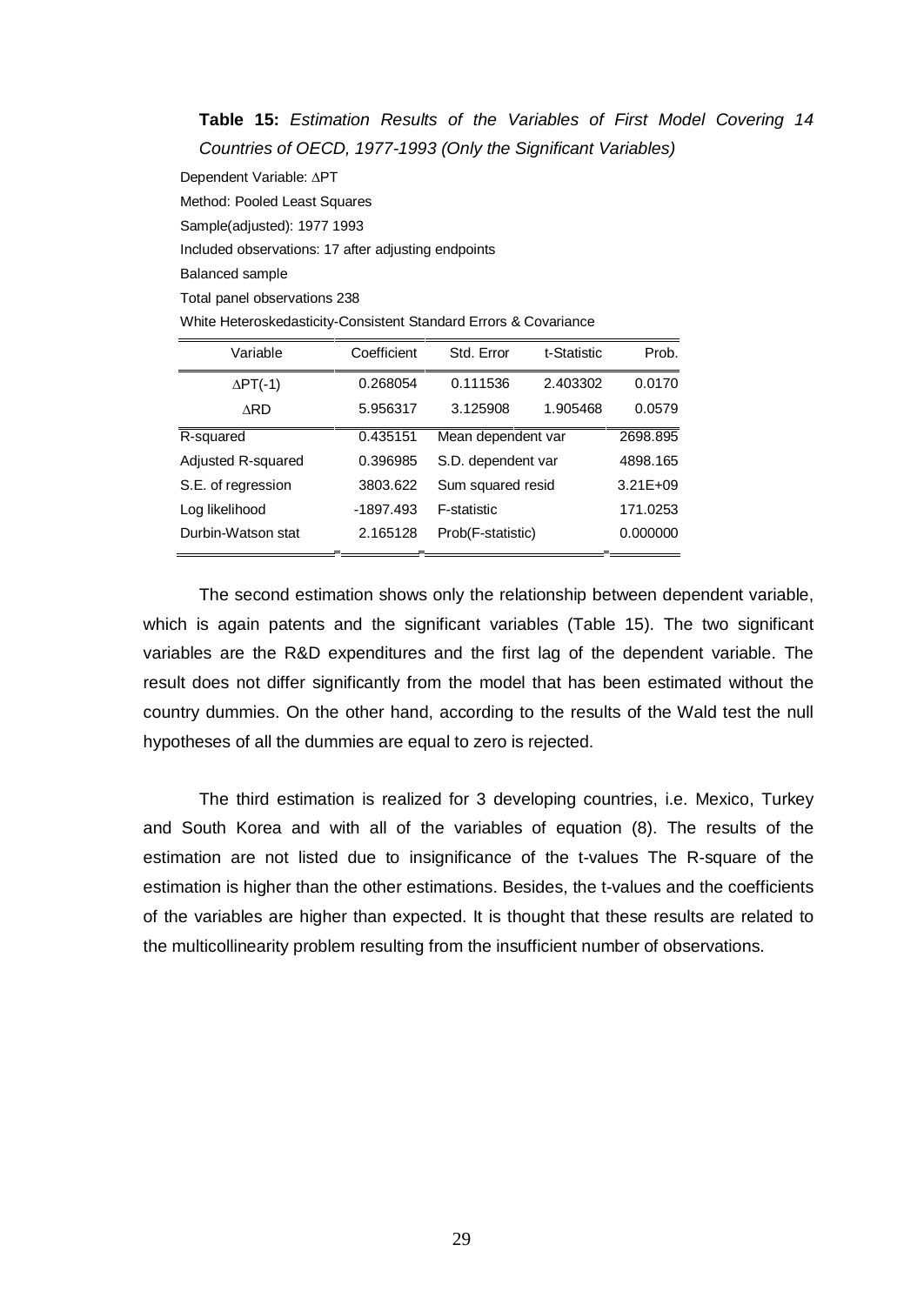**Table 15:** *Estimation Results of the Variables of First Model Covering 14 Countries of OECD, 1977-1993 (Only the Significant Variables)*

Dependent Variable: $\Delta$PT

Method: Pooled Least Squares

Sample(adjusted): 1977 1993

Included observations: 17 after adjusting endpoints

Balanced sample

Total panel observations 238

White Heteroskedasticity-Consistent Standard Errors & Covariance

| Variable | Coefficient | Std. Error | t-Statistic | Prob. |
|---|---|---|---|---|
| $\Delta$PT(-1) | 0.268054 | 0.111536 | 2.403302 | 0.0170 |
| $\Delta$RD | 5.956317 | 3.125908 | 1.905468 | 0.0579 |
| R-squared | 0.435151 | Mean dependent var | | 2698.895 |
| Adjusted R-squared | 0.396985 | S.D. dependent var | | 4898.165 |
| S.E. of regression | 3803.622 | Sum squared resid | | 3.21E+09 |
| Log likelihood | -1897.493 | F-statistic | | 171.0253 |
| Durbin-Watson stat | 2.165128 | Prob(F-statistic) | | 0.000000 |

The second estimation shows only the relationship between dependent variable, which is again patents and the significant variables (Table 15). The two significant variables are the R&D expenditures and the first lag of the dependent variable. The result does not differ significantly from the model that has been estimated without the country dummies. On the other hand, according to the results of the Wald test the null hypotheses of all the dummies are equal to zero is rejected.

The third estimation is realized for 3 developing countries, i.e. Mexico, Turkey and South Korea and with all of the variables of equation (8). The results of the estimation are not listed due to insignificance of the t-values The R-square of the estimation is higher than the other estimations. Besides, the t-values and the coefficients of the variables are higher than expected. It is thought that these results are related to the multicollinearity problem resulting from the insufficient number of observations.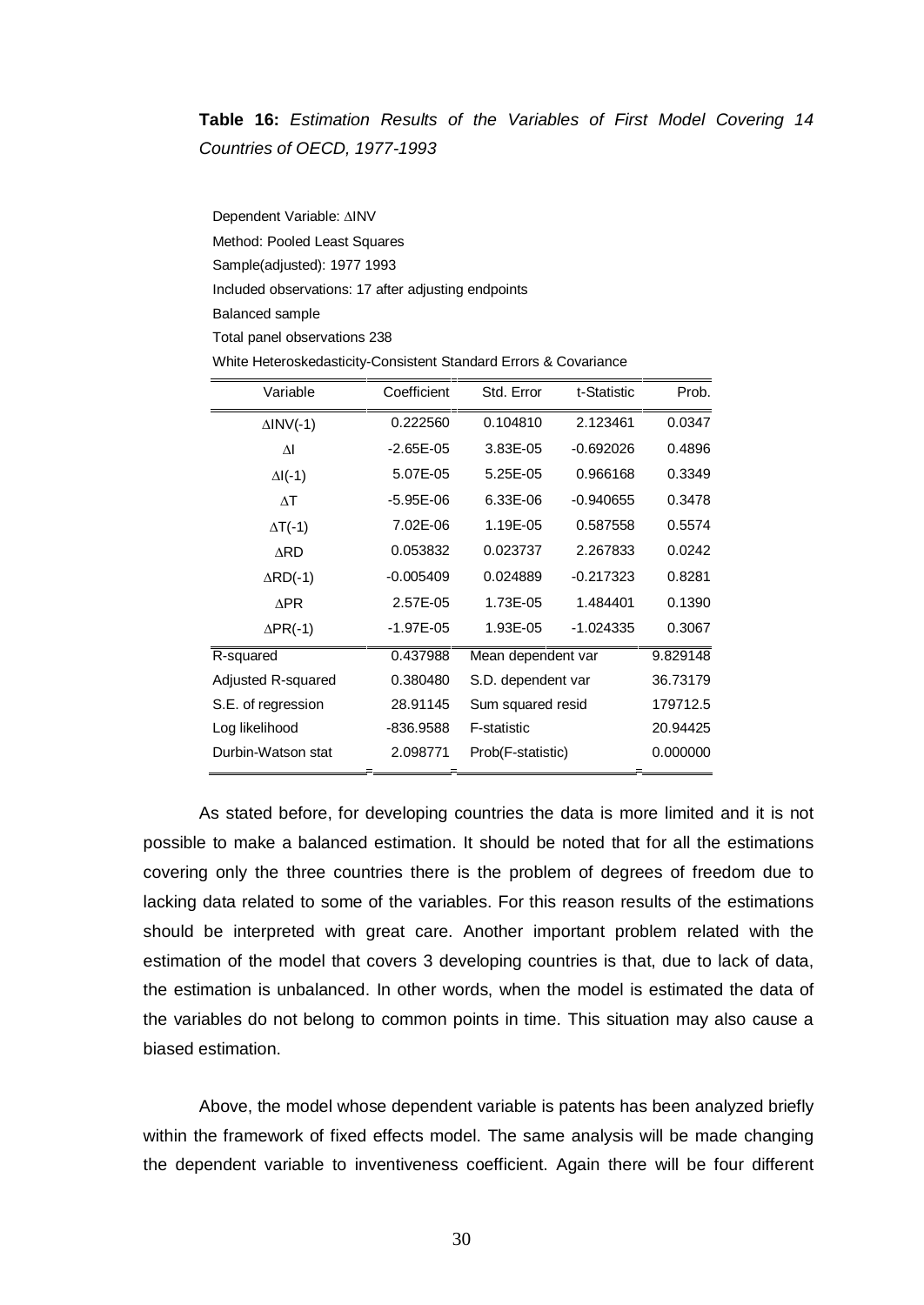**Table 16:** *Estimation Results of the Variables of First Model Covering 14 Countries of OECD, 1977-1993*

Dependent Variable: ΔINV
Method: Pooled Least Squares
Sample(adjusted): 1977 1993
Included observations: 17 after adjusting endpoints
Balanced sample
Total panel observations 238
White Heteroskedasticity-Consistent Standard Errors & Covariance

| Variable | Coefficient | Std. Error | t-Statistic | Prob. |
|---|---|---|---|---|
| ΔINV(-1) | 0.222560 | 0.104810 | 2.123461 | 0.0347 |
| ΔI | -2.65E-05 | 3.83E-05 | -0.692026 | 0.4896 |
| ΔI(-1) | 5.07E-05 | 5.25E-05 | 0.966168 | 0.3349 |
| ΔT | -5.95E-06 | 6.33E-06 | -0.940655 | 0.3478 |
| ΔT(-1) | 7.02E-06 | 1.19E-05 | 0.587558 | 0.5574 |
| ΔRD | 0.053832 | 0.023737 | 2.267833 | 0.0242 |
| ΔRD(-1) | -0.005409 | 0.024889 | -0.217323 | 0.8281 |
| ΔPR | 2.57E-05 | 1.73E-05 | 1.484401 | 0.1390 |
| ΔPR(-1) | -1.97E-05 | 1.93E-05 | -1.024335 | 0.3067 |
| R-squared | 0.437988 | Mean dependent var | | 9.829148 |
| Adjusted R-squared | 0.380480 | S.D. dependent var | | 36.73179 |
| S.E. of regression | 28.91145 | Sum squared resid | | 179712.5 |
| Log likelihood | -836.9588 | F-statistic | | 20.94425 |
| Durbin-Watson stat | 2.098771 | Prob(F-statistic) | | 0.000000 |

As stated before, for developing countries the data is more limited and it is not possible to make a balanced estimation. It should be noted that for all the estimations covering only the three countries there is the problem of degrees of freedom due to lacking data related to some of the variables. For this reason results of the estimations should be interpreted with great care. Another important problem related with the estimation of the model that covers 3 developing countries is that, due to lack of data, the estimation is unbalanced. In other words, when the model is estimated the data of the variables do not belong to common points in time. This situation may also cause a biased estimation.

Above, the model whose dependent variable is patents has been analyzed briefly within the framework of fixed effects model. The same analysis will be made changing the dependent variable to inventiveness coefficient. Again there will be four different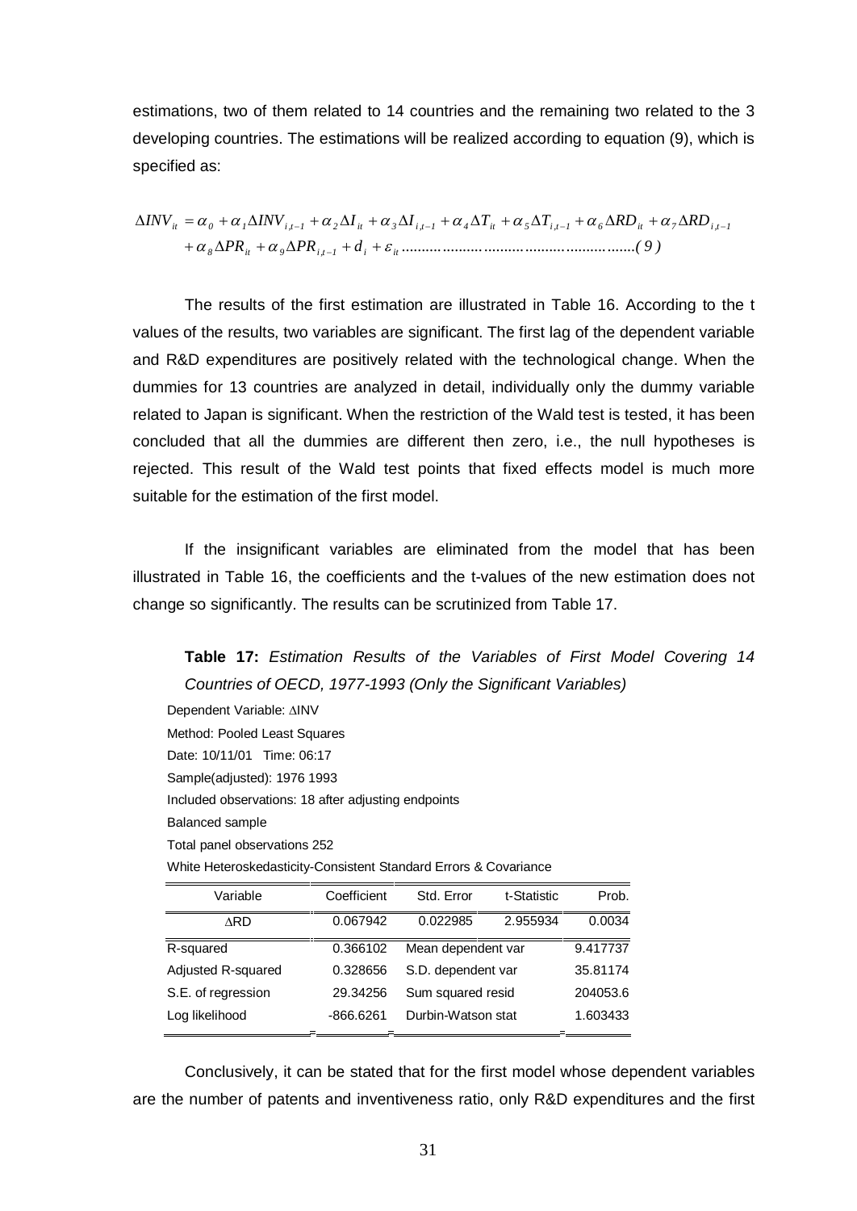estimations, two of them related to 14 countries and the remaining two related to the 3 developing countries. The estimations will be realized according to equation (9), which is specified as:

$$\Delta INV_{it} = \alpha_0 + \alpha_1 \Delta INV_{i,t-1} + \alpha_2 \Delta I_{it} + \alpha_3 \Delta I_{i,t-1} + \alpha_4 \Delta T_{it} + \alpha_5 \Delta T_{i,t-1} + \alpha_6 \Delta RD_{it} + \alpha_7 \Delta RD_{i,t-1} + \alpha_8 \Delta PR_{it} + \alpha_9 \Delta PR_{i,t-1} + d_i + \varepsilon_{it} \quad (9)$$

The results of the first estimation are illustrated in Table 16. According to the t values of the results, two variables are significant. The first lag of the dependent variable and R&D expenditures are positively related with the technological change. When the dummies for 13 countries are analyzed in detail, individually only the dummy variable related to Japan is significant. When the restriction of the Wald test is tested, it has been concluded that all the dummies are different then zero, i.e., the null hypotheses is rejected. This result of the Wald test points that fixed effects model is much more suitable for the estimation of the first model.

If the insignificant variables are eliminated from the model that has been illustrated in Table 16, the coefficients and the t-values of the new estimation does not change so significantly. The results can be scrutinized from Table 17.

**Table 17:** *Estimation Results of the Variables of First Model Covering 14 Countries of OECD, 1977-1993 (Only the Significant Variables)*

Dependent Variable: ΔINV
Method: Pooled Least Squares
Date: 10/11/01 Time: 06:17
Sample(adjusted): 1976 1993
Included observations: 18 after adjusting endpoints
Balanced sample
Total panel observations 252
White Heteroskedasticity-Consistent Standard Errors & Covariance

| Variable | Coefficient | Std. Error | t-Statistic | Prob. |
|---|---|---|---|---|
| ΔRD | 0.067942 | 0.022985 | 2.955934 | 0.0034 |
| R-squared | 0.366102 | Mean dependent var | | 9.417737 |
| Adjusted R-squared | 0.328656 | S.D. dependent var | | 35.81174 |
| S.E. of regression | 29.34256 | Sum squared resid | | 204053.6 |
| Log likelihood | -866.6261 | Durbin-Watson stat | | 1.603433 |

Conclusively, it can be stated that for the first model whose dependent variables are the number of patents and inventiveness ratio, only R&D expenditures and the first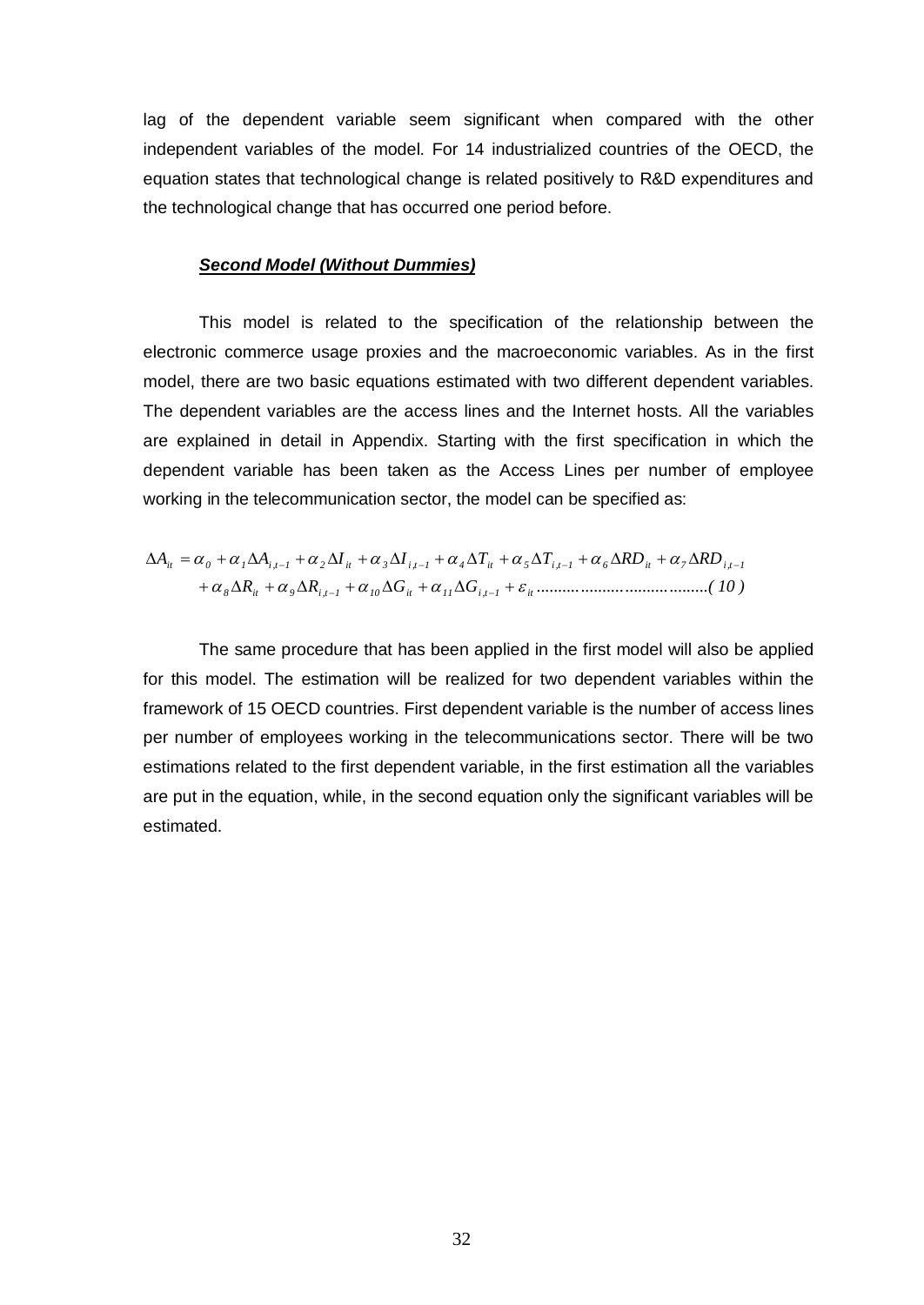lag of the dependent variable seem significant when compared with the other independent variables of the model. For 14 industrialized countries of the OECD, the equation states that technological change is related positively to R&D expenditures and the technological change that has occurred one period before.

***Second Model (Without Dummies)***

This model is related to the specification of the relationship between the electronic commerce usage proxies and the macroeconomic variables. As in the first model, there are two basic equations estimated with two different dependent variables. The dependent variables are the access lines and the Internet hosts. All the variables are explained in detail in Appendix. Starting with the first specification in which the dependent variable has been taken as the Access Lines per number of employee working in the telecommunication sector, the model can be specified as:

$$\Delta A_{it} = \alpha_0 + \alpha_1 \Delta A_{i,t-1} + \alpha_2 \Delta I_{it} + \alpha_3 \Delta I_{i,t-1} + \alpha_4 \Delta T_{it} + \alpha_5 \Delta T_{i,t-1} + \alpha_6 \Delta RD_{it} + \alpha_7 \Delta RD_{i,t-1}$$
$$+ \alpha_8 \Delta R_{it} + \alpha_9 \Delta R_{i,t-1} + \alpha_{10} \Delta G_{it} + \alpha_{11} \Delta G_{i,t-1} + \varepsilon_{it} \text{.................................} (10)$$

The same procedure that has been applied in the first model will also be applied for this model. The estimation will be realized for two dependent variables within the framework of 15 OECD countries. First dependent variable is the number of access lines per number of employees working in the telecommunications sector. There will be two estimations related to the first dependent variable, in the first estimation all the variables are put in the equation, while, in the second equation only the significant variables will be estimated.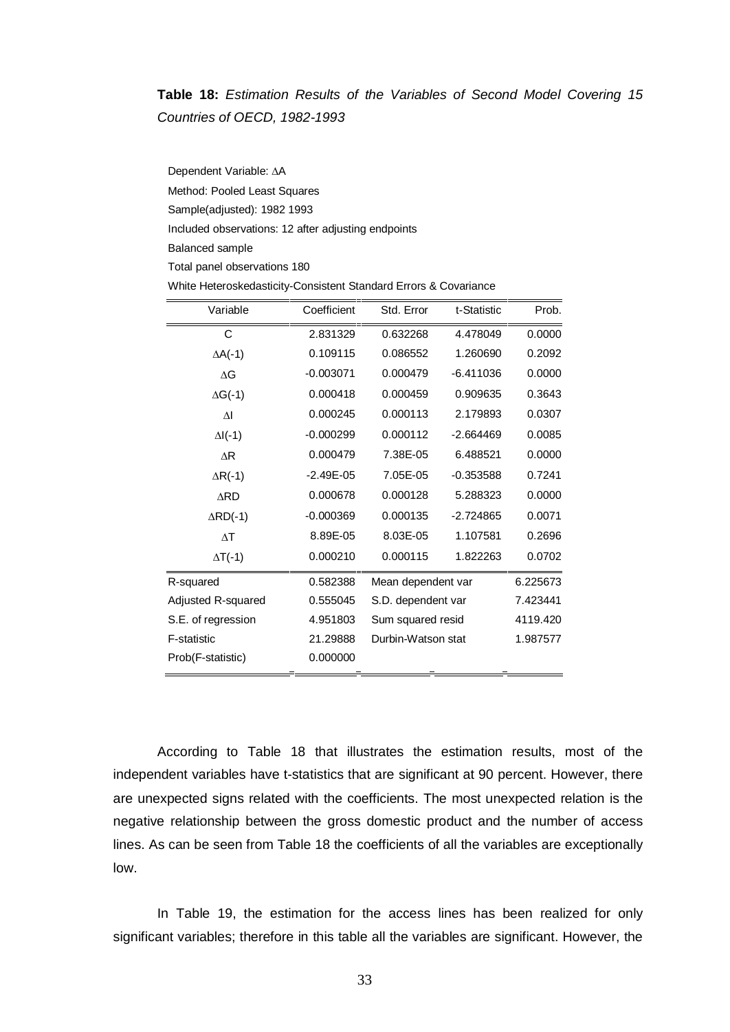**Table 18:** *Estimation Results of the Variables of Second Model Covering 15 Countries of OECD, 1982-1993*

Dependent Variable: ΔA

Method: Pooled Least Squares

Sample(adjusted): 1982 1993

Included observations: 12 after adjusting endpoints

Balanced sample

Total panel observations 180

White Heteroskedasticity-Consistent Standard Errors & Covariance

| Variable | Coefficient | Std. Error | t-Statistic | Prob. |
|---|---|---|---|---|
| C | 2.831329 | 0.632268 | 4.478049 | 0.0000 |
| ΔA(-1) | 0.109115 | 0.086552 | 1.260690 | 0.2092 |
| ΔG | -0.003071 | 0.000479 | -6.411036 | 0.0000 |
| ΔG(-1) | 0.000418 | 0.000459 | 0.909635 | 0.3643 |
| ΔI | 0.000245 | 0.000113 | 2.179893 | 0.0307 |
| ΔI(-1) | -0.000299 | 0.000112 | -2.664469 | 0.0085 |
| ΔR | 0.000479 | 7.38E-05 | 6.488521 | 0.0000 |
| ΔR(-1) | -2.49E-05 | 7.05E-05 | -0.353588 | 0.7241 |
| ΔRD | 0.000678 | 0.000128 | 5.288323 | 0.0000 |
| ΔRD(-1) | -0.000369 | 0.000135 | -2.724865 | 0.0071 |
| ΔT | 8.89E-05 | 8.03E-05 | 1.107581 | 0.2696 |
| ΔT(-1) | 0.000210 | 0.000115 | 1.822263 | 0.0702 |
| R-squared | 0.582388 | Mean dependent var | | 6.225673 |
| Adjusted R-squared | 0.555045 | S.D. dependent var | | 7.423441 |
| S.E. of regression | 4.951803 | Sum squared resid | | 4119.420 |
| F-statistic | 21.29888 | Durbin-Watson stat | | 1.987577 |
| Prob(F-statistic) | 0.000000 | | | |

According to Table 18 that illustrates the estimation results, most of the independent variables have t-statistics that are significant at 90 percent. However, there are unexpected signs related with the coefficients. The most unexpected relation is the negative relationship between the gross domestic product and the number of access lines. As can be seen from Table 18 the coefficients of all the variables are exceptionally low.

In Table 19, the estimation for the access lines has been realized for only significant variables; therefore in this table all the variables are significant. However, the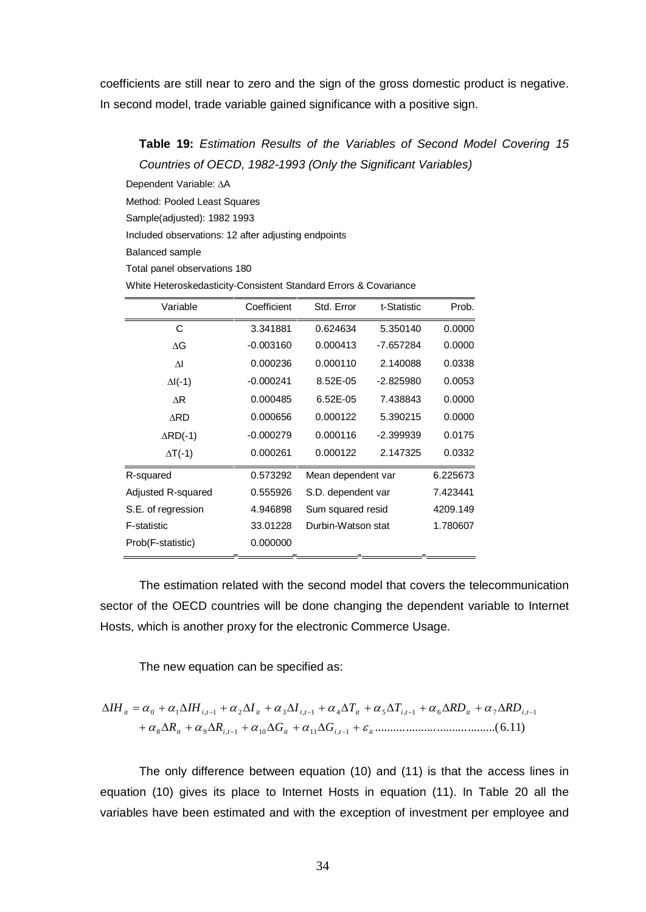coefficients are still near to zero and the sign of the gross domestic product is negative. In second model, trade variable gained significance with a positive sign.

**Table 19:** *Estimation Results of the Variables of Second Model Covering 15 Countries of OECD, 1982-1993 (Only the Significant Variables)*

Dependent Variable: ΔA
Method: Pooled Least Squares
Sample(adjusted): 1982 1993
Included observations: 12 after adjusting endpoints
Balanced sample
Total panel observations 180
White Heteroskedasticity-Consistent Standard Errors & Covariance

| Variable | Coefficient | Std. Error | t-Statistic | Prob. |
|---|---|---|---|---|
| C | 3.341881 | 0.624634 | 5.350140 | 0.0000 |
| ΔG | -0.003160 | 0.000413 | -7.657284 | 0.0000 |
| ΔI | 0.000236 | 0.000110 | 2.140088 | 0.0338 |
| ΔI(-1) | -0.000241 | 8.52E-05 | -2.825980 | 0.0053 |
| ΔR | 0.000485 | 6.52E-05 | 7.438843 | 0.0000 |
| ΔRD | 0.000656 | 0.000122 | 5.390215 | 0.0000 |
| ΔRD(-1) | -0.000279 | 0.000116 | -2.399939 | 0.0175 |
| ΔT(-1) | 0.000261 | 0.000122 | 2.147325 | 0.0332 |
| R-squared | 0.573292 | Mean dependent var | | 6.225673 |
| Adjusted R-squared | 0.555926 | S.D. dependent var | | 7.423441 |
| S.E. of regression | 4.946898 | Sum squared resid | | 4209.149 |
| F-statistic | 33.01228 | Durbin-Watson stat | | 1.780607 |
| Prob(F-statistic) | 0.000000 | | | |

The estimation related with the second model that covers the telecommunication sector of the OECD countries will be done changing the dependent variable to Internet Hosts, which is another proxy for the electronic Commerce Usage.

The new equation can be specified as:

$$\Delta IH_{it} = \alpha_0 + \alpha_1 \Delta IH_{i,t-1} + \alpha_2 \Delta I_{it} + \alpha_3 \Delta I_{i,t-1} + \alpha_4 \Delta T_{it} + \alpha_5 \Delta T_{i,t-1} + \alpha_6 \Delta RD_{it} + \alpha_7 \Delta RD_{i,t-1} + \alpha_8 \Delta R_{it} + \alpha_9 \Delta R_{i,t-1} + \alpha_{10} \Delta G_{it} + \alpha_{11} \Delta G_{i,t-1} + \varepsilon_{it} \quad (6.11)$$

The only difference between equation (10) and (11) is that the access lines in equation (10) gives its place to Internet Hosts in equation (11). In Table 20 all the variables have been estimated and with the exception of investment per employee and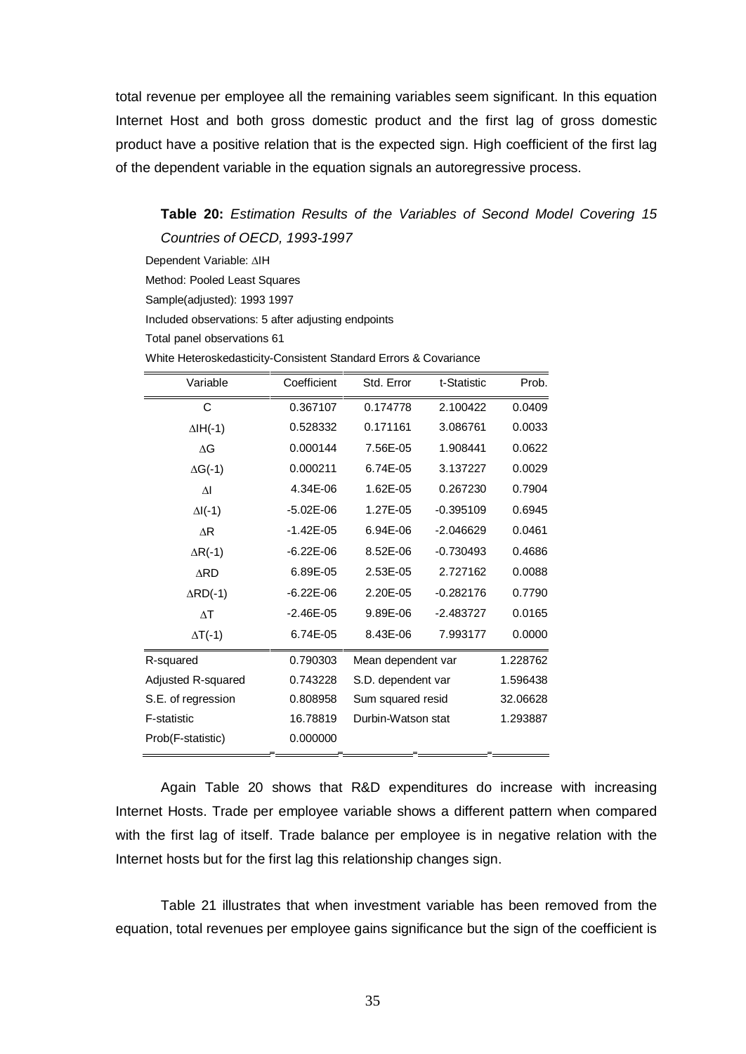total revenue per employee all the remaining variables seem significant. In this equation Internet Host and both gross domestic product and the first lag of gross domestic product have a positive relation that is the expected sign. High coefficient of the first lag of the dependent variable in the equation signals an autoregressive process.

**Table 20:** *Estimation Results of the Variables of Second Model Covering 15 Countries of OECD, 1993-1997*

Dependent Variable: ΔIH

Method: Pooled Least Squares

Sample(adjusted): 1993 1997

Included observations: 5 after adjusting endpoints

Total panel observations 61

White Heteroskedasticity-Consistent Standard Errors & Covariance

| Variable | Coefficient | Std. Error | t-Statistic | Prob. |
|---|---|---|---|---|
| C | 0.367107 | 0.174778 | 2.100422 | 0.0409 |
| ΔIH(-1) | 0.528332 | 0.171161 | 3.086761 | 0.0033 |
| ΔG | 0.000144 | 7.56E-05 | 1.908441 | 0.0622 |
| ΔG(-1) | 0.000211 | 6.74E-05 | 3.137227 | 0.0029 |
| ΔI | 4.34E-06 | 1.62E-05 | 0.267230 | 0.7904 |
| ΔI(-1) | -5.02E-06 | 1.27E-05 | -0.395109 | 0.6945 |
| ΔR | -1.42E-05 | 6.94E-06 | -2.046629 | 0.0461 |
| ΔR(-1) | -6.22E-06 | 8.52E-06 | -0.730493 | 0.4686 |
| ΔRD | 6.89E-05 | 2.53E-05 | 2.727162 | 0.0088 |
| ΔRD(-1) | -6.22E-06 | 2.20E-05 | -0.282176 | 0.7790 |
| ΔT | -2.46E-05 | 9.89E-06 | -2.483727 | 0.0165 |
| ΔT(-1) | 6.74E-05 | 8.43E-06 | 7.993177 | 0.0000 |
| R-squared | 0.790303 | Mean dependent var | | 1.228762 |
| Adjusted R-squared | 0.743228 | S.D. dependent var | | 1.596438 |
| S.E. of regression | 0.808958 | Sum squared resid | | 32.06628 |
| F-statistic | 16.78819 | Durbin-Watson stat | | 1.293887 |
| Prob(F-statistic) | 0.000000 | | | |

Again Table 20 shows that R&D expenditures do increase with increasing Internet Hosts. Trade per employee variable shows a different pattern when compared with the first lag of itself. Trade balance per employee is in negative relation with the Internet hosts but for the first lag this relationship changes sign.

Table 21 illustrates that when investment variable has been removed from the equation, total revenues per employee gains significance but the sign of the coefficient is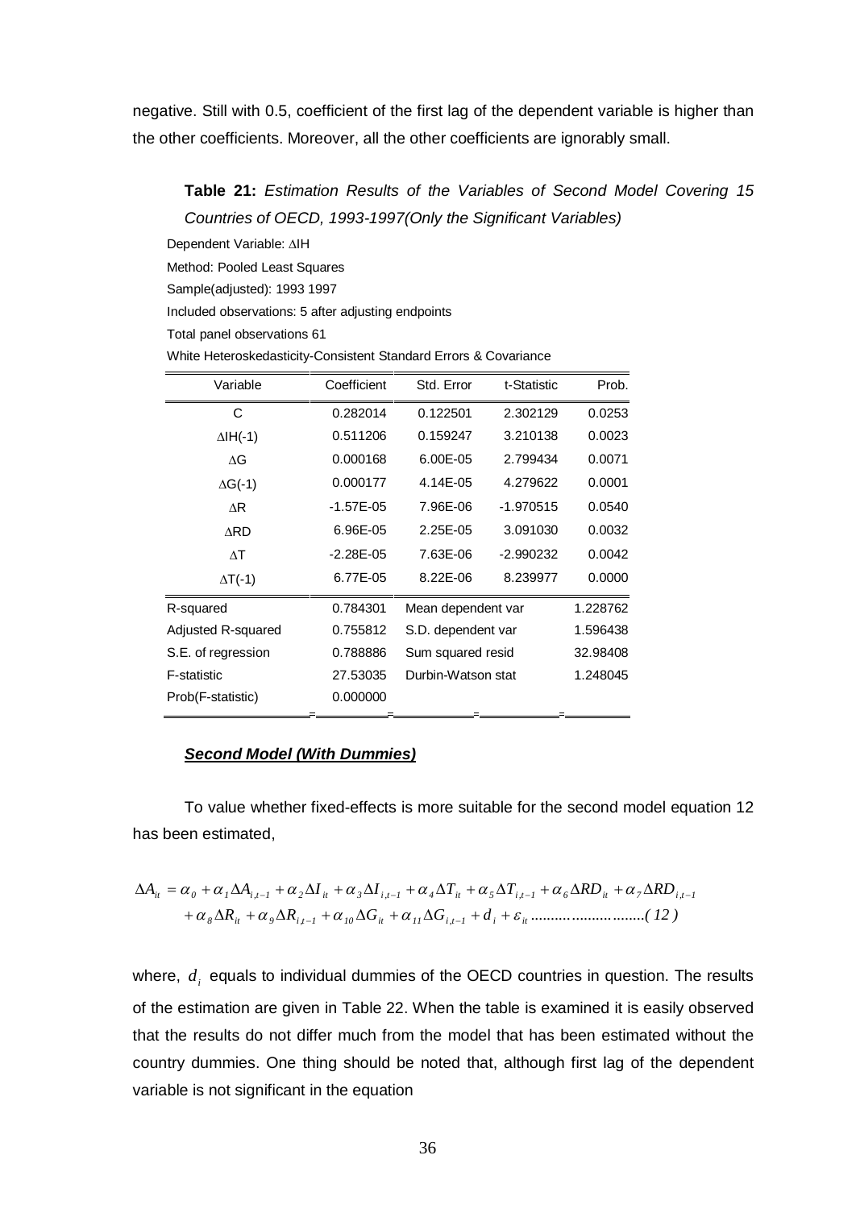negative. Still with 0.5, coefficient of the first lag of the dependent variable is higher than the other coefficients. Moreover, all the other coefficients are ignorably small.

**Table 21:** *Estimation Results of the Variables of Second Model Covering 15 Countries of OECD, 1993-1997(Only the Significant Variables)*

Dependent Variable: ΔIH

Method: Pooled Least Squares

Sample(adjusted): 1993 1997

Included observations: 5 after adjusting endpoints

Total panel observations 61

White Heteroskedasticity-Consistent Standard Errors & Covariance

| Variable | Coefficient | Std. Error | t-Statistic | Prob. |
|---|---|---|---|---|
| C | 0.282014 | 0.122501 | 2.302129 | 0.0253 |
| ΔIH(-1) | 0.511206 | 0.159247 | 3.210138 | 0.0023 |
| ΔG | 0.000168 | 6.00E-05 | 2.799434 | 0.0071 |
| ΔG(-1) | 0.000177 | 4.14E-05 | 4.279622 | 0.0001 |
| ΔR | -1.57E-05 | 7.96E-06 | -1.970515 | 0.0540 |
| ΔRD | 6.96E-05 | 2.25E-05 | 3.091030 | 0.0032 |
| ΔT | -2.28E-05 | 7.63E-06 | -2.990232 | 0.0042 |
| ΔT(-1) | 6.77E-05 | 8.22E-06 | 8.239977 | 0.0000 |
| R-squared | 0.784301 | Mean dependent var | | 1.228762 |
| Adjusted R-squared | 0.755812 | S.D. dependent var | | 1.596438 |
| S.E. of regression | 0.788886 | Sum squared resid | | 32.98408 |
| F-statistic | 27.53035 | Durbin-Watson stat | | 1.248045 |
| Prob(F-statistic) | 0.000000 | | | |

***Second Model (With Dummies)***

To value whether fixed-effects is more suitable for the second model equation 12 has been estimated,

$$\Delta A_{it} = \alpha_0 + \alpha_1 \Delta A_{i,t-1} + \alpha_2 \Delta I_{it} + \alpha_3 \Delta I_{i,t-1} + \alpha_4 \Delta T_{it} + \alpha_5 \Delta T_{i,t-1} + \alpha_6 \Delta RD_{it} + \alpha_7 \Delta RD_{i,t-1} + \alpha_8 \Delta R_{it} + \alpha_9 \Delta R_{i,t-1} + \alpha_{10} \Delta G_{it} + \alpha_{11} \Delta G_{i,t-1} + d_i + \varepsilon_{it} \qquad (12)$$

where, $d_i$ equals to individual dummies of the OECD countries in question. The results of the estimation are given in Table 22. When the table is examined it is easily observed that the results do not differ much from the model that has been estimated without the country dummies. One thing should be noted that, although first lag of the dependent variable is not significant in the equation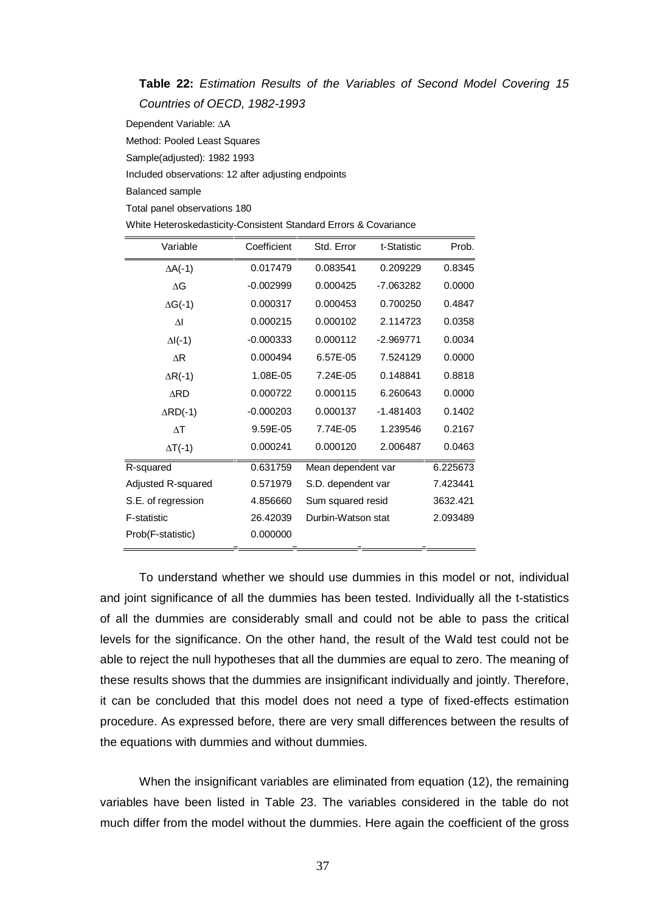**Table 22:** *Estimation Results of the Variables of Second Model Covering 15 Countries of OECD, 1982-1993*

Dependent Variable: $\Delta A$

Method: Pooled Least Squares

Sample(adjusted): 1982 1993

Included observations: 12 after adjusting endpoints

Balanced sample

Total panel observations 180

White Heteroskedasticity-Consistent Standard Errors & Covariance

| Variable | Coefficient | Std. Error | t-Statistic | Prob. |
|---|---|---|---|---|
| $\Delta A(-1)$ | 0.017479 | 0.083541 | 0.209229 | 0.8345 |
| $\Delta G$ | -0.002999 | 0.000425 | -7.063282 | 0.0000 |
| $\Delta G(-1)$ | 0.000317 | 0.000453 | 0.700250 | 0.4847 |
| $\Delta I$ | 0.000215 | 0.000102 | 2.114723 | 0.0358 |
| $\Delta I(-1)$ | -0.000333 | 0.000112 | -2.969771 | 0.0034 |
| $\Delta R$ | 0.000494 | 6.57E-05 | 7.524129 | 0.0000 |
| $\Delta R(-1)$ | 1.08E-05 | 7.24E-05 | 0.148841 | 0.8818 |
| $\Delta RD$ | 0.000722 | 0.000115 | 6.260643 | 0.0000 |
| $\Delta RD(-1)$ | -0.000203 | 0.000137 | -1.481403 | 0.1402 |
| $\Delta T$ | 9.59E-05 | 7.74E-05 | 1.239546 | 0.2167 |
| $\Delta T(-1)$ | 0.000241 | 0.000120 | 2.006487 | 0.0463 |
| R-squared | 0.631759 | Mean dependent var | | 6.225673 |
| Adjusted R-squared | 0.571979 | S.D. dependent var | | 7.423441 |
| S.E. of regression | 4.856660 | Sum squared resid | | 3632.421 |
| F-statistic | 26.42039 | Durbin-Watson stat | | 2.093489 |
| Prob(F-statistic) | 0.000000 | | | |

To understand whether we should use dummies in this model or not, individual and joint significance of all the dummies has been tested. Individually all the t-statistics of all the dummies are considerably small and could not be able to pass the critical levels for the significance. On the other hand, the result of the Wald test could not be able to reject the null hypotheses that all the dummies are equal to zero. The meaning of these results shows that the dummies are insignificant individually and jointly. Therefore, it can be concluded that this model does not need a type of fixed-effects estimation procedure. As expressed before, there are very small differences between the results of the equations with dummies and without dummies.

When the insignificant variables are eliminated from equation (12), the remaining variables have been listed in Table 23. The variables considered in the table do not much differ from the model without the dummies. Here again the coefficient of the gross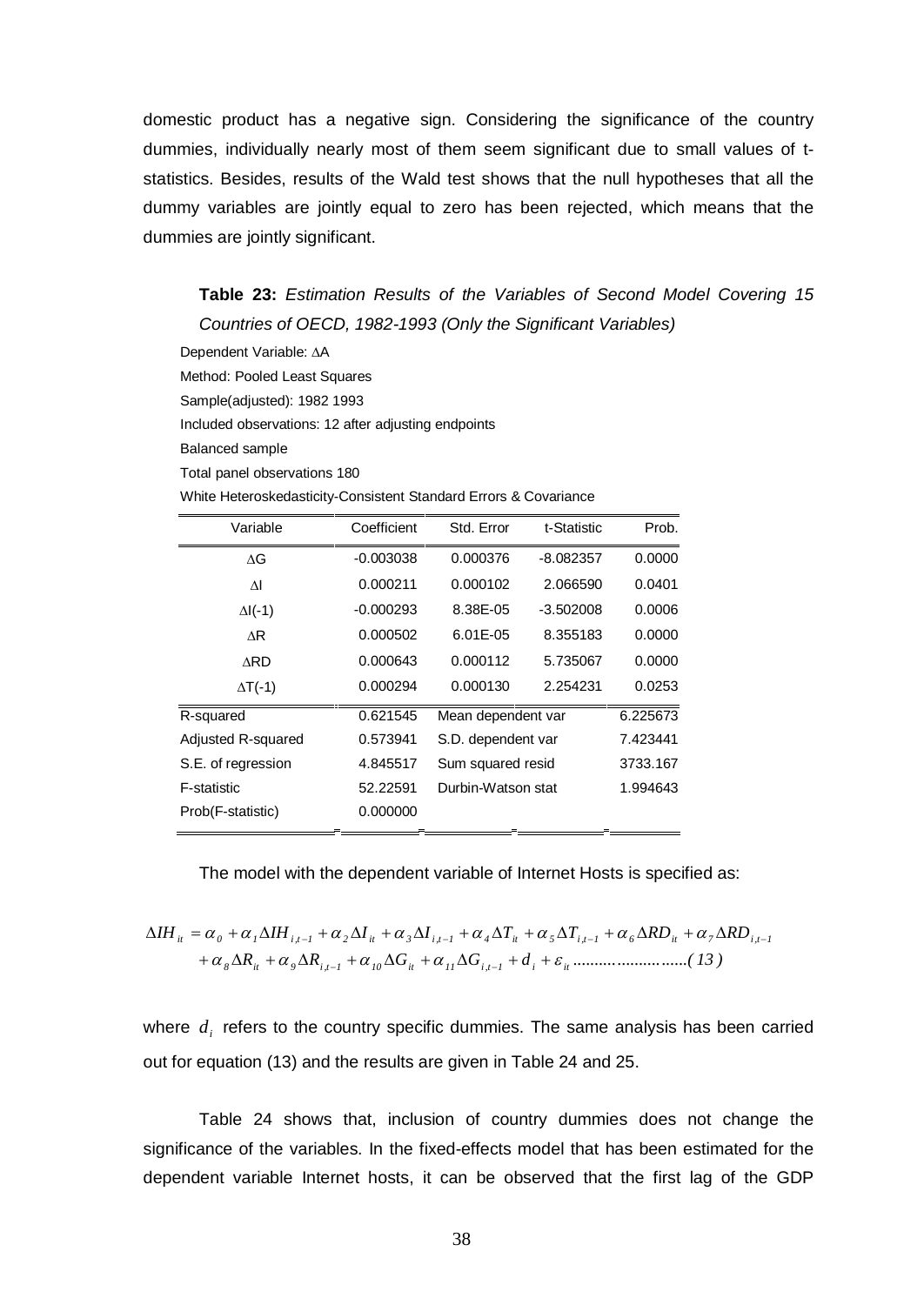domestic product has a negative sign. Considering the significance of the country dummies, individually nearly most of them seem significant due to small values of t-statistics. Besides, results of the Wald test shows that the null hypotheses that all the dummy variables are jointly equal to zero has been rejected, which means that the dummies are jointly significant.

**Table 23:** *Estimation Results of the Variables of Second Model Covering 15 Countries of OECD, 1982-1993 (Only the Significant Variables)*

Dependent Variable: ∆A
Method: Pooled Least Squares
Sample(adjusted): 1982 1993
Included observations: 12 after adjusting endpoints
Balanced sample
Total panel observations 180
White Heteroskedasticity-Consistent Standard Errors & Covariance

| Variable | Coefficient | Std. Error | t-Statistic | Prob. |
|---|---|---|---|---|
| ∆G | -0.003038 | 0.000376 | -8.082357 | 0.0000 |
| ∆I | 0.000211 | 0.000102 | 2.066590 | 0.0401 |
| ∆I(-1) | -0.000293 | 8.38E-05 | -3.502008 | 0.0006 |
| ∆R | 0.000502 | 6.01E-05 | 8.355183 | 0.0000 |
| ∆RD | 0.000643 | 0.000112 | 5.735067 | 0.0000 |
| ∆T(-1) | 0.000294 | 0.000130 | 2.254231 | 0.0253 |
| R-squared | 0.621545 | Mean dependent var | | 6.225673 |
| Adjusted R-squared | 0.573941 | S.D. dependent var | | 7.423441 |
| S.E. of regression | 4.845517 | Sum squared resid | | 3733.167 |
| F-statistic | 52.22591 | Durbin-Watson stat | | 1.994643 |
| Prob(F-statistic) | 0.000000 | | | |

The model with the dependent variable of Internet Hosts is specified as:

$$\Delta IH_{it} = \alpha_0 + \alpha_1 \Delta IH_{i,t-1} + \alpha_2 \Delta I_{it} + \alpha_3 \Delta I_{i,t-1} + \alpha_4 \Delta T_{it} + \alpha_5 \Delta T_{i,t-1} + \alpha_6 \Delta RD_{it} + \alpha_7 \Delta RD_{i,t-1} + \alpha_8 \Delta R_{it} + \alpha_9 \Delta R_{i,t-1} + \alpha_{10} \Delta G_{it} + \alpha_{11} \Delta G_{i,t-1} + d_i + \varepsilon_{it} \quad (13)$$

where $d_i$ refers to the country specific dummies. The same analysis has been carried out for equation (13) and the results are given in Table 24 and 25.

Table 24 shows that, inclusion of country dummies does not change the significance of the variables. In the fixed-effects model that has been estimated for the dependent variable Internet hosts, it can be observed that the first lag of the GDP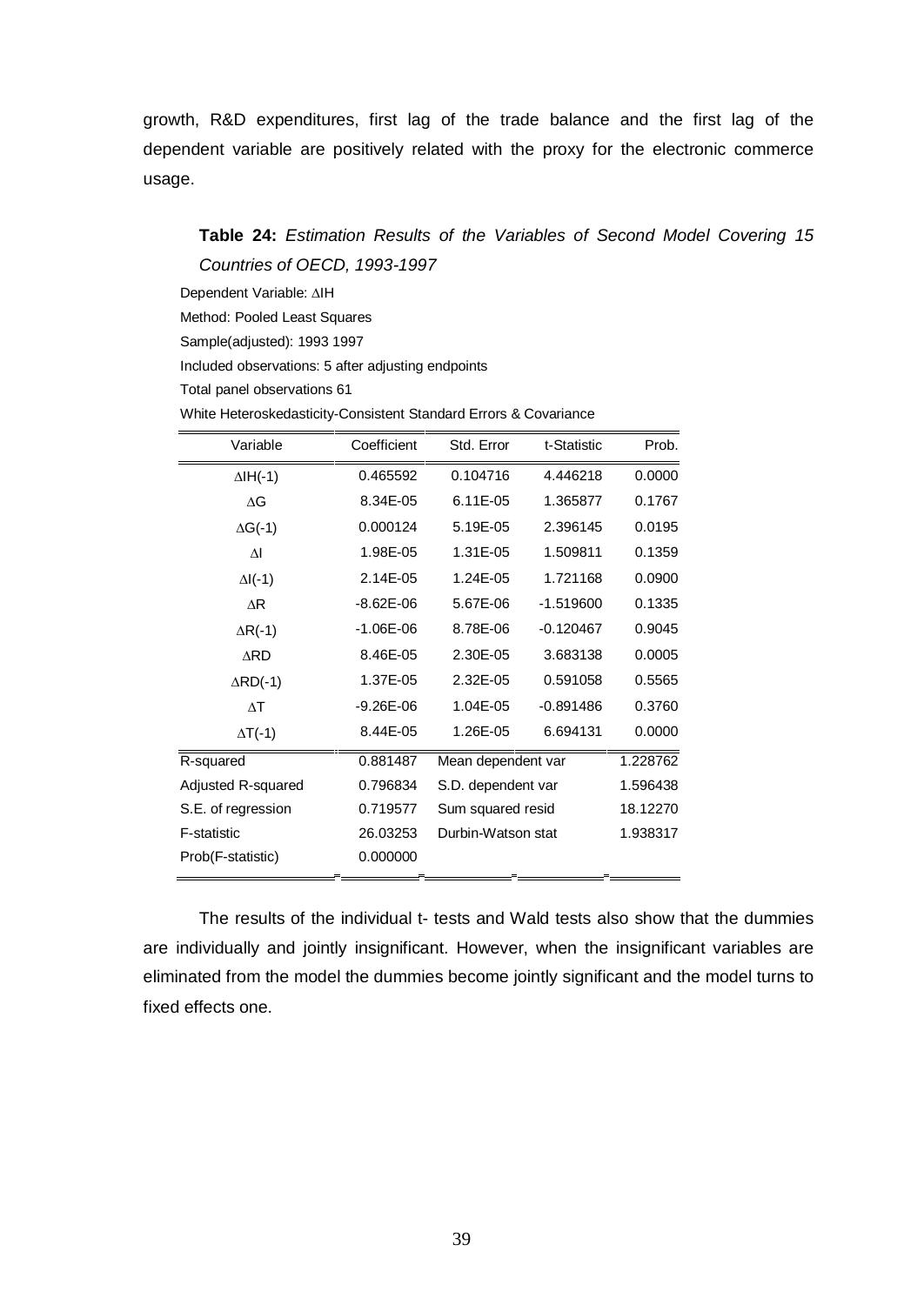growth, R&D expenditures, first lag of the trade balance and the first lag of the dependent variable are positively related with the proxy for the electronic commerce usage.

**Table 24:** *Estimation Results of the Variables of Second Model Covering 15 Countries of OECD, 1993-1997*

Dependent Variable: ΔIH
Method: Pooled Least Squares
Sample(adjusted): 1993 1997
Included observations: 5 after adjusting endpoints
Total panel observations 61
White Heteroskedasticity-Consistent Standard Errors & Covariance

| Variable | Coefficient | Std. Error | t-Statistic | Prob. |
|---|---|---|---|---|
| ΔIH(-1) | 0.465592 | 0.104716 | 4.446218 | 0.0000 |
| ΔG | 8.34E-05 | 6.11E-05 | 1.365877 | 0.1767 |
| ΔG(-1) | 0.000124 | 5.19E-05 | 2.396145 | 0.0195 |
| ΔI | 1.98E-05 | 1.31E-05 | 1.509811 | 0.1359 |
| ΔI(-1) | 2.14E-05 | 1.24E-05 | 1.721168 | 0.0900 |
| ΔR | -8.62E-06 | 5.67E-06 | -1.519600 | 0.1335 |
| ΔR(-1) | -1.06E-06 | 8.78E-06 | -0.120467 | 0.9045 |
| ΔRD | 8.46E-05 | 2.30E-05 | 3.683138 | 0.0005 |
| ΔRD(-1) | 1.37E-05 | 2.32E-05 | 0.591058 | 0.5565 |
| ΔT | -9.26E-06 | 1.04E-05 | -0.891486 | 0.3760 |
| ΔT(-1) | 8.44E-05 | 1.26E-05 | 6.694131 | 0.0000 |
| R-squared | 0.881487 | Mean dependent var | | 1.228762 |
| Adjusted R-squared | 0.796834 | S.D. dependent var | | 1.596438 |
| S.E. of regression | 0.719577 | Sum squared resid | | 18.12270 |
| F-statistic | 26.03253 | Durbin-Watson stat | | 1.938317 |
| Prob(F-statistic) | 0.000000 | | | |

The results of the individual t- tests and Wald tests also show that the dummies are individually and jointly insignificant. However, when the insignificant variables are eliminated from the model the dummies become jointly significant and the model turns to fixed effects one.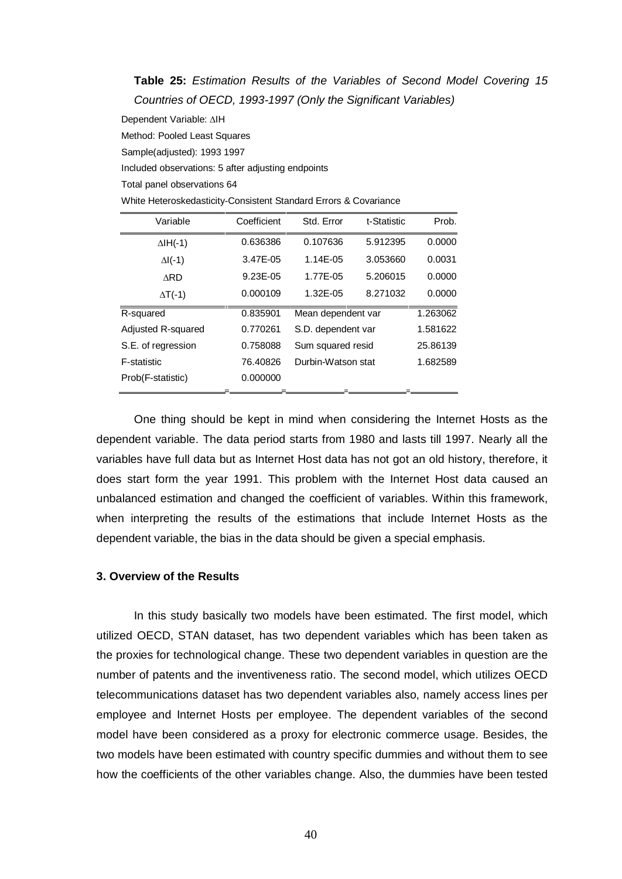**Table 25:** *Estimation Results of the Variables of Second Model Covering 15 Countries of OECD, 1993-1997 (Only the Significant Variables)*

Dependent Variable: ∆IH

Method: Pooled Least Squares

Sample(adjusted): 1993 1997

Included observations: 5 after adjusting endpoints

Total panel observations 64

White Heteroskedasticity-Consistent Standard Errors & Covariance

| Variable | Coefficient | Std. Error | t-Statistic | Prob. |
|---|---|---|---|---|
| ∆IH(-1) | 0.636386 | 0.107636 | 5.912395 | 0.0000 |
| ∆I(-1) | 3.47E-05 | 1.14E-05 | 3.053660 | 0.0031 |
| ∆RD | 9.23E-05 | 1.77E-05 | 5.206015 | 0.0000 |
| ∆T(-1) | 0.000109 | 1.32E-05 | 8.271032 | 0.0000 |
| R-squared | 0.835901 | Mean dependent var | | 1.263062 |
| Adjusted R-squared | 0.770261 | S.D. dependent var | | 1.581622 |
| S.E. of regression | 0.758088 | Sum squared resid | | 25.86139 |
| F-statistic | 76.40826 | Durbin-Watson stat | | 1.682589 |
| Prob(F-statistic) | 0.000000 | | | |

One thing should be kept in mind when considering the Internet Hosts as the dependent variable. The data period starts from 1980 and lasts till 1997. Nearly all the variables have full data but as Internet Host data has not got an old history, therefore, it does start form the year 1991. This problem with the Internet Host data caused an unbalanced estimation and changed the coefficient of variables. Within this framework, when interpreting the results of the estimations that include Internet Hosts as the dependent variable, the bias in the data should be given a special emphasis.

### 3. Overview of the Results

In this study basically two models have been estimated. The first model, which utilized OECD, STAN dataset, has two dependent variables which has been taken as the proxies for technological change. These two dependent variables in question are the number of patents and the inventiveness ratio. The second model, which utilizes OECD telecommunications dataset has two dependent variables also, namely access lines per employee and Internet Hosts per employee. The dependent variables of the second model have been considered as a proxy for electronic commerce usage. Besides, the two models have been estimated with country specific dummies and without them to see how the coefficients of the other variables change. Also, the dummies have been tested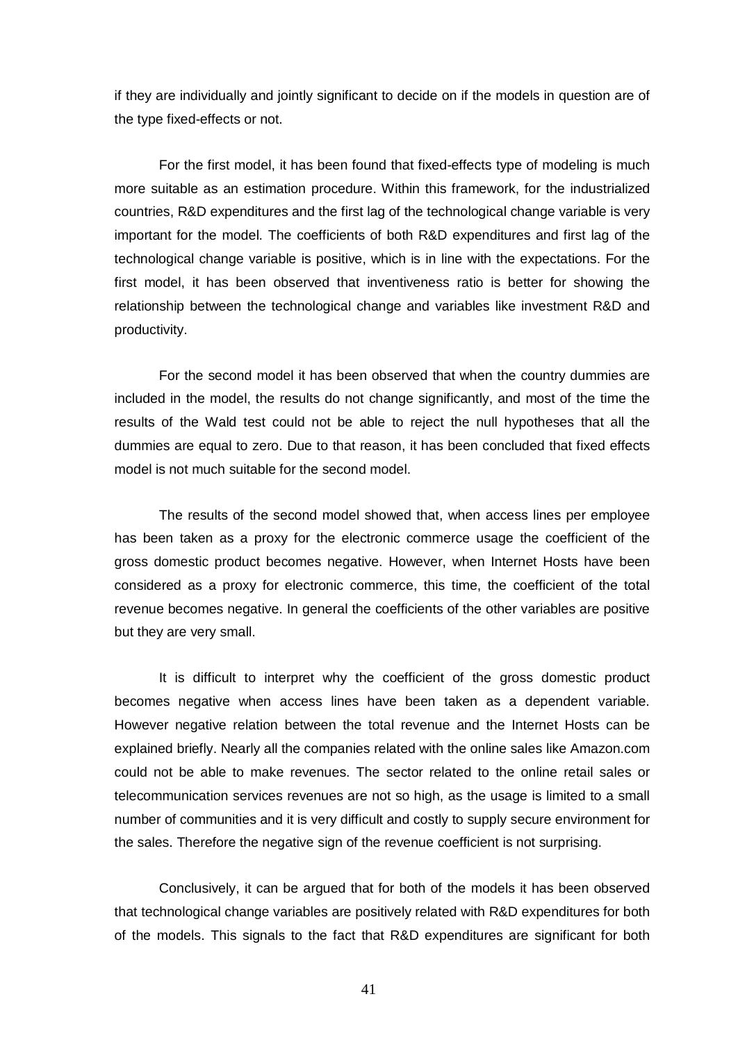if they are individually and jointly significant to decide on if the models in question are of the type fixed-effects or not.

For the first model, it has been found that fixed-effects type of modeling is much more suitable as an estimation procedure. Within this framework, for the industrialized countries, R&D expenditures and the first lag of the technological change variable is very important for the model. The coefficients of both R&D expenditures and first lag of the technological change variable is positive, which is in line with the expectations. For the first model, it has been observed that inventiveness ratio is better for showing the relationship between the technological change and variables like investment R&D and productivity.

For the second model it has been observed that when the country dummies are included in the model, the results do not change significantly, and most of the time the results of the Wald test could not be able to reject the null hypotheses that all the dummies are equal to zero. Due to that reason, it has been concluded that fixed effects model is not much suitable for the second model.

The results of the second model showed that, when access lines per employee has been taken as a proxy for the electronic commerce usage the coefficient of the gross domestic product becomes negative. However, when Internet Hosts have been considered as a proxy for electronic commerce, this time, the coefficient of the total revenue becomes negative. In general the coefficients of the other variables are positive but they are very small.

It is difficult to interpret why the coefficient of the gross domestic product becomes negative when access lines have been taken as a dependent variable. However negative relation between the total revenue and the Internet Hosts can be explained briefly. Nearly all the companies related with the online sales like Amazon.com could not be able to make revenues. The sector related to the online retail sales or telecommunication services revenues are not so high, as the usage is limited to a small number of communities and it is very difficult and costly to supply secure environment for the sales. Therefore the negative sign of the revenue coefficient is not surprising.

Conclusively, it can be argued that for both of the models it has been observed that technological change variables are positively related with R&D expenditures for both of the models. This signals to the fact that R&D expenditures are significant for both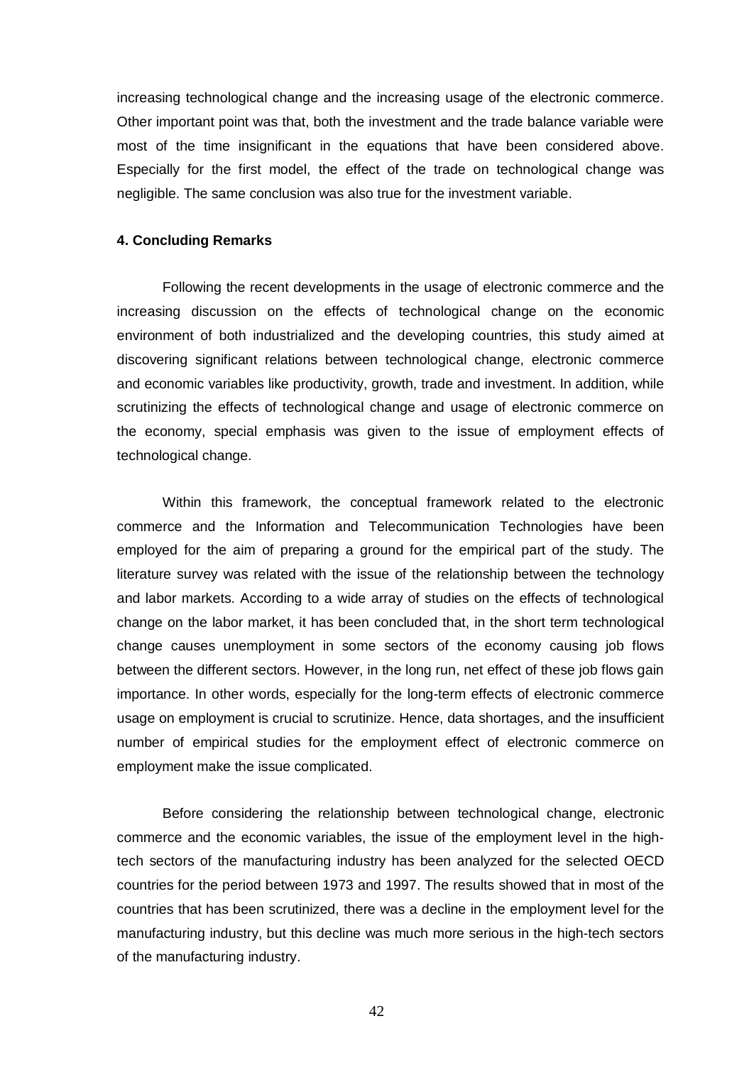increasing technological change and the increasing usage of the electronic commerce. Other important point was that, both the investment and the trade balance variable were most of the time insignificant in the equations that have been considered above. Especially for the first model, the effect of the trade on technological change was negligible. The same conclusion was also true for the investment variable.

## 4. Concluding Remarks

Following the recent developments in the usage of electronic commerce and the increasing discussion on the effects of technological change on the economic environment of both industrialized and the developing countries, this study aimed at discovering significant relations between technological change, electronic commerce and economic variables like productivity, growth, trade and investment. In addition, while scrutinizing the effects of technological change and usage of electronic commerce on the economy, special emphasis was given to the issue of employment effects of technological change.

Within this framework, the conceptual framework related to the electronic commerce and the Information and Telecommunication Technologies have been employed for the aim of preparing a ground for the empirical part of the study. The literature survey was related with the issue of the relationship between the technology and labor markets. According to a wide array of studies on the effects of technological change on the labor market, it has been concluded that, in the short term technological change causes unemployment in some sectors of the economy causing job flows between the different sectors. However, in the long run, net effect of these job flows gain importance. In other words, especially for the long-term effects of electronic commerce usage on employment is crucial to scrutinize. Hence, data shortages, and the insufficient number of empirical studies for the employment effect of electronic commerce on employment make the issue complicated.

Before considering the relationship between technological change, electronic commerce and the economic variables, the issue of the employment level in the high-tech sectors of the manufacturing industry has been analyzed for the selected OECD countries for the period between 1973 and 1997. The results showed that in most of the countries that has been scrutinized, there was a decline in the employment level for the manufacturing industry, but this decline was much more serious in the high-tech sectors of the manufacturing industry.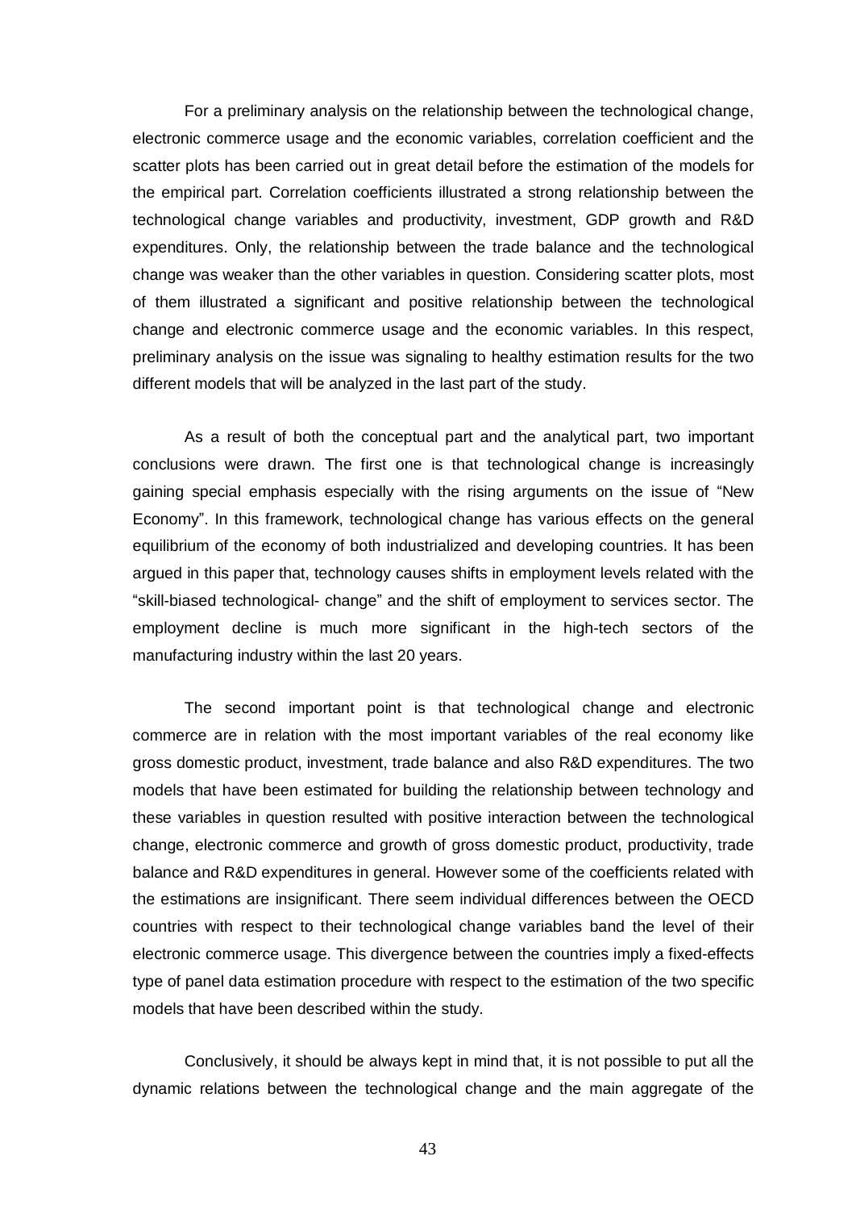For a preliminary analysis on the relationship between the technological change, electronic commerce usage and the economic variables, correlation coefficient and the scatter plots has been carried out in great detail before the estimation of the models for the empirical part. Correlation coefficients illustrated a strong relationship between the technological change variables and productivity, investment, GDP growth and R&D expenditures. Only, the relationship between the trade balance and the technological change was weaker than the other variables in question. Considering scatter plots, most of them illustrated a significant and positive relationship between the technological change and electronic commerce usage and the economic variables. In this respect, preliminary analysis on the issue was signaling to healthy estimation results for the two different models that will be analyzed in the last part of the study.

As a result of both the conceptual part and the analytical part, two important conclusions were drawn. The first one is that technological change is increasingly gaining special emphasis especially with the rising arguments on the issue of "New Economy". In this framework, technological change has various effects on the general equilibrium of the economy of both industrialized and developing countries. It has been argued in this paper that, technology causes shifts in employment levels related with the "skill-biased technological- change" and the shift of employment to services sector. The employment decline is much more significant in the high-tech sectors of the manufacturing industry within the last 20 years.

The second important point is that technological change and electronic commerce are in relation with the most important variables of the real economy like gross domestic product, investment, trade balance and also R&D expenditures. The two models that have been estimated for building the relationship between technology and these variables in question resulted with positive interaction between the technological change, electronic commerce and growth of gross domestic product, productivity, trade balance and R&D expenditures in general. However some of the coefficients related with the estimations are insignificant. There seem individual differences between the OECD countries with respect to their technological change variables band the level of their electronic commerce usage. This divergence between the countries imply a fixed-effects type of panel data estimation procedure with respect to the estimation of the two specific models that have been described within the study.

Conclusively, it should be always kept in mind that, it is not possible to put all the dynamic relations between the technological change and the main aggregate of the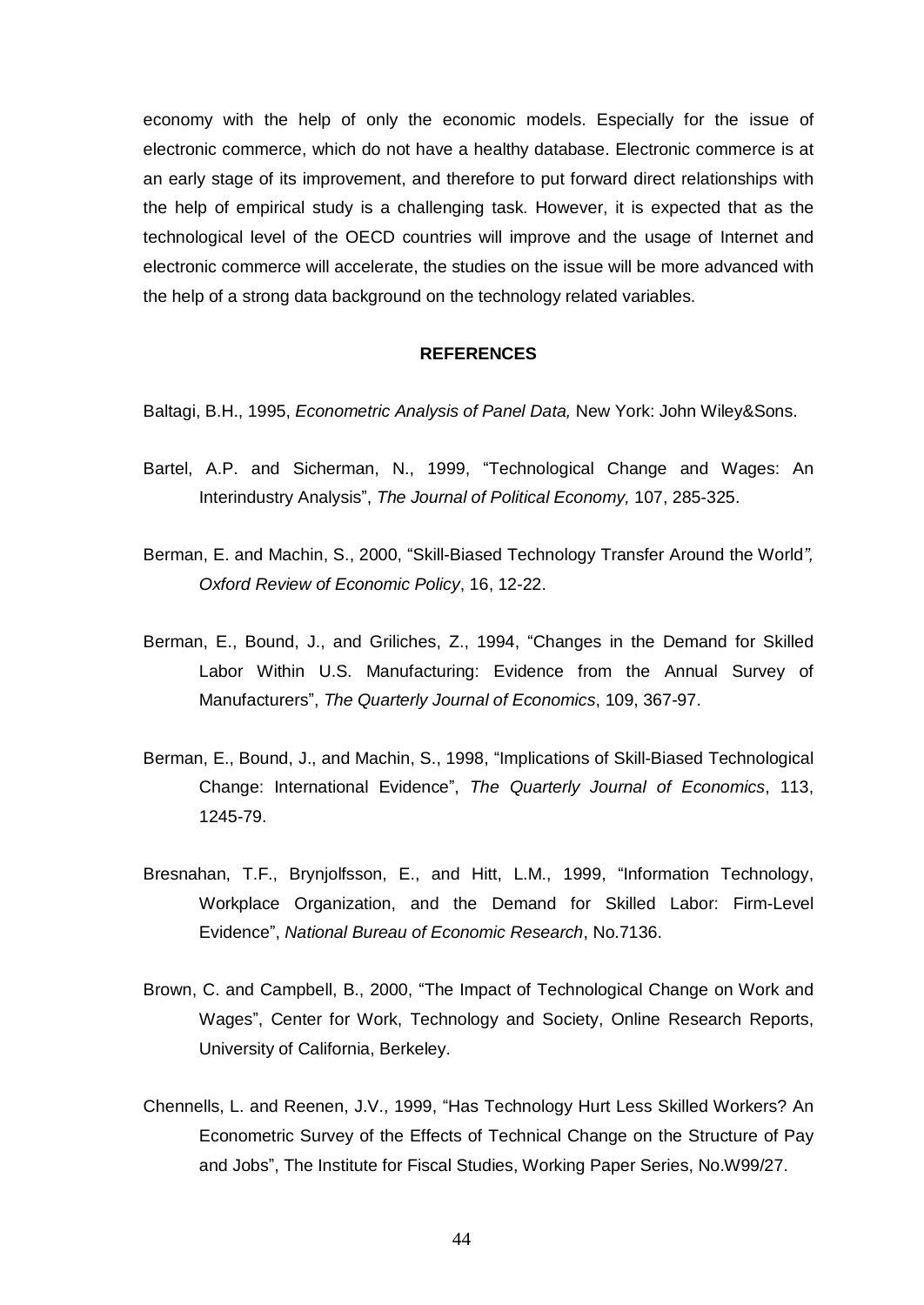economy with the help of only the economic models. Especially for the issue of electronic commerce, which do not have a healthy database. Electronic commerce is at an early stage of its improvement, and therefore to put forward direct relationships with the help of empirical study is a challenging task. However, it is expected that as the technological level of the OECD countries will improve and the usage of Internet and electronic commerce will accelerate, the studies on the issue will be more advanced with the help of a strong data background on the technology related variables.

## REFERENCES

Baltagi, B.H., 1995, *Econometric Analysis of Panel Data,* New York: John Wiley&Sons.

Bartel, A.P. and Sicherman, N., 1999, "Technological Change and Wages: An Interindustry Analysis", *The Journal of Political Economy,* 107, 285-325.

Berman, E. and Machin, S., 2000, "Skill-Biased Technology Transfer Around the World*",* *Oxford Review of Economic Policy*, 16, 12-22.

Berman, E., Bound, J., and Griliches, Z., 1994, "Changes in the Demand for Skilled Labor Within U.S. Manufacturing: Evidence from the Annual Survey of Manufacturers", *The Quarterly Journal of Economics*, 109, 367-97.

Berman, E., Bound, J., and Machin, S., 1998, "Implications of Skill-Biased Technological Change: International Evidence", *The Quarterly Journal of Economics*, 113, 1245-79.

Bresnahan, T.F., Brynjolfsson, E., and Hitt, L.M., 1999, "Information Technology, Workplace Organization, and the Demand for Skilled Labor: Firm-Level Evidence", *National Bureau of Economic Research*, No.7136.

Brown, C. and Campbell, B., 2000, "The Impact of Technological Change on Work and Wages", Center for Work, Technology and Society, Online Research Reports, University of California, Berkeley.

Chennells, L. and Reenen, J.V., 1999, "Has Technology Hurt Less Skilled Workers? An Econometric Survey of the Effects of Technical Change on the Structure of Pay and Jobs", The Institute for Fiscal Studies, Working Paper Series, No.W99/27.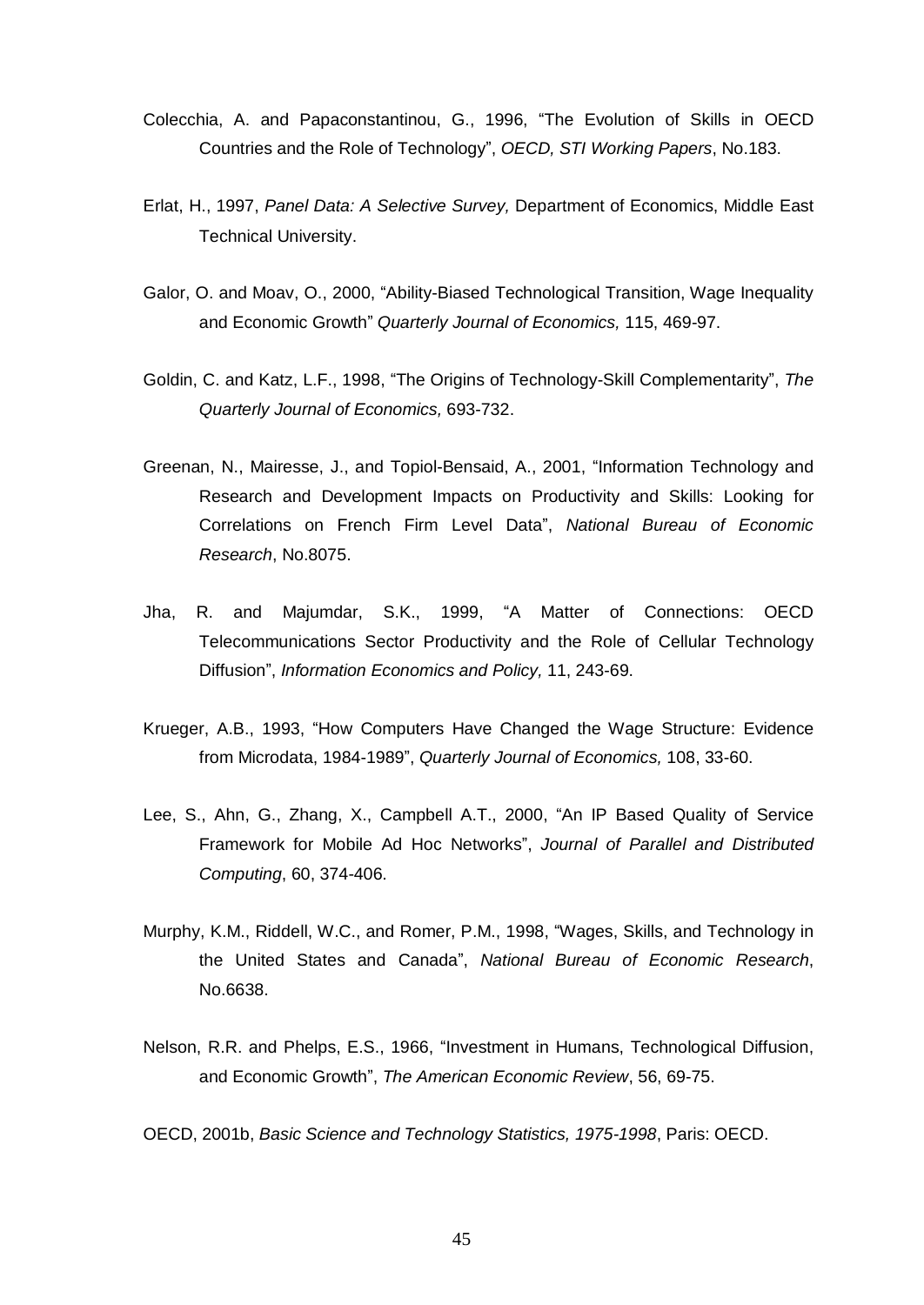Colecchia, A. and Papaconstantinou, G., 1996, "The Evolution of Skills in OECD Countries and the Role of Technology", *OECD, STI Working Papers*, No.183.

Erlat, H., 1997, *Panel Data: A Selective Survey,* Department of Economics, Middle East Technical University.

Galor, O. and Moav, O., 2000, "Ability-Biased Technological Transition, Wage Inequality and Economic Growth" *Quarterly Journal of Economics,* 115, 469-97.

Goldin, C. and Katz, L.F., 1998, "The Origins of Technology-Skill Complementarity", *The Quarterly Journal of Economics,* 693-732.

Greenan, N., Mairesse, J., and Topiol-Bensaid, A., 2001, "Information Technology and Research and Development Impacts on Productivity and Skills: Looking for Correlations on French Firm Level Data", *National Bureau of Economic Research*, No.8075.

Jha, R. and Majumdar, S.K., 1999, "A Matter of Connections: OECD Telecommunications Sector Productivity and the Role of Cellular Technology Diffusion", *Information Economics and Policy,* 11, 243-69.

Krueger, A.B., 1993, "How Computers Have Changed the Wage Structure: Evidence from Microdata, 1984-1989", *Quarterly Journal of Economics,* 108, 33-60.

Lee, S., Ahn, G., Zhang, X., Campbell A.T., 2000, "An IP Based Quality of Service Framework for Mobile Ad Hoc Networks", *Journal of Parallel and Distributed Computing*, 60, 374-406.

Murphy, K.M., Riddell, W.C., and Romer, P.M., 1998, "Wages, Skills, and Technology in the United States and Canada", *National Bureau of Economic Research*, No.6638.

Nelson, R.R. and Phelps, E.S., 1966, "Investment in Humans, Technological Diffusion, and Economic Growth", *The American Economic Review*, 56, 69-75.

OECD, 2001b, *Basic Science and Technology Statistics, 1975-1998*, Paris: OECD.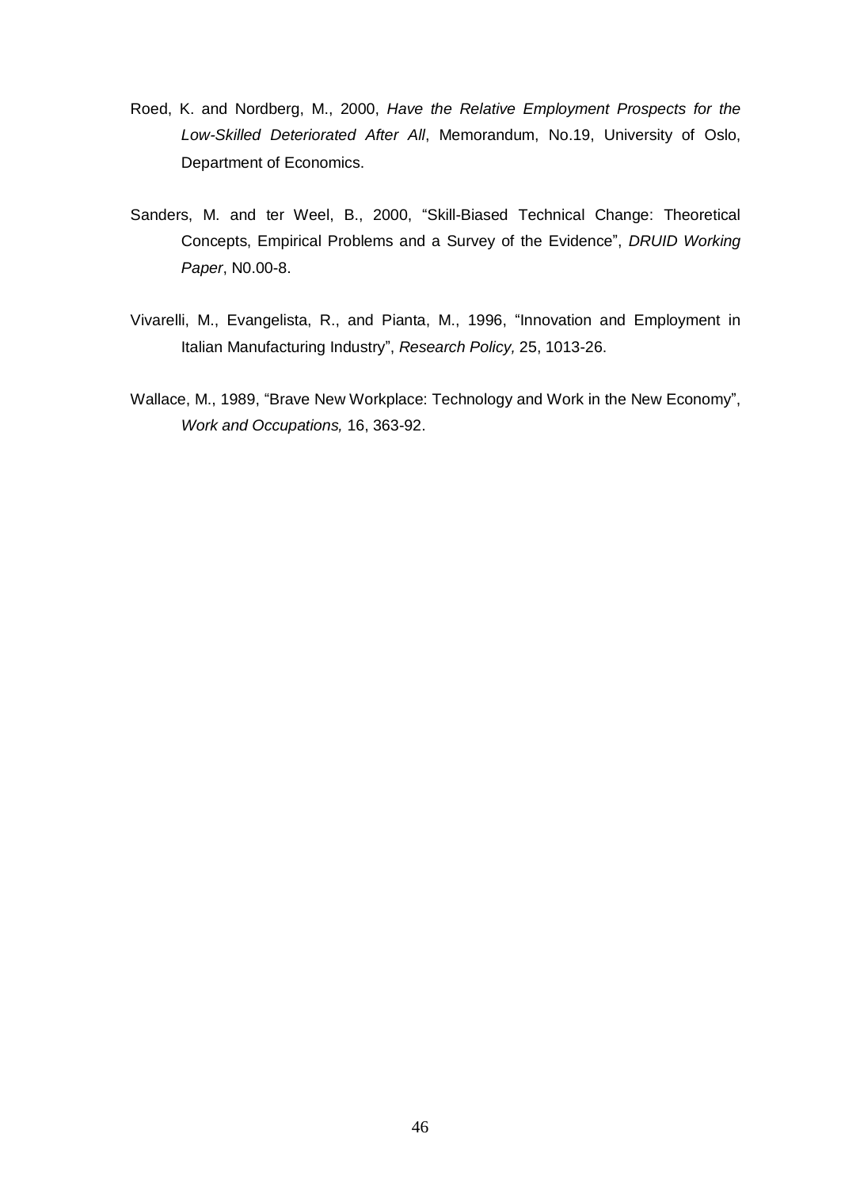Roed, K. and Nordberg, M., 2000, *Have the Relative Employment Prospects for the Low-Skilled Deteriorated After All*, Memorandum, No.19, University of Oslo, Department of Economics.

Sanders, M. and ter Weel, B., 2000, "Skill-Biased Technical Change: Theoretical Concepts, Empirical Problems and a Survey of the Evidence", *DRUID Working Paper*, N0.00-8.

Vivarelli, M., Evangelista, R., and Pianta, M., 1996, "Innovation and Employment in Italian Manufacturing Industry", *Research Policy,* 25, 1013-26.

Wallace, M., 1989, "Brave New Workplace: Technology and Work in the New Economy", *Work and Occupations,* 16, 363-92.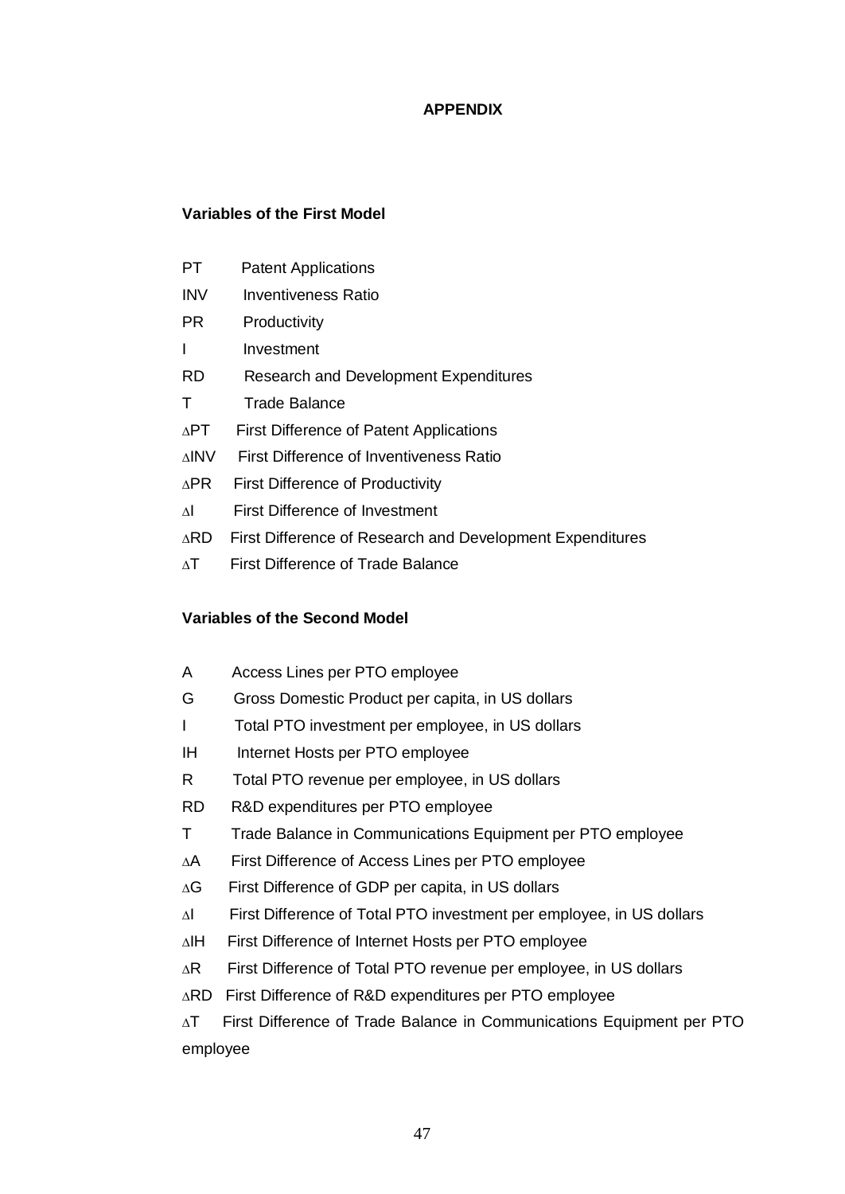# APPENDIX

### Variables of the First Model

PT Patent Applications

INV Inventiveness Ratio

PR Productivity

I Investment

RD Research and Development Expenditures

T Trade Balance

$\Delta$PT First Difference of Patent Applications

$\Delta$INV First Difference of Inventiveness Ratio

$\Delta$PR First Difference of Productivity

$\Delta$I First Difference of Investment

$\Delta$RD First Difference of Research and Development Expenditures

$\Delta$T First Difference of Trade Balance

### Variables of the Second Model

A Access Lines per PTO employee

G Gross Domestic Product per capita, in US dollars

I Total PTO investment per employee, in US dollars

IH Internet Hosts per PTO employee

R Total PTO revenue per employee, in US dollars

RD R&D expenditures per PTO employee

T Trade Balance in Communications Equipment per PTO employee

$\Delta$A First Difference of Access Lines per PTO employee

$\Delta$G First Difference of GDP per capita, in US dollars

$\Delta$I First Difference of Total PTO investment per employee, in US dollars

$\Delta$IH First Difference of Internet Hosts per PTO employee

$\Delta$R First Difference of Total PTO revenue per employee, in US dollars

$\Delta$RD First Difference of R&D expenditures per PTO employee

$\Delta$T First Difference of Trade Balance in Communications Equipment per PTO employee